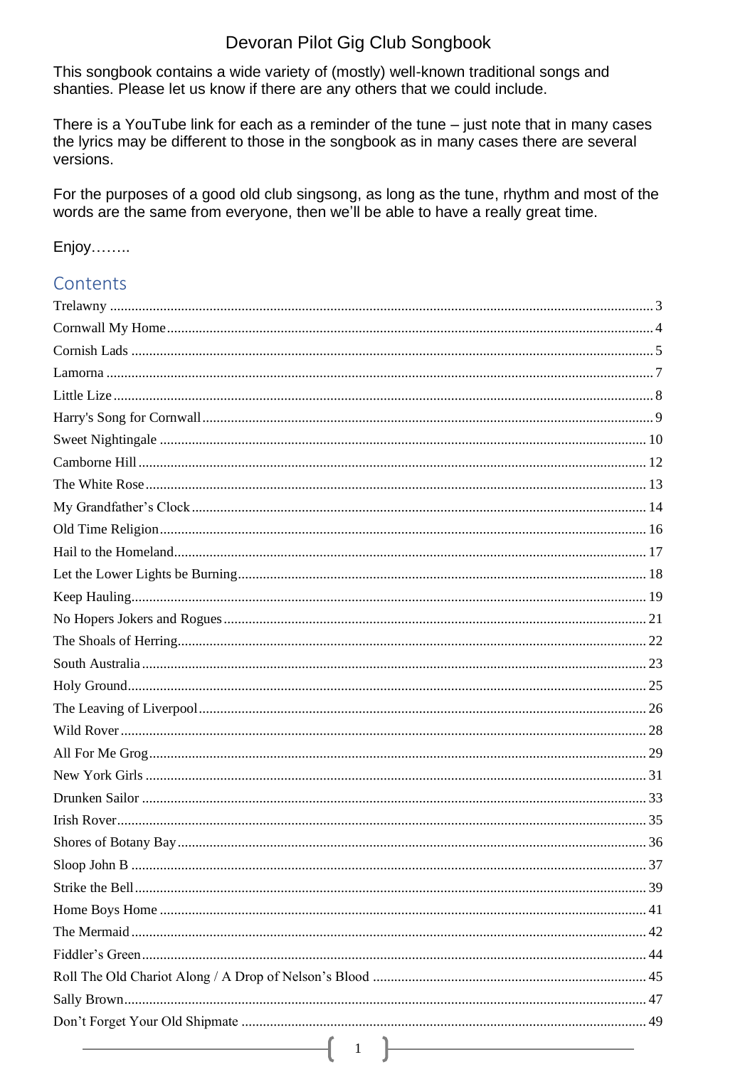# Devoran Pilot Gig Club Songbook

This songbook contains a wide variety of (mostly) well-known traditional songs and shanties. Please let us know if there are any others that we could include.

There is a YouTube link for each as a reminder of the tune – just note that in many cases the lyrics may be different to those in the songbook as in many cases there are several versions.

For the purposes of a good old club singsong, as long as the tune, rhythm and most of the words are the same from everyone, then we'll be able to have a really great time.

Enjoy……..

## Contents

Trelawny .......... 3
Cornwall My Home .......... 4
Cornish Lads .......... 5
Lamorna .......... 7
Little Lize .......... 8
Harry's Song for Cornwall .......... 9
Sweet Nightingale .......... 10
Camborne Hill .......... 12
The White Rose .......... 13
My Grandfather's Clock .......... 14
Old Time Religion .......... 16
Hail to the Homeland .......... 17
Let the Lower Lights be Burning .......... 18
Keep Hauling .......... 19
No Hopers Jokers and Rogues .......... 21
The Shoals of Herring .......... 22
South Australia .......... 23
Holy Ground .......... 25
The Leaving of Liverpool .......... 26
Wild Rover .......... 28
All For Me Grog .......... 29
New York Girls .......... 31
Drunken Sailor .......... 33
Irish Rover .......... 35
Shores of Botany Bay .......... 36
Sloop John B .......... 37
Strike the Bell .......... 39
Home Boys Home .......... 41
The Mermaid .......... 42
Fiddler's Green .......... 44
Roll The Old Chariot Along / A Drop of Nelson's Blood .......... 45
Sally Brown .......... 47
Don't Forget Your Old Shipmate .......... 49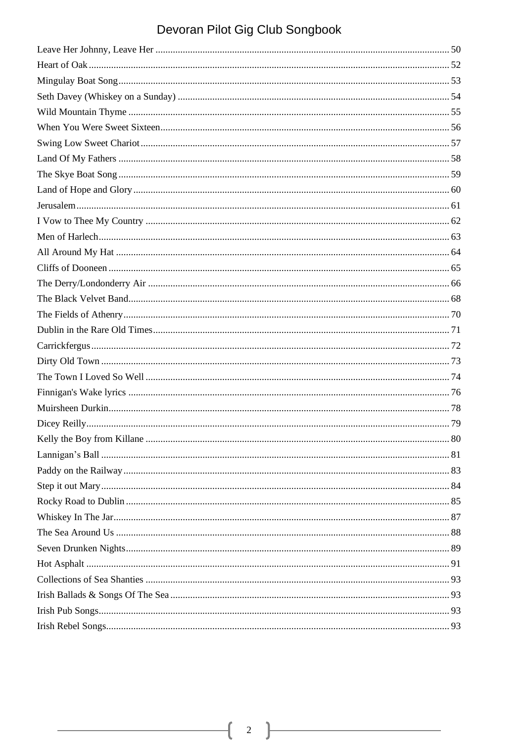Leave Her Johnny, Leave Her ........ 50
Heart of Oak ........ 52
Mingulay Boat Song ........ 53
Seth Davey (Whiskey on a Sunday) ........ 54
Wild Mountain Thyme ........ 55
When You Were Sweet Sixteen ........ 56
Swing Low Sweet Chariot ........ 57
Land Of My Fathers ........ 58
The Skye Boat Song ........ 59
Land of Hope and Glory ........ 60
Jerusalem ........ 61
I Vow to Thee My Country ........ 62
Men of Harlech ........ 63
All Around My Hat ........ 64
Cliffs of Dooneen ........ 65
The Derry/Londonderry Air ........ 66
The Black Velvet Band ........ 68
The Fields of Athenry ........ 70
Dublin in the Rare Old Times ........ 71
Carrickfergus ........ 72
Dirty Old Town ........ 73
The Town I Loved So Well ........ 74
Finnigan's Wake lyrics ........ 76
Muirsheen Durkin ........ 78
Dicey Reilly ........ 79
Kelly the Boy from Killane ........ 80
Lannigan's Ball ........ 81
Paddy on the Railway ........ 83
Step it out Mary ........ 84
Rocky Road to Dublin ........ 85
Whiskey In The Jar ........ 87
The Sea Around Us ........ 88
Seven Drunken Nights ........ 89
Hot Asphalt ........ 91
Collections of Sea Shanties ........ 93
Irish Ballads & Songs Of The Sea ........ 93
Irish Pub Songs ........ 93
Irish Rebel Songs ........ 93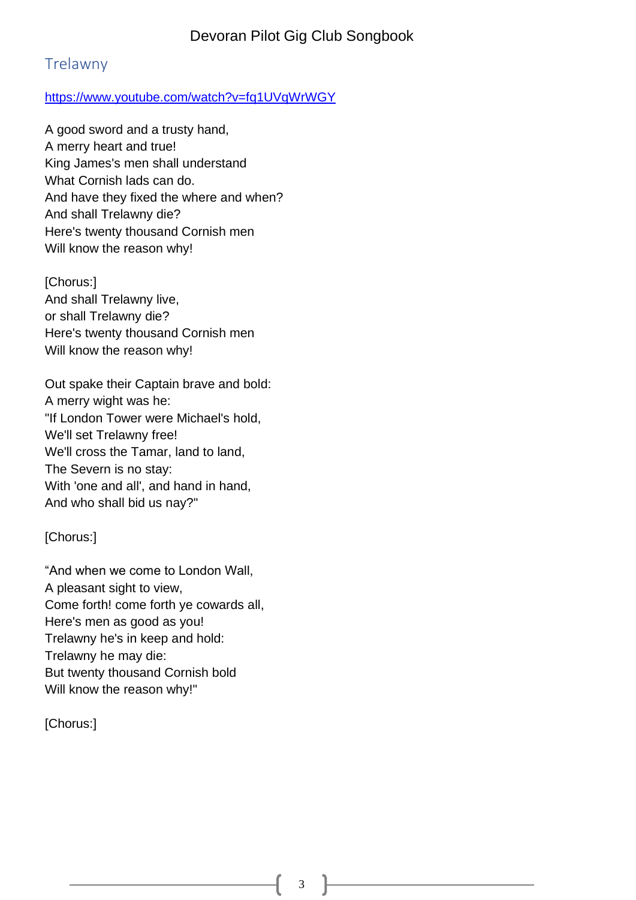## Trelawny

https://www.youtube.com/watch?v=fq1UVqWrWGY

A good sword and a trusty hand,
A merry heart and true!
King James's men shall understand
What Cornish lads can do.
And have they fixed the where and when?
And shall Trelawny die?
Here's twenty thousand Cornish men
Will know the reason why!

[Chorus:]
And shall Trelawny live,
or shall Trelawny die?
Here's twenty thousand Cornish men
Will know the reason why!

Out spake their Captain brave and bold:
A merry wight was he:
"If London Tower were Michael's hold,
We'll set Trelawny free!
We'll cross the Tamar, land to land,
The Severn is no stay:
With 'one and all', and hand in hand,
And who shall bid us nay?"

[Chorus:]

"And when we come to London Wall,
A pleasant sight to view,
Come forth! come forth ye cowards all,
Here's men as good as you!
Trelawny he's in keep and hold:
Trelawny he may die:
But twenty thousand Cornish bold
Will know the reason why!"

[Chorus:]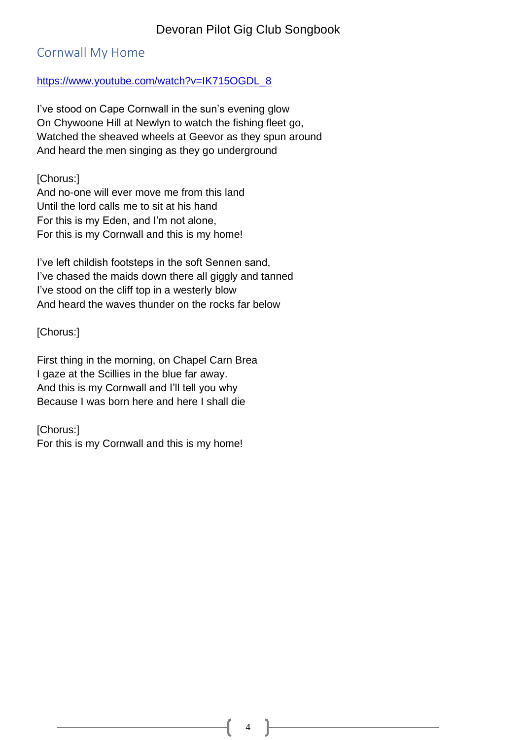## Cornwall My Home

https://www.youtube.com/watch?v=IK715OGDL_8

I've stood on Cape Cornwall in the sun's evening glow
On Chywoone Hill at Newlyn to watch the fishing fleet go,
Watched the sheaved wheels at Geevor as they spun around
And heard the men singing as they go underground

[Chorus:]
And no-one will ever move me from this land
Until the lord calls me to sit at his hand
For this is my Eden, and I'm not alone,
For this is my Cornwall and this is my home!

I've left childish footsteps in the soft Sennen sand,
I've chased the maids down there all giggly and tanned
I've stood on the cliff top in a westerly blow
And heard the waves thunder on the rocks far below

[Chorus:]

First thing in the morning, on Chapel Carn Brea
I gaze at the Scillies in the blue far away.
And this is my Cornwall and I'll tell you why
Because I was born here and here I shall die

[Chorus:]
For this is my Cornwall and this is my home!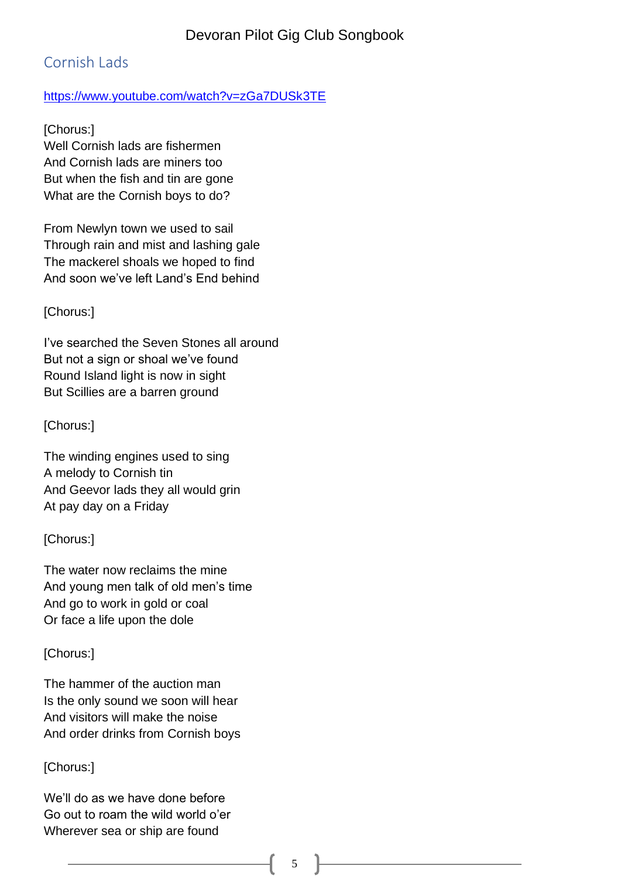## Cornish Lads

https://www.youtube.com/watch?v=zGa7DUSk3TE

[Chorus:]
Well Cornish lads are fishermen
And Cornish lads are miners too
But when the fish and tin are gone
What are the Cornish boys to do?

From Newlyn town we used to sail
Through rain and mist and lashing gale
The mackerel shoals we hoped to find
And soon we've left Land's End behind

[Chorus:]

I've searched the Seven Stones all around
But not a sign or shoal we've found
Round Island light is now in sight
But Scillies are a barren ground

[Chorus:]

The winding engines used to sing
A melody to Cornish tin
And Geevor lads they all would grin
At pay day on a Friday

[Chorus:]

The water now reclaims the mine
And young men talk of old men's time
And go to work in gold or coal
Or face a life upon the dole

[Chorus:]

The hammer of the auction man
Is the only sound we soon will hear
And visitors will make the noise
And order drinks from Cornish boys

[Chorus:]

We'll do as we have done before
Go out to roam the wild world o'er
Wherever sea or ship are found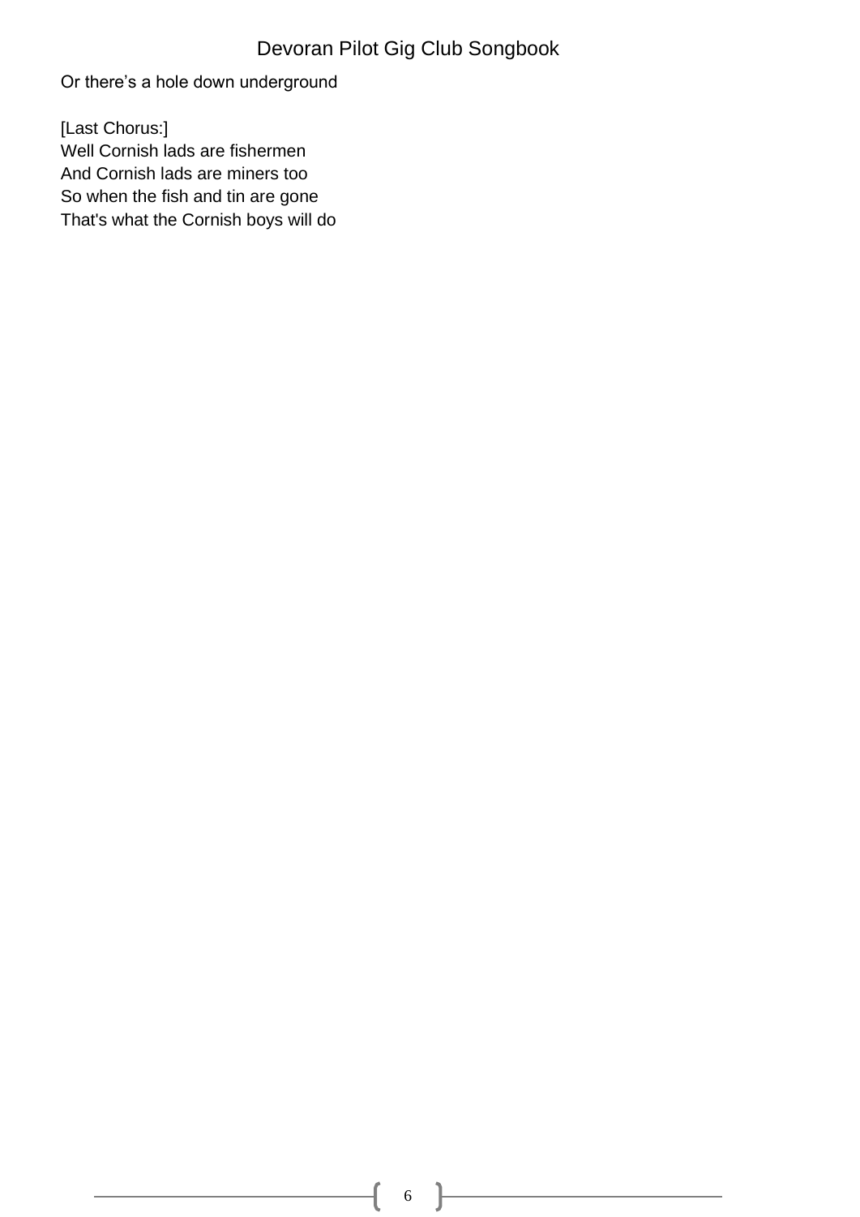Or there’s a hole down underground

[Last Chorus:]
Well Cornish lads are fishermen
And Cornish lads are miners too
So when the fish and tin are gone
That's what the Cornish boys will do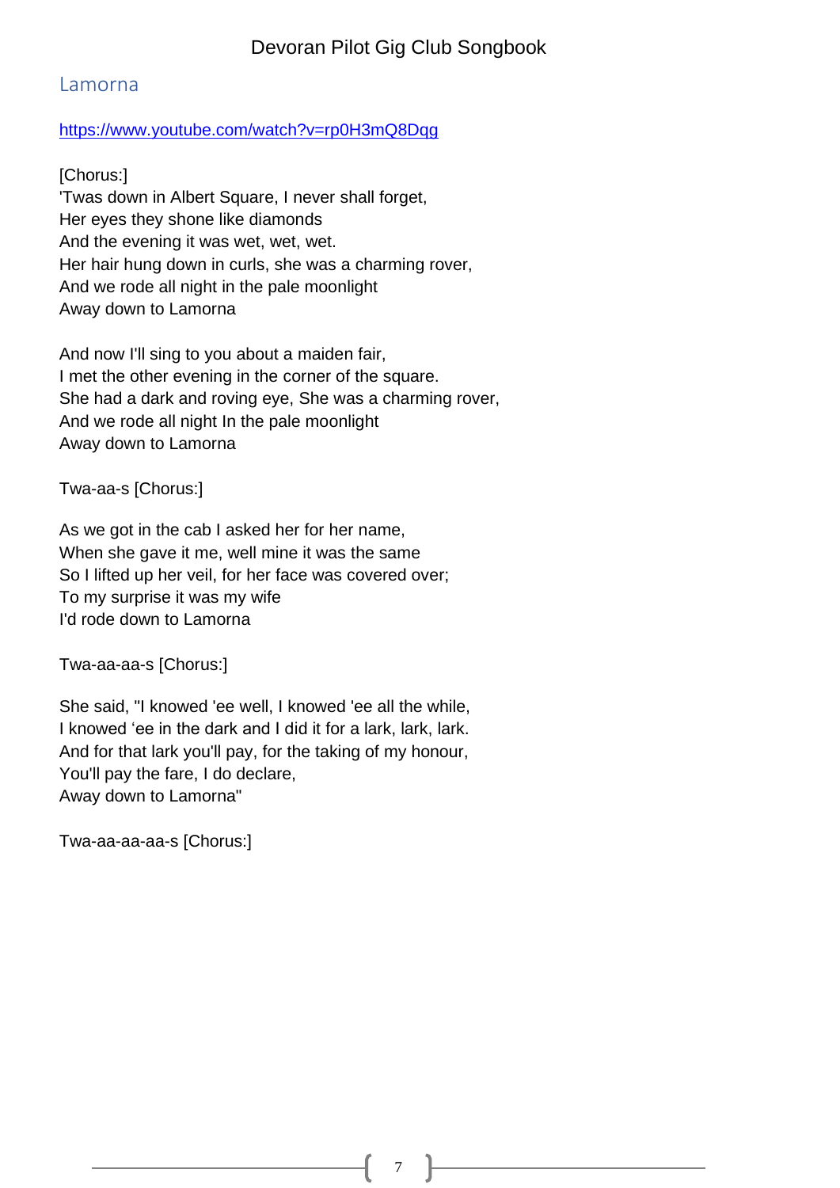## Lamorna

https://www.youtube.com/watch?v=rp0H3mQ8Dqg

[Chorus:]
'Twas down in Albert Square, I never shall forget,
Her eyes they shone like diamonds
And the evening it was wet, wet, wet.
Her hair hung down in curls, she was a charming rover,
And we rode all night in the pale moonlight
Away down to Lamorna

And now I'll sing to you about a maiden fair,
I met the other evening in the corner of the square.
She had a dark and roving eye, She was a charming rover,
And we rode all night In the pale moonlight
Away down to Lamorna

Twa-aa-s [Chorus:]

As we got in the cab I asked her for her name,
When she gave it me, well mine it was the same
So I lifted up her veil, for her face was covered over;
To my surprise it was my wife
I'd rode down to Lamorna

Twa-aa-aa-s [Chorus:]

She said, "I knowed 'ee well, I knowed 'ee all the while,
I knowed 'ee in the dark and I did it for a lark, lark, lark.
And for that lark you'll pay, for the taking of my honour,
You'll pay the fare, I do declare,
Away down to Lamorna"

Twa-aa-aa-aa-s [Chorus:]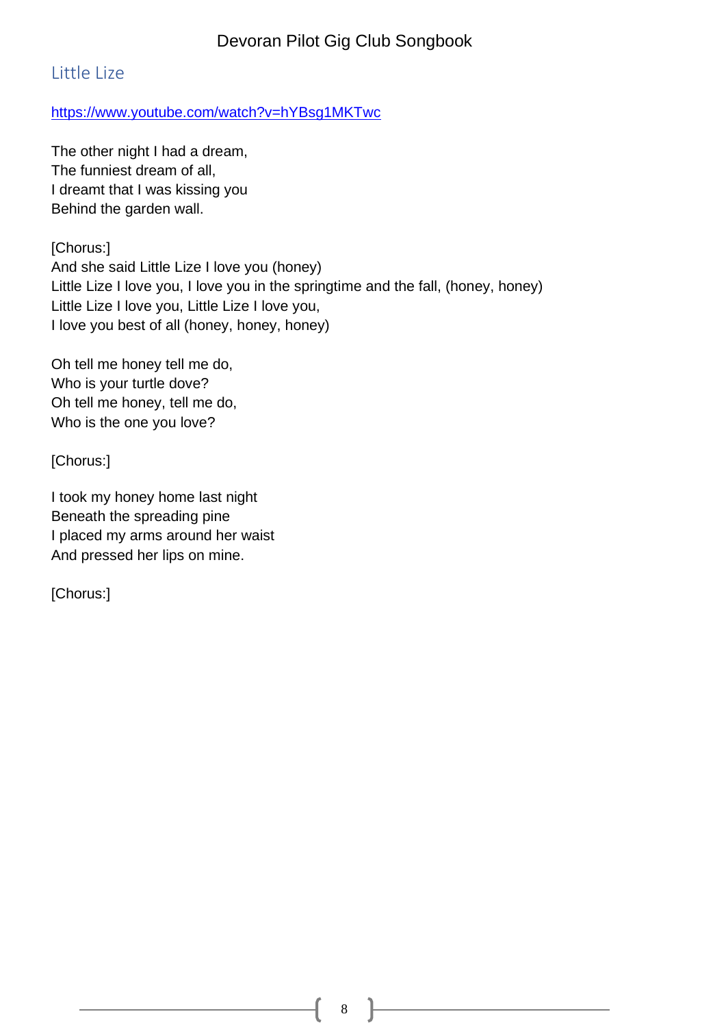## Little Lize

https://www.youtube.com/watch?v=hYBsg1MKTwc

The other night I had a dream,
The funniest dream of all,
I dreamt that I was kissing you
Behind the garden wall.

[Chorus:]
And she said Little Lize I love you (honey)
Little Lize I love you, I love you in the springtime and the fall, (honey, honey)
Little Lize I love you, Little Lize I love you,
I love you best of all (honey, honey, honey)

Oh tell me honey tell me do,
Who is your turtle dove?
Oh tell me honey, tell me do,
Who is the one you love?

[Chorus:]

I took my honey home last night
Beneath the spreading pine
I placed my arms around her waist
And pressed her lips on mine.

[Chorus:]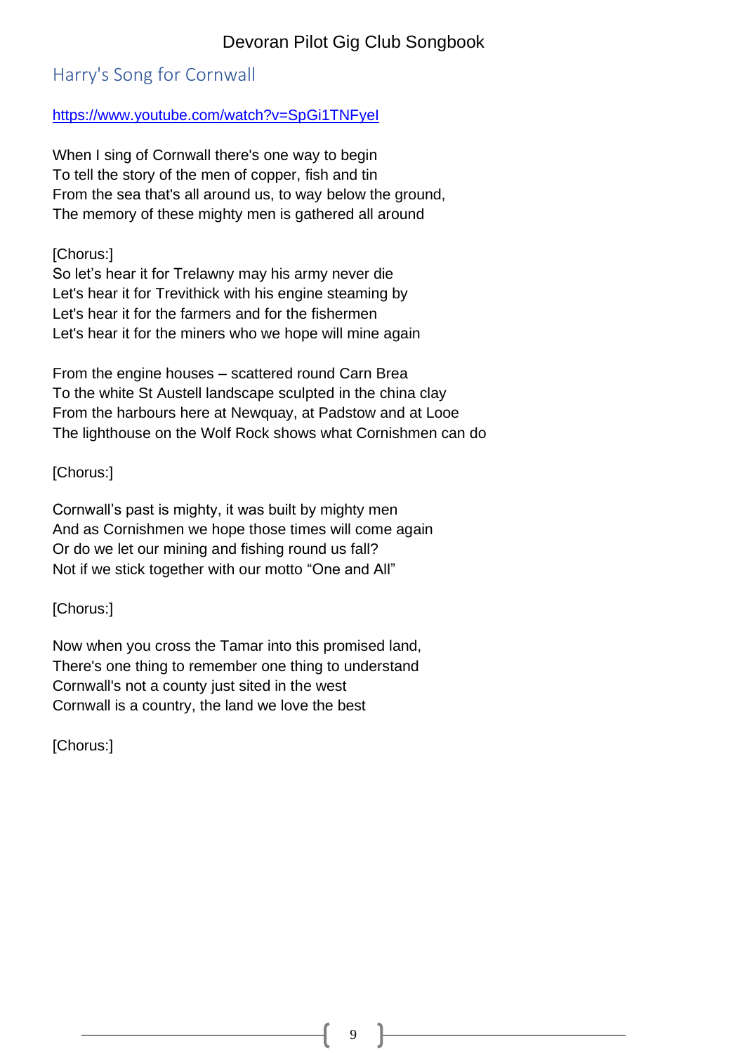## Harry's Song for Cornwall

https://www.youtube.com/watch?v=SpGi1TNFyeI

When I sing of Cornwall there's one way to begin
To tell the story of the men of copper, fish and tin
From the sea that's all around us, to way below the ground,
The memory of these mighty men is gathered all around

[Chorus:]
So let's hear it for Trelawny may his army never die
Let's hear it for Trevithick with his engine steaming by
Let's hear it for the farmers and for the fishermen
Let's hear it for the miners who we hope will mine again

From the engine houses – scattered round Carn Brea
To the white St Austell landscape sculpted in the china clay
From the harbours here at Newquay, at Padstow and at Looe
The lighthouse on the Wolf Rock shows what Cornishmen can do

[Chorus:]

Cornwall's past is mighty, it was built by mighty men
And as Cornishmen we hope those times will come again
Or do we let our mining and fishing round us fall?
Not if we stick together with our motto "One and All"

[Chorus:]

Now when you cross the Tamar into this promised land,
There's one thing to remember one thing to understand
Cornwall's not a county just sited in the west
Cornwall is a country, the land we love the best

[Chorus:]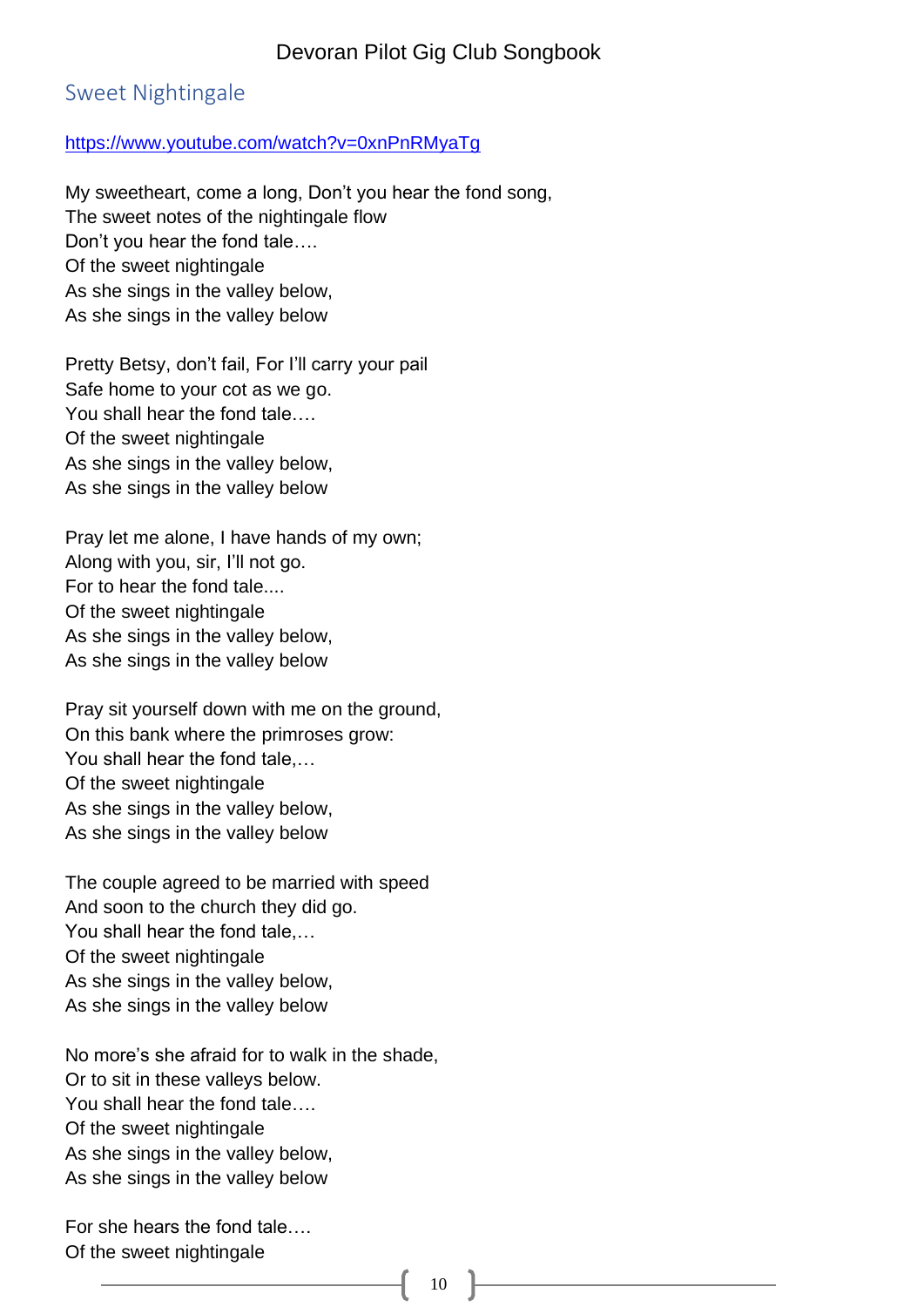## Sweet Nightingale

https://www.youtube.com/watch?v=0xnPnRMyaTg

My sweetheart, come a long, Don't you hear the fond song,  
The sweet notes of the nightingale flow  
Don't you hear the fond tale….  
Of the sweet nightingale  
As she sings in the valley below,  
As she sings in the valley below

Pretty Betsy, don't fail, For I'll carry your pail  
Safe home to your cot as we go.  
You shall hear the fond tale….  
Of the sweet nightingale  
As she sings in the valley below,  
As she sings in the valley below

Pray let me alone, I have hands of my own;  
Along with you, sir, I'll not go.  
For to hear the fond tale....  
Of the sweet nightingale  
As she sings in the valley below,  
As she sings in the valley below

Pray sit yourself down with me on the ground,  
On this bank where the primroses grow:  
You shall hear the fond tale,…  
Of the sweet nightingale  
As she sings in the valley below,  
As she sings in the valley below

The couple agreed to be married with speed  
And soon to the church they did go.  
You shall hear the fond tale,…  
Of the sweet nightingale  
As she sings in the valley below,  
As she sings in the valley below

No more's she afraid for to walk in the shade,  
Or to sit in these valleys below.  
You shall hear the fond tale….  
Of the sweet nightingale  
As she sings in the valley below,  
As she sings in the valley below

For she hears the fond tale….  
Of the sweet nightingale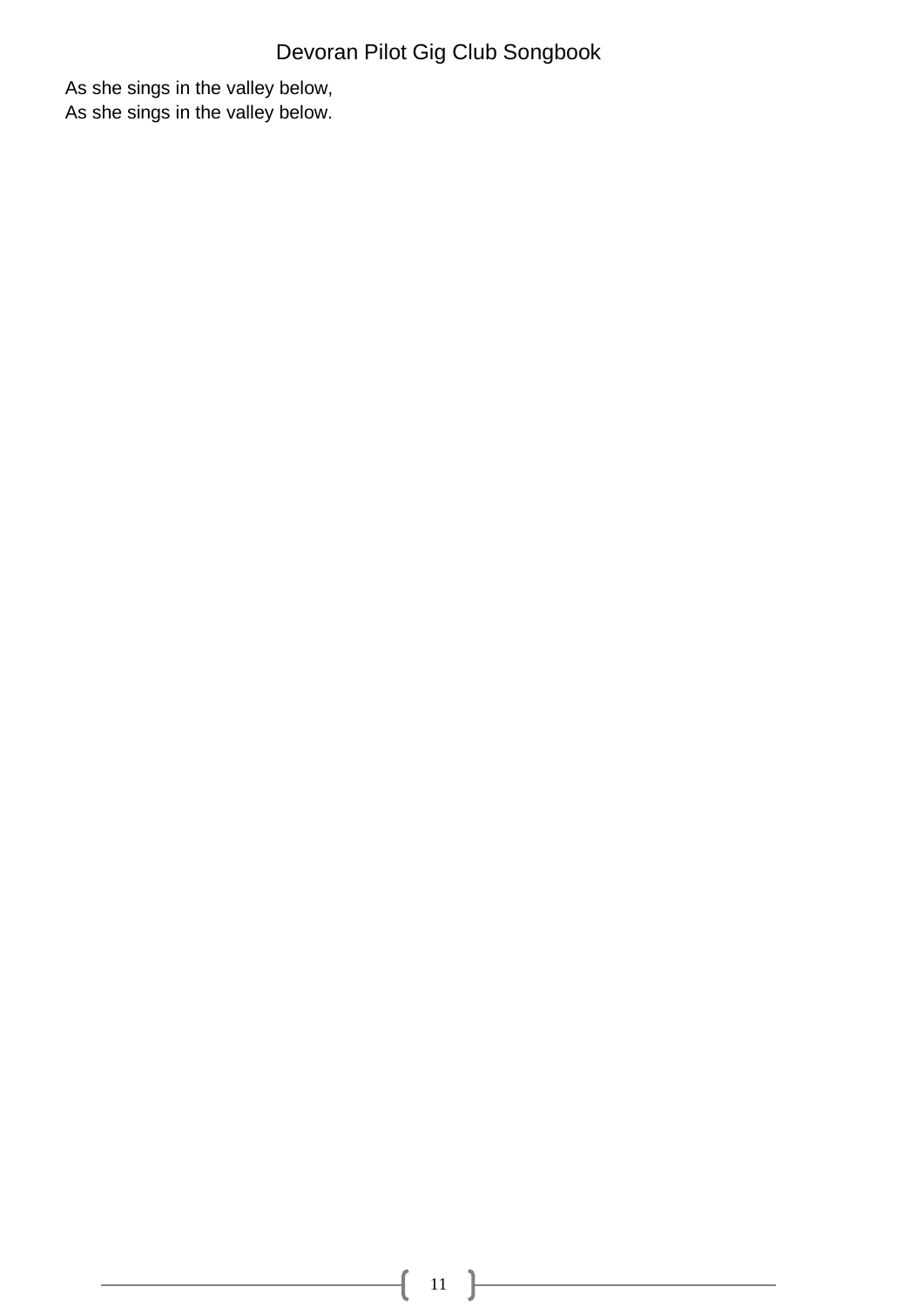As she sings in the valley below,
As she sings in the valley below.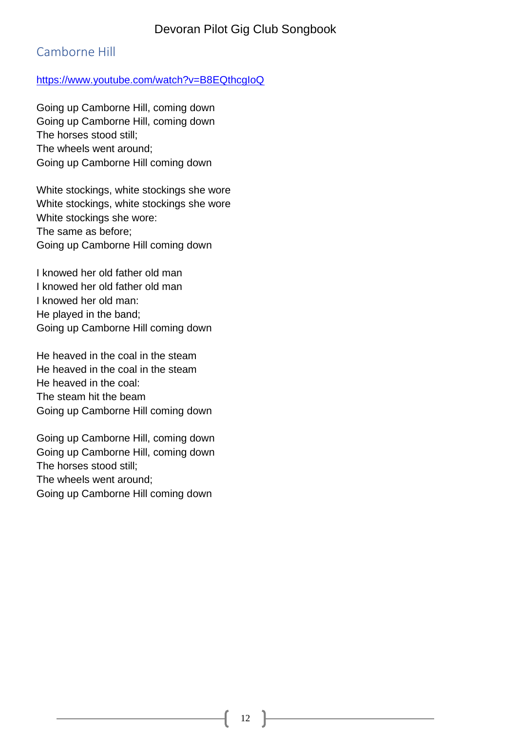## Camborne Hill

https://www.youtube.com/watch?v=B8EQthcgIoQ

Going up Camborne Hill, coming down  
Going up Camborne Hill, coming down  
The horses stood still;  
The wheels went around;  
Going up Camborne Hill coming down

White stockings, white stockings she wore  
White stockings, white stockings she wore  
White stockings she wore:  
The same as before;  
Going up Camborne Hill coming down

I knowed her old father old man  
I knowed her old father old man  
I knowed her old man:  
He played in the band;  
Going up Camborne Hill coming down

He heaved in the coal in the steam  
He heaved in the coal in the steam  
He heaved in the coal:  
The steam hit the beam  
Going up Camborne Hill coming down

Going up Camborne Hill, coming down  
Going up Camborne Hill, coming down  
The horses stood still;  
The wheels went around;  
Going up Camborne Hill coming down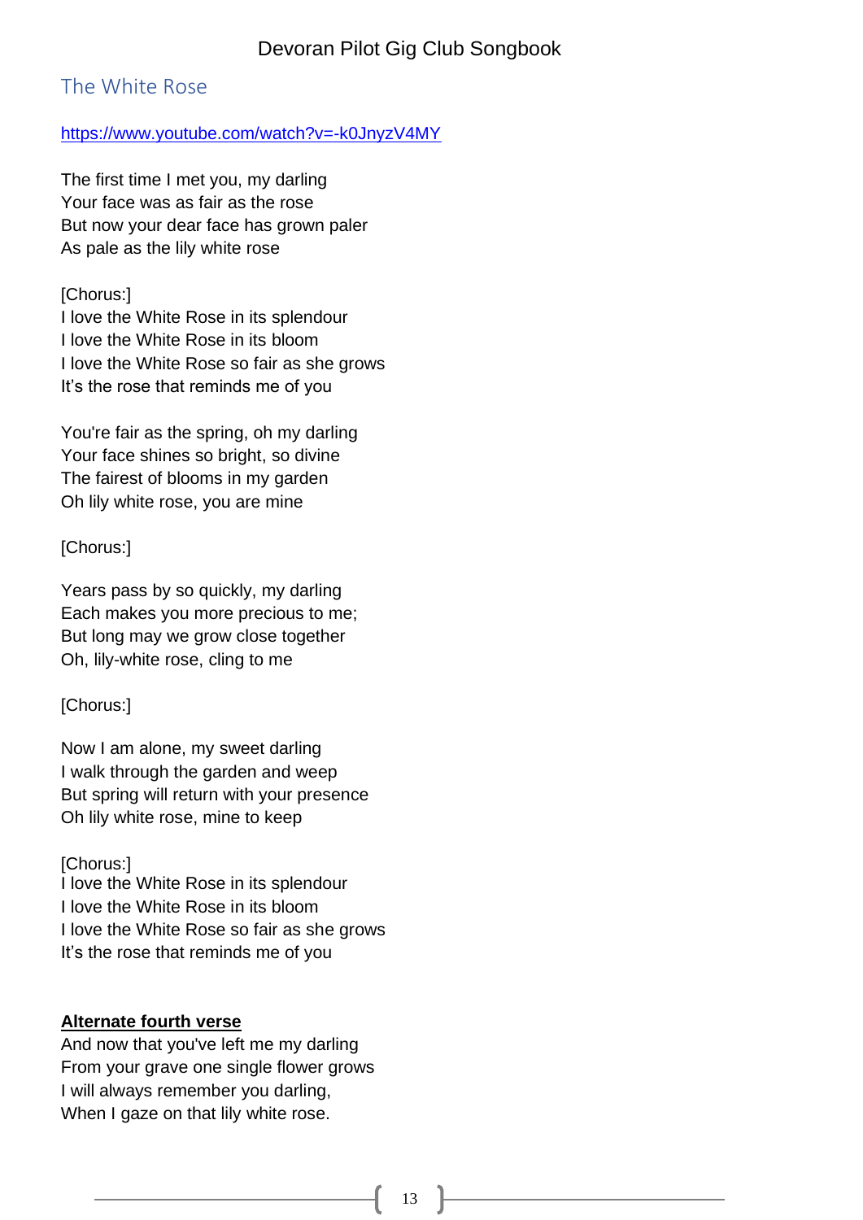## The White Rose

https://www.youtube.com/watch?v=-k0JnyzV4MY

The first time I met you, my darling
Your face was as fair as the rose
But now your dear face has grown paler
As pale as the lily white rose

[Chorus:]
I love the White Rose in its splendour
I love the White Rose in its bloom
I love the White Rose so fair as she grows
It's the rose that reminds me of you

You're fair as the spring, oh my darling
Your face shines so bright, so divine
The fairest of blooms in my garden
Oh lily white rose, you are mine

[Chorus:]

Years pass by so quickly, my darling
Each makes you more precious to me;
But long may we grow close together
Oh, lily-white rose, cling to me

[Chorus:]

Now I am alone, my sweet darling
I walk through the garden and weep
But spring will return with your presence
Oh lily white rose, mine to keep

[Chorus:]
I love the White Rose in its splendour
I love the White Rose in its bloom
I love the White Rose so fair as she grows
It's the rose that reminds me of you

**Alternate fourth verse**
And now that you've left me my darling
From your grave one single flower grows
I will always remember you darling,
When I gaze on that lily white rose.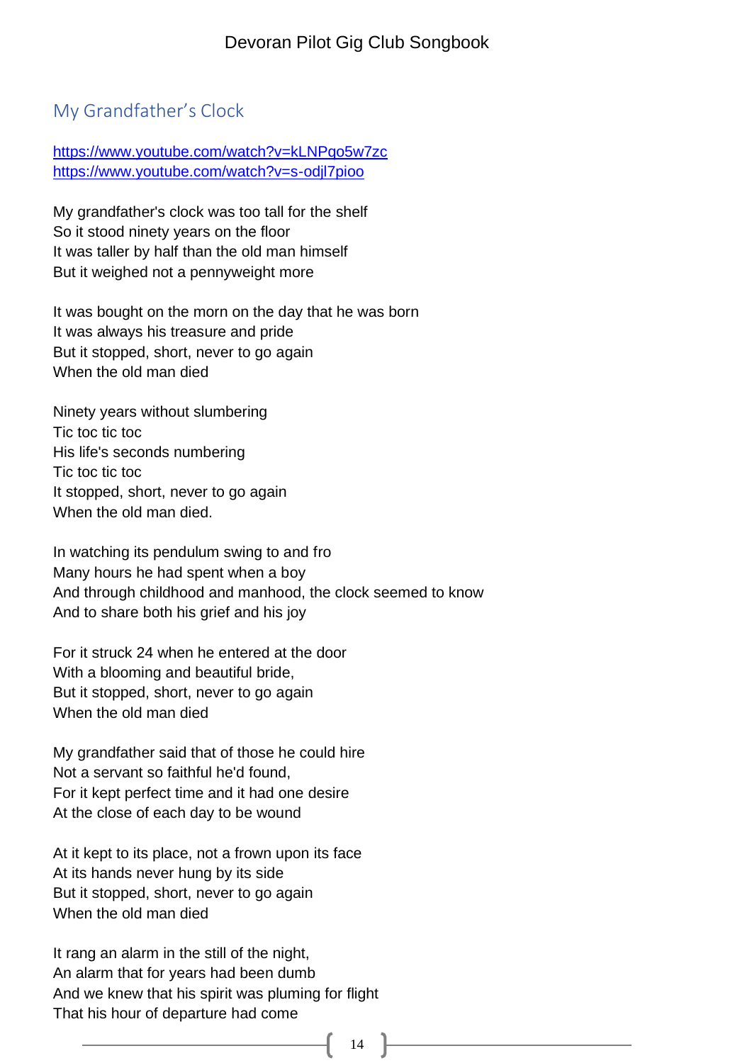## My Grandfather's Clock

https://www.youtube.com/watch?v=kLNPqo5w7zc
https://www.youtube.com/watch?v=s-odjl7pioo

My grandfather's clock was too tall for the shelf
So it stood ninety years on the floor
It was taller by half than the old man himself
But it weighed not a pennyweight more

It was bought on the morn on the day that he was born
It was always his treasure and pride
But it stopped, short, never to go again
When the old man died

Ninety years without slumbering
Tic toc tic toc
His life's seconds numbering
Tic toc tic toc
It stopped, short, never to go again
When the old man died.

In watching its pendulum swing to and fro
Many hours he had spent when a boy
And through childhood and manhood, the clock seemed to know
And to share both his grief and his joy

For it struck 24 when he entered at the door
With a blooming and beautiful bride,
But it stopped, short, never to go again
When the old man died

My grandfather said that of those he could hire
Not a servant so faithful he'd found,
For it kept perfect time and it had one desire
At the close of each day to be wound

At it kept to its place, not a frown upon its face
At its hands never hung by its side
But it stopped, short, never to go again
When the old man died

It rang an alarm in the still of the night,
An alarm that for years had been dumb
And we knew that his spirit was pluming for flight
That his hour of departure had come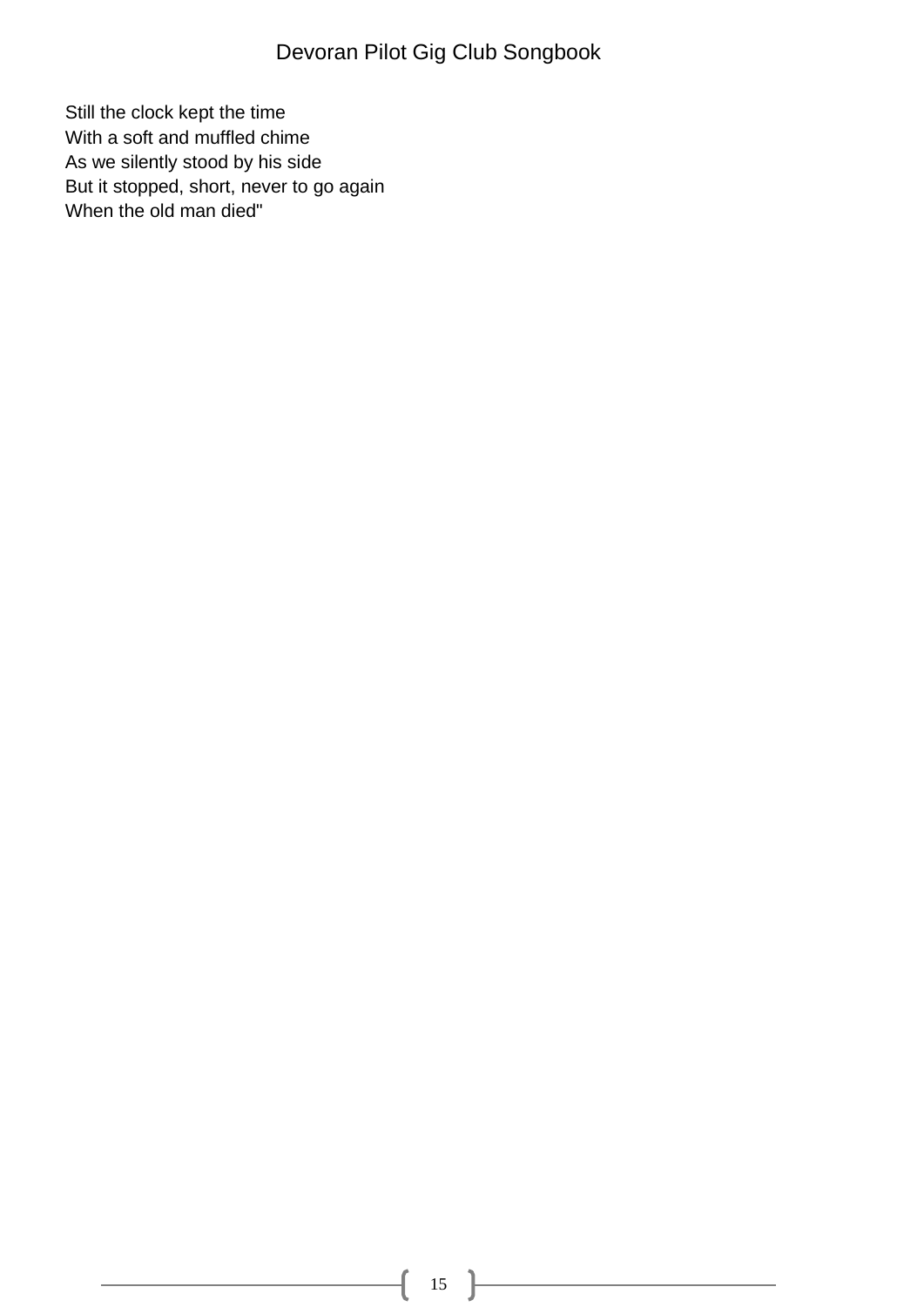Still the clock kept the time
With a soft and muffled chime
As we silently stood by his side
But it stopped, short, never to go again
When the old man died"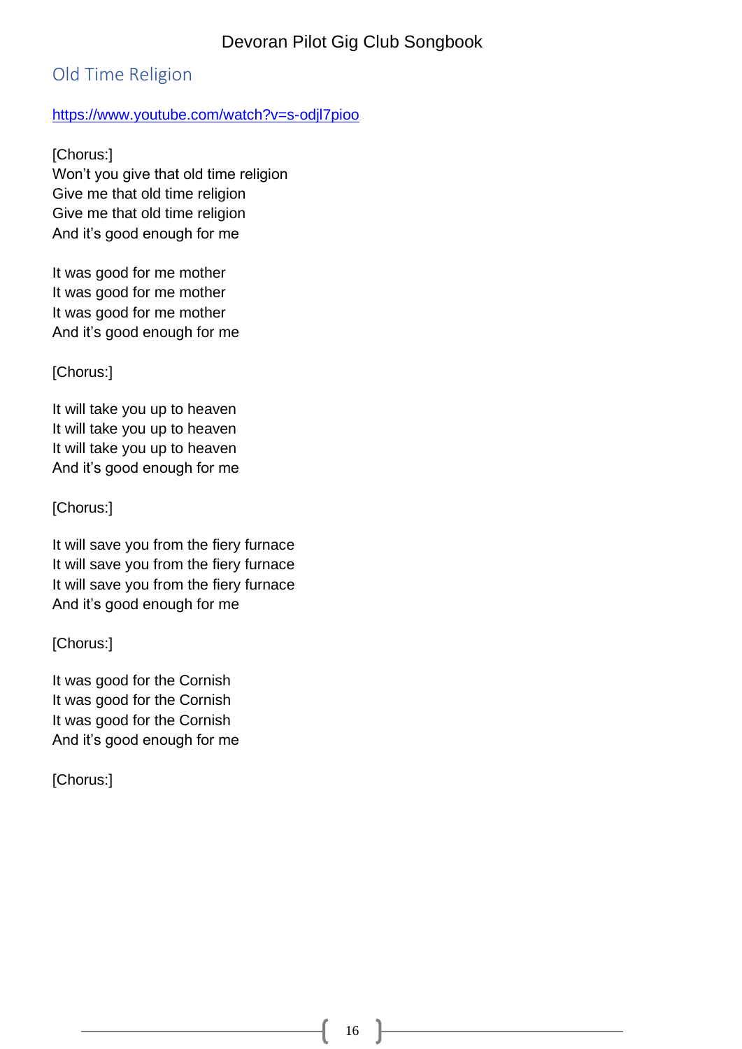## Old Time Religion

https://www.youtube.com/watch?v=s-odjl7pioo

[Chorus:]
Won't you give that old time religion
Give me that old time religion
Give me that old time religion
And it's good enough for me

It was good for me mother
It was good for me mother
It was good for me mother
And it's good enough for me

[Chorus:]

It will take you up to heaven
It will take you up to heaven
It will take you up to heaven
And it's good enough for me

[Chorus:]

It will save you from the fiery furnace
It will save you from the fiery furnace
It will save you from the fiery furnace
And it's good enough for me

[Chorus:]

It was good for the Cornish
It was good for the Cornish
It was good for the Cornish
And it's good enough for me

[Chorus:]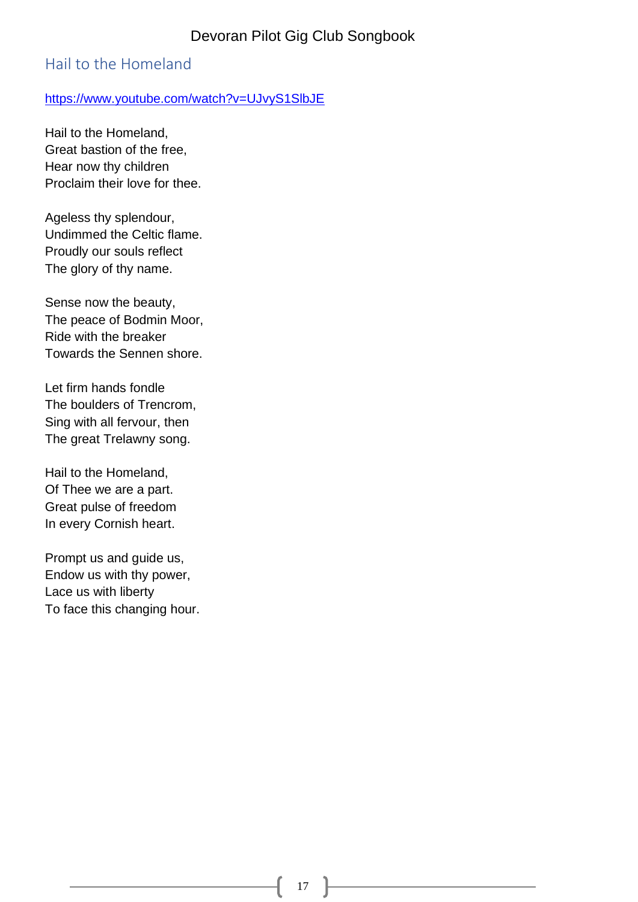## Hail to the Homeland

https://www.youtube.com/watch?v=UJvyS1SlbJE

Hail to the Homeland,
Great bastion of the free,
Hear now thy children
Proclaim their love for thee.

Ageless thy splendour,
Undimmed the Celtic flame.
Proudly our souls reflect
The glory of thy name.

Sense now the beauty,
The peace of Bodmin Moor,
Ride with the breaker
Towards the Sennen shore.

Let firm hands fondle
The boulders of Trencrom,
Sing with all fervour, then
The great Trelawny song.

Hail to the Homeland,
Of Thee we are a part.
Great pulse of freedom
In every Cornish heart.

Prompt us and guide us,
Endow us with thy power,
Lace us with liberty
To face this changing hour.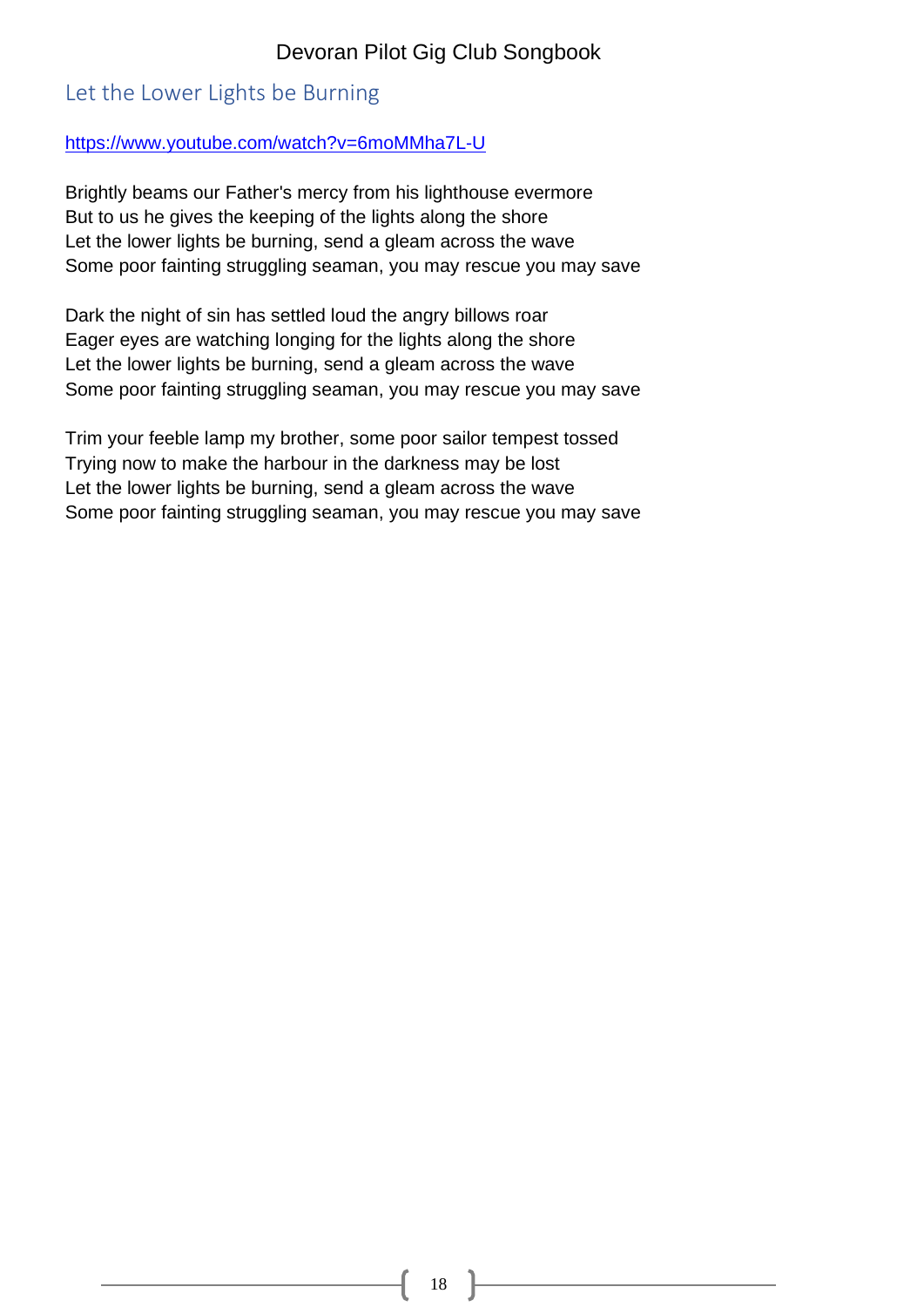## Let the Lower Lights be Burning

https://www.youtube.com/watch?v=6moMMha7L-U

Brightly beams our Father's mercy from his lighthouse evermore
But to us he gives the keeping of the lights along the shore
Let the lower lights be burning, send a gleam across the wave
Some poor fainting struggling seaman, you may rescue you may save

Dark the night of sin has settled loud the angry billows roar
Eager eyes are watching longing for the lights along the shore
Let the lower lights be burning, send a gleam across the wave
Some poor fainting struggling seaman, you may rescue you may save

Trim your feeble lamp my brother, some poor sailor tempest tossed
Trying now to make the harbour in the darkness may be lost
Let the lower lights be burning, send a gleam across the wave
Some poor fainting struggling seaman, you may rescue you may save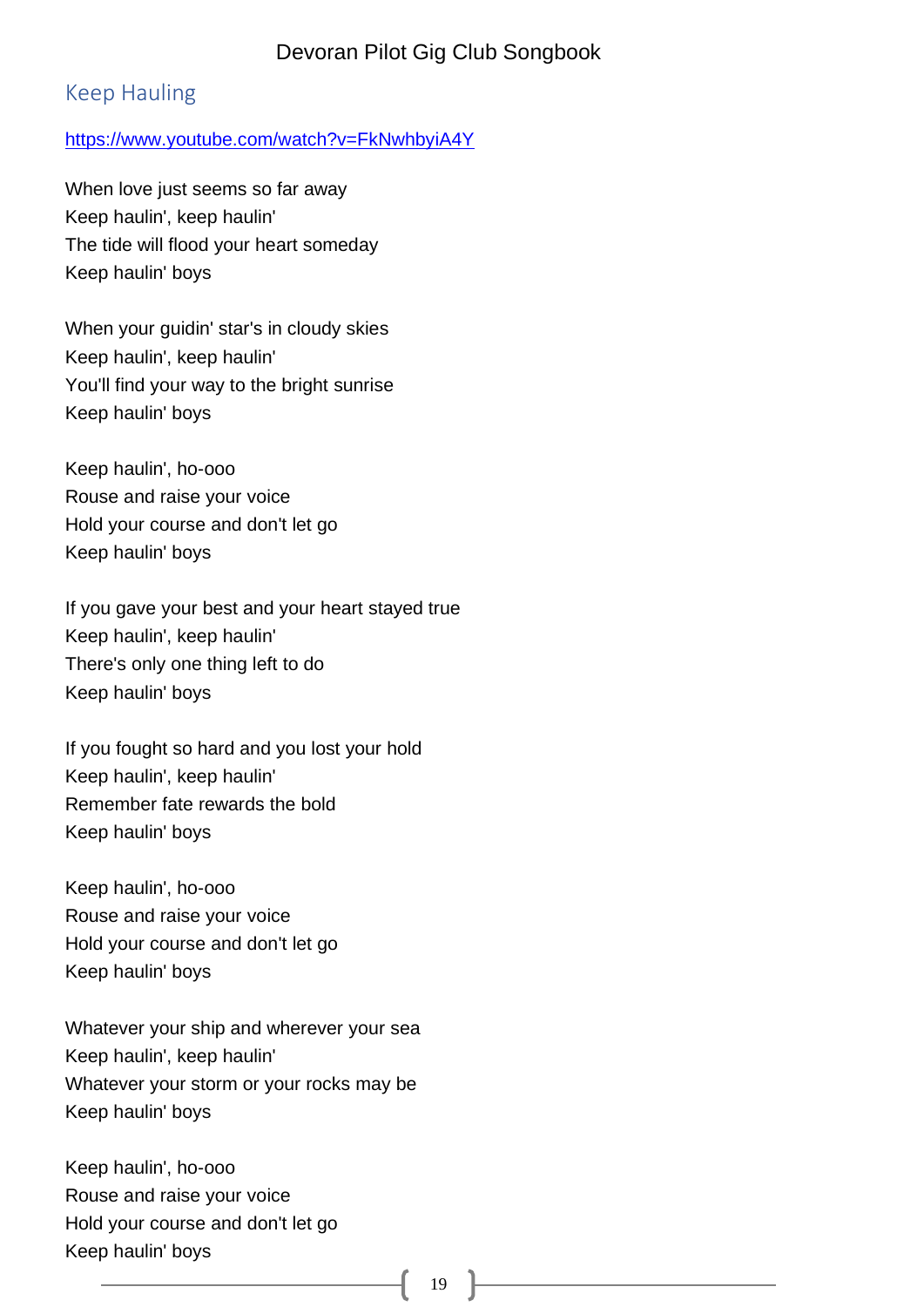## Keep Hauling

https://www.youtube.com/watch?v=FkNwhbyiA4Y

When love just seems so far away
Keep haulin', keep haulin'
The tide will flood your heart someday
Keep haulin' boys

When your guidin' star's in cloudy skies
Keep haulin', keep haulin'
You'll find your way to the bright sunrise
Keep haulin' boys

Keep haulin', ho-ooo
Rouse and raise your voice
Hold your course and don't let go
Keep haulin' boys

If you gave your best and your heart stayed true
Keep haulin', keep haulin'
There's only one thing left to do
Keep haulin' boys

If you fought so hard and you lost your hold
Keep haulin', keep haulin'
Remember fate rewards the bold
Keep haulin' boys

Keep haulin', ho-ooo
Rouse and raise your voice
Hold your course and don't let go
Keep haulin' boys

Whatever your ship and wherever your sea
Keep haulin', keep haulin'
Whatever your storm or your rocks may be
Keep haulin' boys

Keep haulin', ho-ooo
Rouse and raise your voice
Hold your course and don't let go
Keep haulin' boys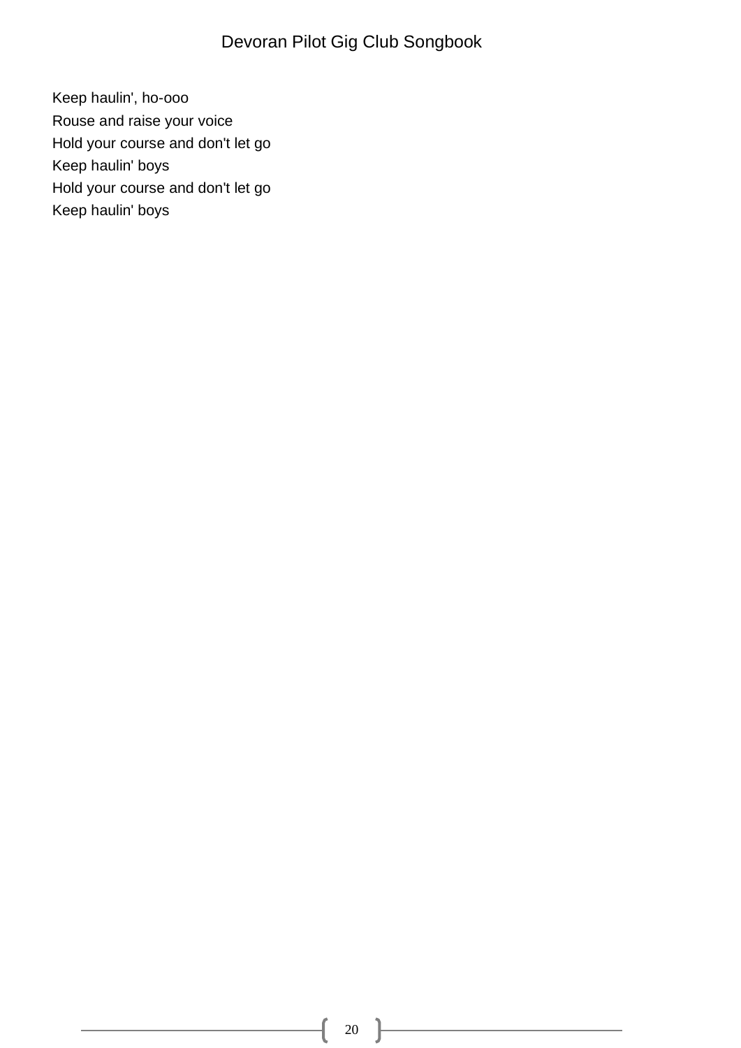Keep haulin', ho-ooo
Rouse and raise your voice
Hold your course and don't let go
Keep haulin' boys
Hold your course and don't let go
Keep haulin' boys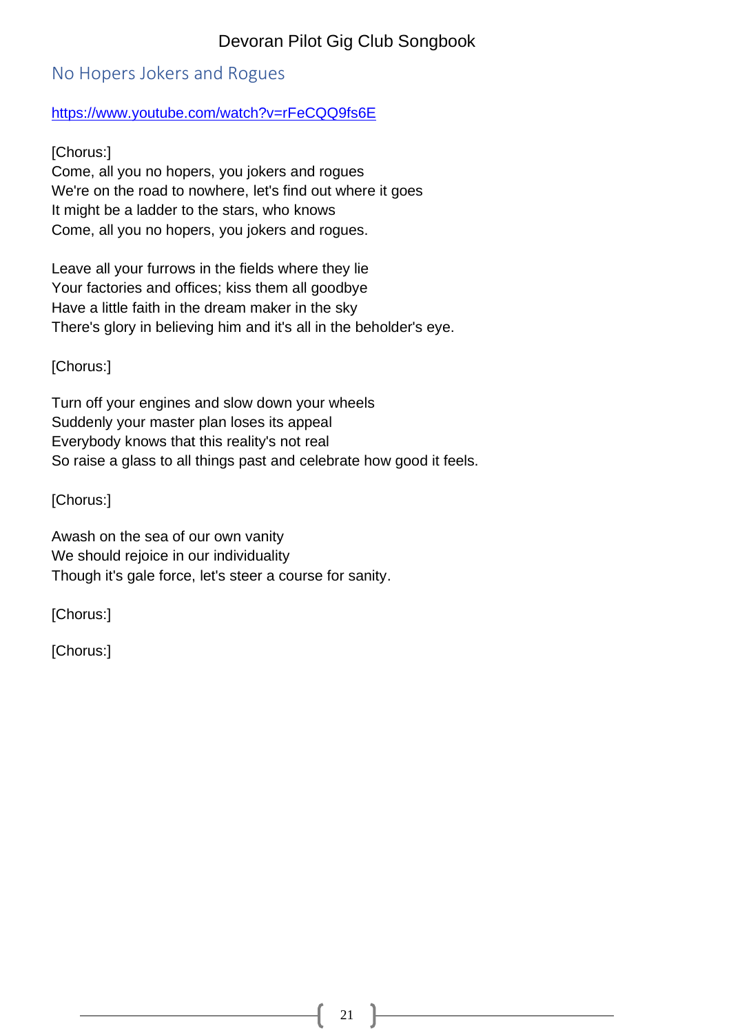## No Hopers Jokers and Rogues

https://www.youtube.com/watch?v=rFeCQQ9fs6E

[Chorus:]
Come, all you no hopers, you jokers and rogues
We're on the road to nowhere, let's find out where it goes
It might be a ladder to the stars, who knows
Come, all you no hopers, you jokers and rogues.

Leave all your furrows in the fields where they lie
Your factories and offices; kiss them all goodbye
Have a little faith in the dream maker in the sky
There's glory in believing him and it's all in the beholder's eye.

[Chorus:]

Turn off your engines and slow down your wheels
Suddenly your master plan loses its appeal
Everybody knows that this reality's not real
So raise a glass to all things past and celebrate how good it feels.

[Chorus:]

Awash on the sea of our own vanity
We should rejoice in our individuality
Though it's gale force, let's steer a course for sanity.

[Chorus:]

[Chorus:]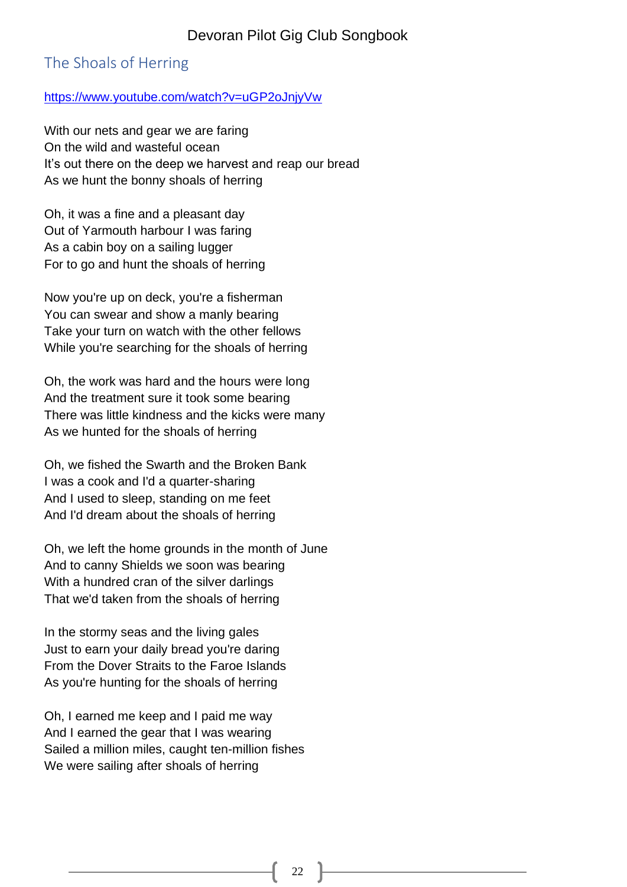## The Shoals of Herring

https://www.youtube.com/watch?v=uGP2oJnjyVw

With our nets and gear we are faring
On the wild and wasteful ocean
It's out there on the deep we harvest and reap our bread
As we hunt the bonny shoals of herring

Oh, it was a fine and a pleasant day
Out of Yarmouth harbour I was faring
As a cabin boy on a sailing lugger
For to go and hunt the shoals of herring

Now you're up on deck, you're a fisherman
You can swear and show a manly bearing
Take your turn on watch with the other fellows
While you're searching for the shoals of herring

Oh, the work was hard and the hours were long
And the treatment sure it took some bearing
There was little kindness and the kicks were many
As we hunted for the shoals of herring

Oh, we fished the Swarth and the Broken Bank
I was a cook and I'd a quarter-sharing
And I used to sleep, standing on me feet
And I'd dream about the shoals of herring

Oh, we left the home grounds in the month of June
And to canny Shields we soon was bearing
With a hundred cran of the silver darlings
That we'd taken from the shoals of herring

In the stormy seas and the living gales
Just to earn your daily bread you're daring
From the Dover Straits to the Faroe Islands
As you're hunting for the shoals of herring

Oh, I earned me keep and I paid me way
And I earned the gear that I was wearing
Sailed a million miles, caught ten-million fishes
We were sailing after shoals of herring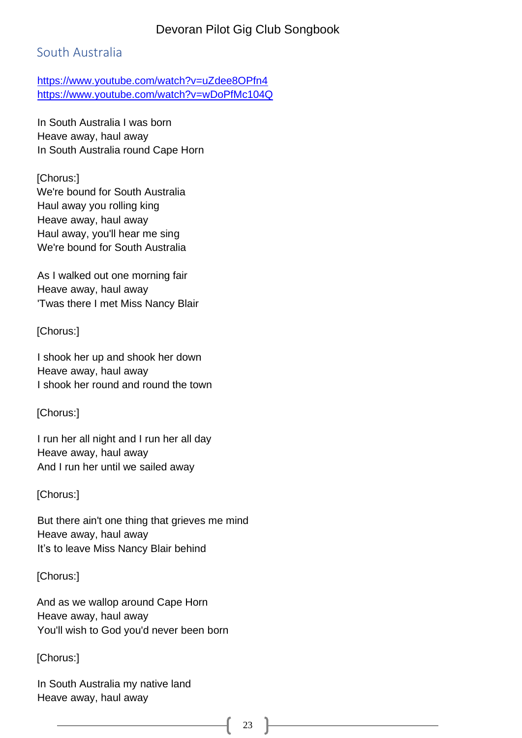## South Australia

https://www.youtube.com/watch?v=uZdee8OPfn4
https://www.youtube.com/watch?v=wDoPfMc104Q

In South Australia I was born
Heave away, haul away
In South Australia round Cape Horn

[Chorus:]
We're bound for South Australia
Haul away you rolling king
Heave away, haul away
Haul away, you'll hear me sing
We're bound for South Australia

As I walked out one morning fair
Heave away, haul away
'Twas there I met Miss Nancy Blair

[Chorus:]

I shook her up and shook her down
Heave away, haul away
I shook her round and round the town

[Chorus:]

I run her all night and I run her all day
Heave away, haul away
And I run her until we sailed away

[Chorus:]

But there ain't one thing that grieves me mind
Heave away, haul away
It's to leave Miss Nancy Blair behind

[Chorus:]

And as we wallop around Cape Horn
Heave away, haul away
You'll wish to God you'd never been born

[Chorus:]

In South Australia my native land
Heave away, haul away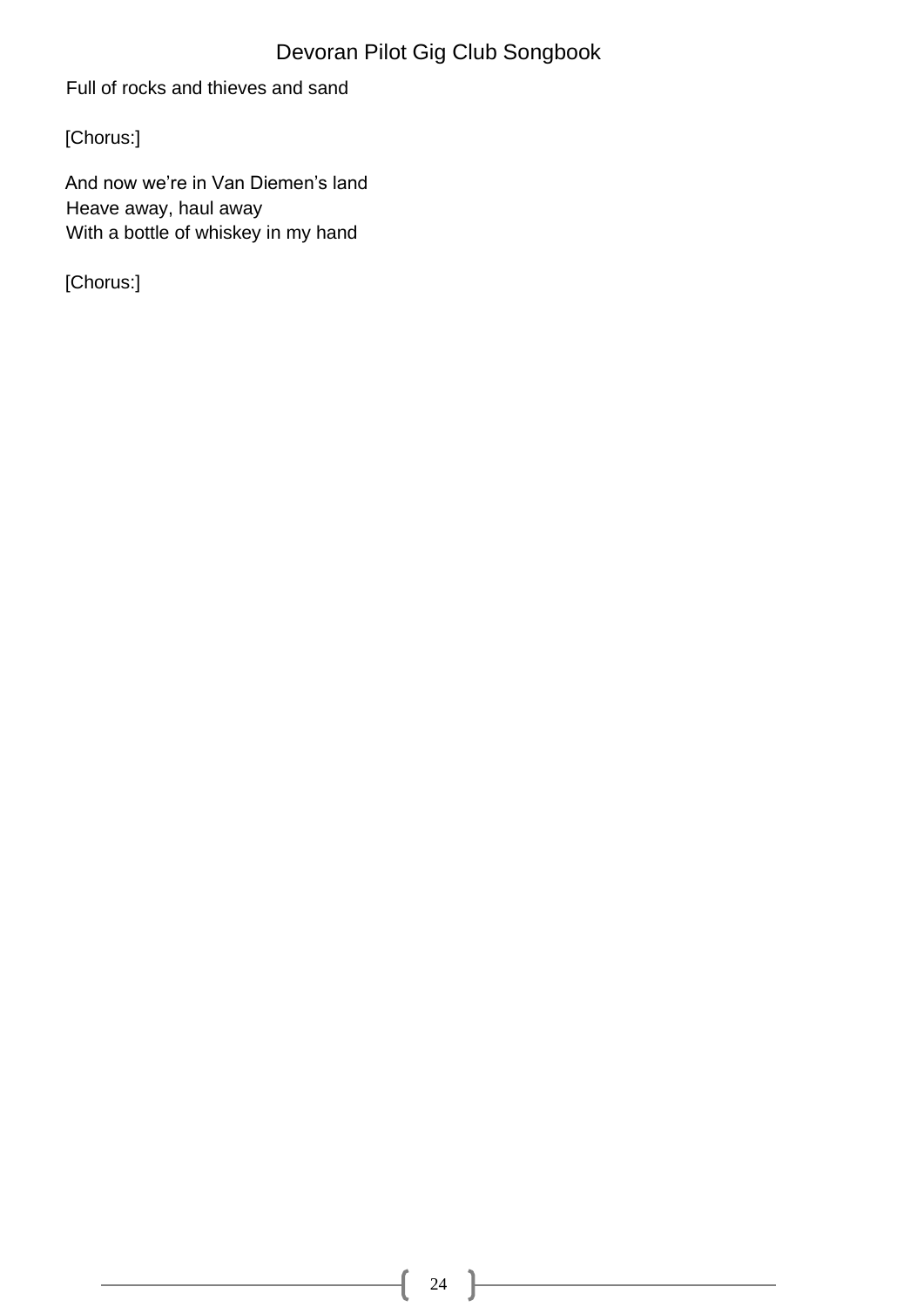Full of rocks and thieves and sand

[Chorus:]

And now we're in Van Diemen's land
Heave away, haul away
With a bottle of whiskey in my hand

[Chorus:]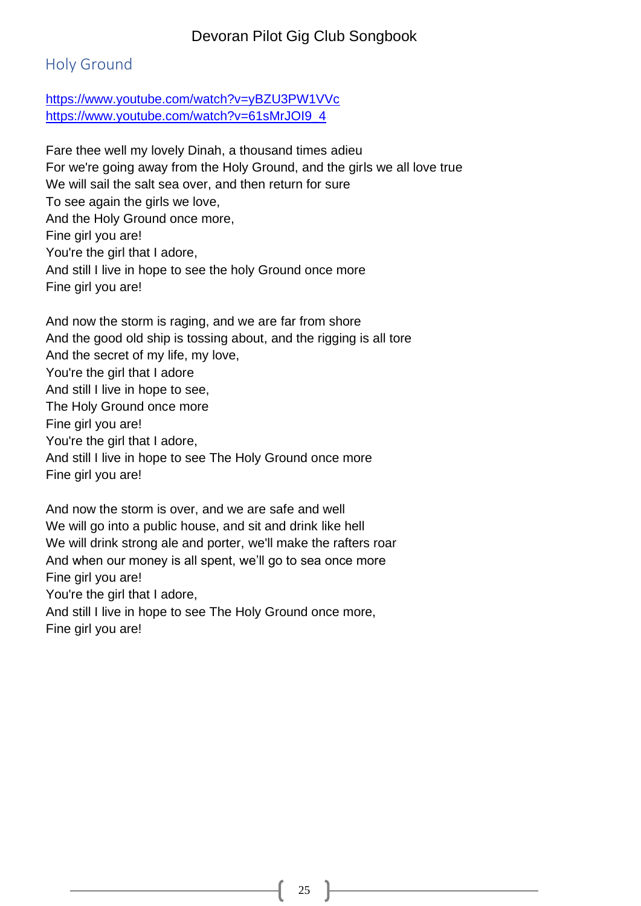## Holy Ground

https://www.youtube.com/watch?v=yBZU3PW1VVc
https://www.youtube.com/watch?v=61sMrJOI9_4

Fare thee well my lovely Dinah, a thousand times adieu
For we're going away from the Holy Ground, and the girls we all love true
We will sail the salt sea over, and then return for sure
To see again the girls we love,
And the Holy Ground once more,
Fine girl you are!
You're the girl that I adore,
And still I live in hope to see the holy Ground once more
Fine girl you are!

And now the storm is raging, and we are far from shore
And the good old ship is tossing about, and the rigging is all tore
And the secret of my life, my love,
You're the girl that I adore
And still I live in hope to see,
The Holy Ground once more
Fine girl you are!
You're the girl that I adore,
And still I live in hope to see The Holy Ground once more
Fine girl you are!

And now the storm is over, and we are safe and well
We will go into a public house, and sit and drink like hell
We will drink strong ale and porter, we'll make the rafters roar
And when our money is all spent, we'll go to sea once more
Fine girl you are!
You're the girl that I adore,
And still I live in hope to see The Holy Ground once more,
Fine girl you are!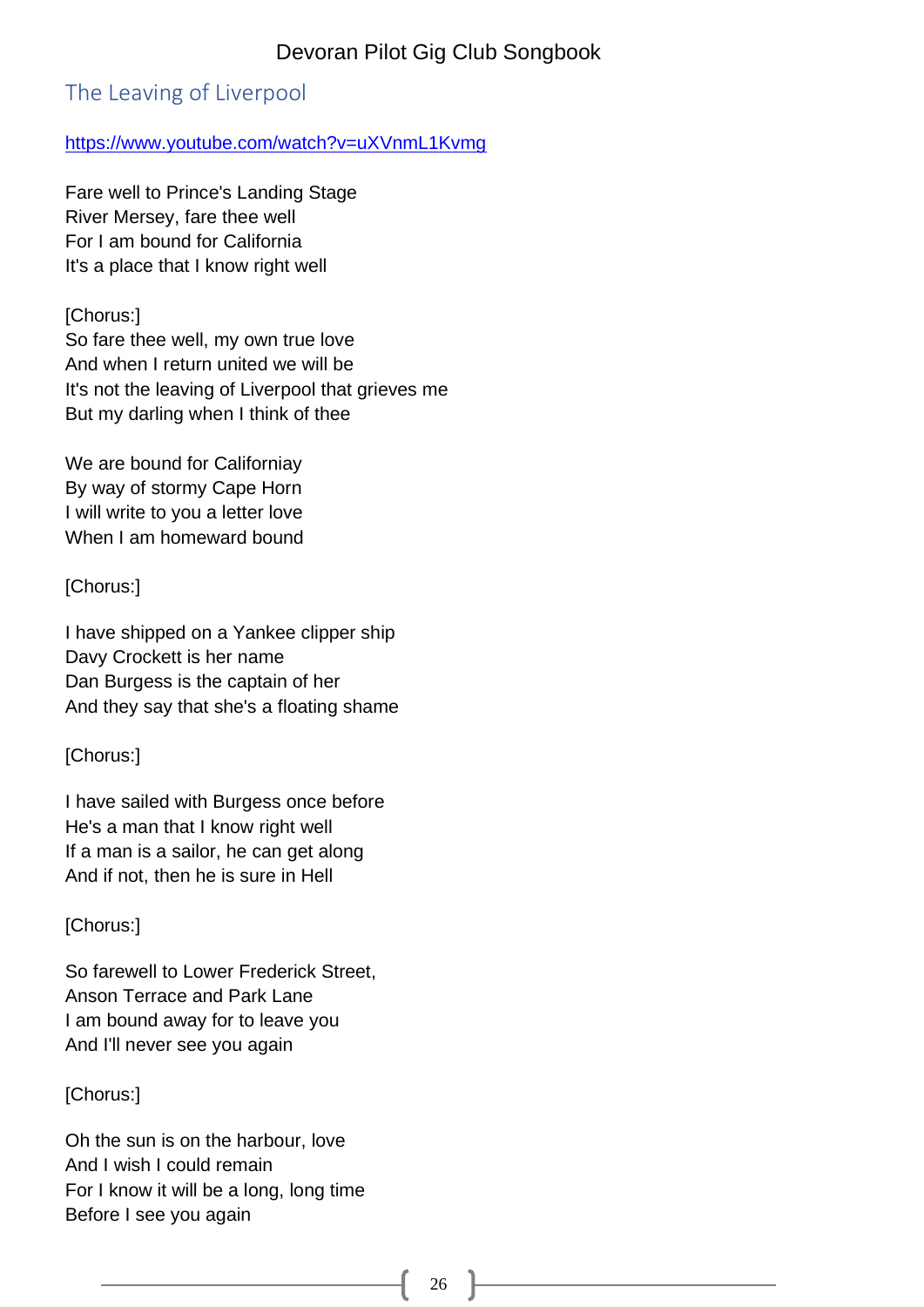## The Leaving of Liverpool

https://www.youtube.com/watch?v=uXVnmL1Kvmg

Fare well to Prince's Landing Stage
River Mersey, fare thee well
For I am bound for California
It's a place that I know right well

[Chorus:]
So fare thee well, my own true love
And when I return united we will be
It's not the leaving of Liverpool that grieves me
But my darling when I think of thee

We are bound for Californiay
By way of stormy Cape Horn
I will write to you a letter love
When I am homeward bound

[Chorus:]

I have shipped on a Yankee clipper ship
Davy Crockett is her name
Dan Burgess is the captain of her
And they say that she's a floating shame

[Chorus:]

I have sailed with Burgess once before
He's a man that I know right well
If a man is a sailor, he can get along
And if not, then he is sure in Hell

[Chorus:]

So farewell to Lower Frederick Street,
Anson Terrace and Park Lane
I am bound away for to leave you
And I'll never see you again

[Chorus:]

Oh the sun is on the harbour, love
And I wish I could remain
For I know it will be a long, long time
Before I see you again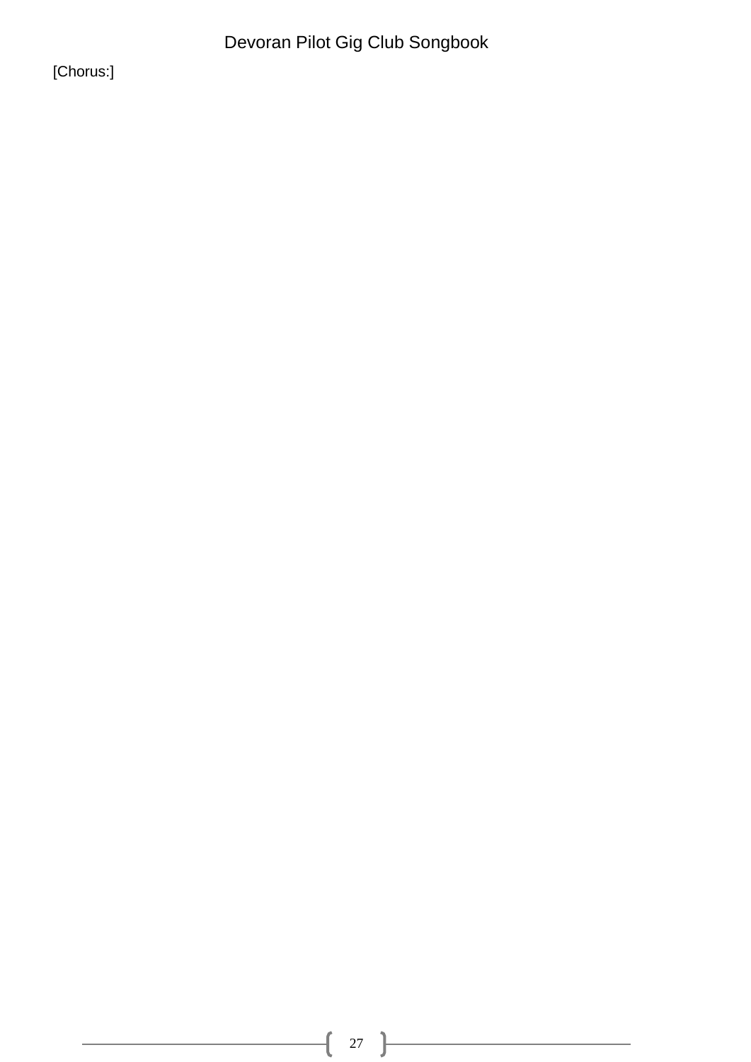[Chorus:]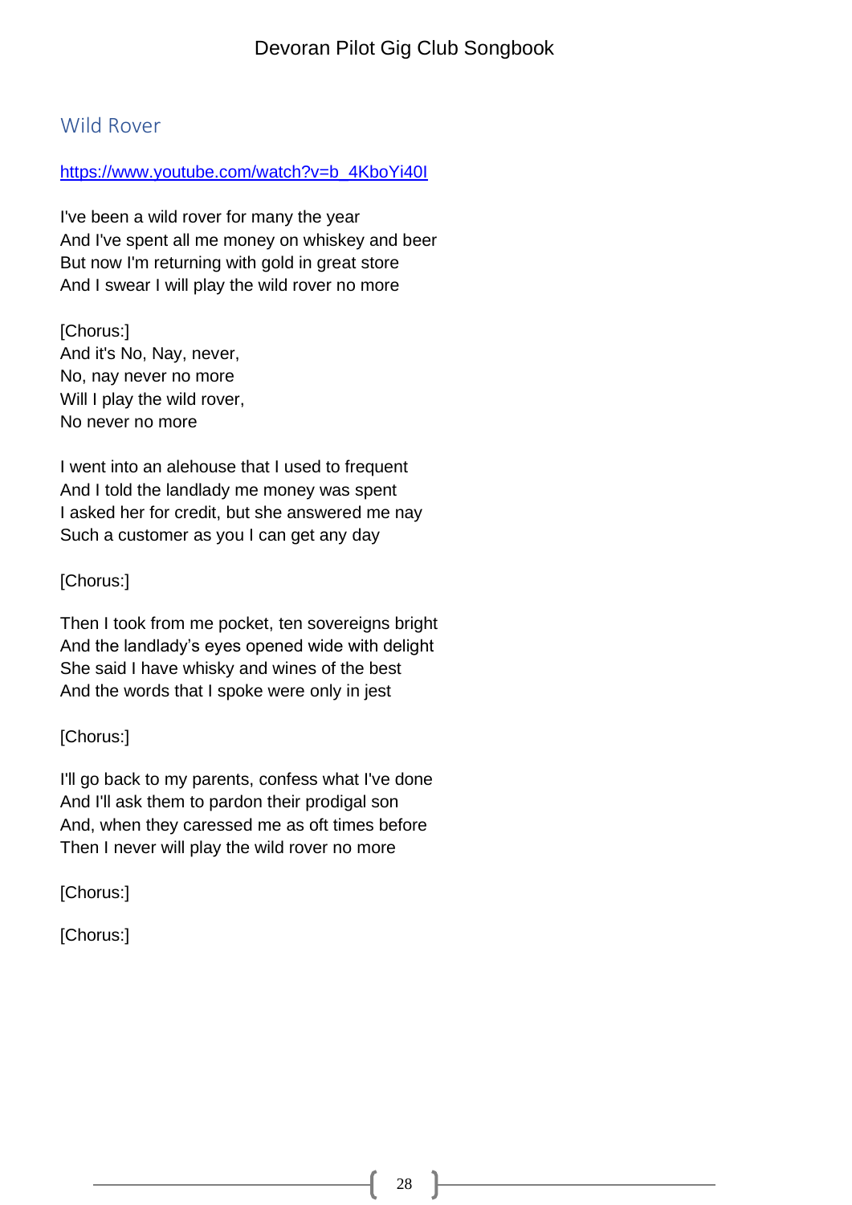## Wild Rover

https://www.youtube.com/watch?v=b_4KboYi40I

I've been a wild rover for many the year
And I've spent all me money on whiskey and beer
But now I'm returning with gold in great store
And I swear I will play the wild rover no more

[Chorus:]
And it's No, Nay, never,
No, nay never no more
Will I play the wild rover,
No never no more

I went into an alehouse that I used to frequent
And I told the landlady me money was spent
I asked her for credit, but she answered me nay
Such a customer as you I can get any day

[Chorus:]

Then I took from me pocket, ten sovereigns bright
And the landlady's eyes opened wide with delight
She said I have whisky and wines of the best
And the words that I spoke were only in jest

[Chorus:]

I'll go back to my parents, confess what I've done
And I'll ask them to pardon their prodigal son
And, when they caressed me as oft times before
Then I never will play the wild rover no more

[Chorus:]

[Chorus:]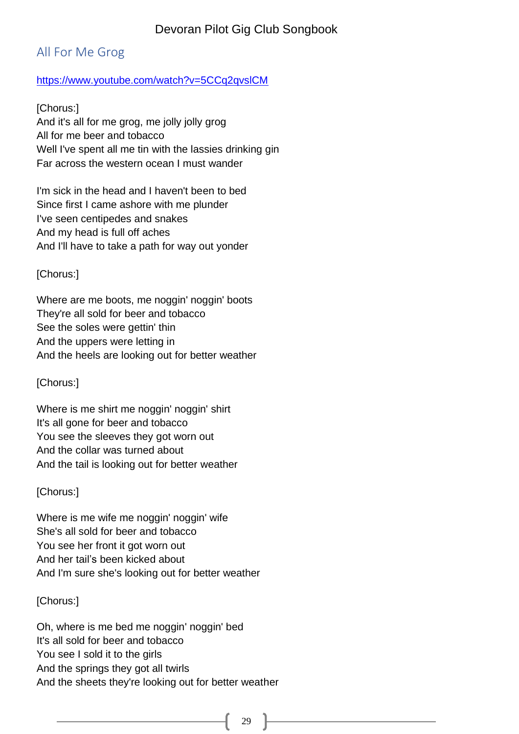## All For Me Grog

https://www.youtube.com/watch?v=5CCq2qvslCM

[Chorus:]
And it's all for me grog, me jolly jolly grog
All for me beer and tobacco
Well I've spent all me tin with the lassies drinking gin
Far across the western ocean I must wander

I'm sick in the head and I haven't been to bed
Since first I came ashore with me plunder
I've seen centipedes and snakes
And my head is full off aches
And I'll have to take a path for way out yonder

[Chorus:]

Where are me boots, me noggin' noggin' boots
They're all sold for beer and tobacco
See the soles were gettin' thin
And the uppers were letting in
And the heels are looking out for better weather

[Chorus:]

Where is me shirt me noggin' noggin' shirt
It's all gone for beer and tobacco
You see the sleeves they got worn out
And the collar was turned about
And the tail is looking out for better weather

[Chorus:]

Where is me wife me noggin' noggin' wife
She's all sold for beer and tobacco
You see her front it got worn out
And her tail's been kicked about
And I'm sure she's looking out for better weather

[Chorus:]

Oh, where is me bed me noggin' noggin' bed
It's all sold for beer and tobacco
You see I sold it to the girls
And the springs they got all twirls
And the sheets they're looking out for better weather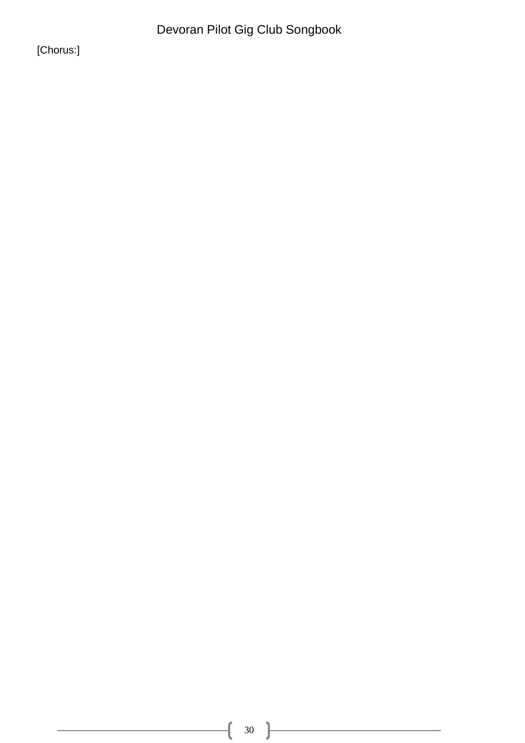[Chorus:]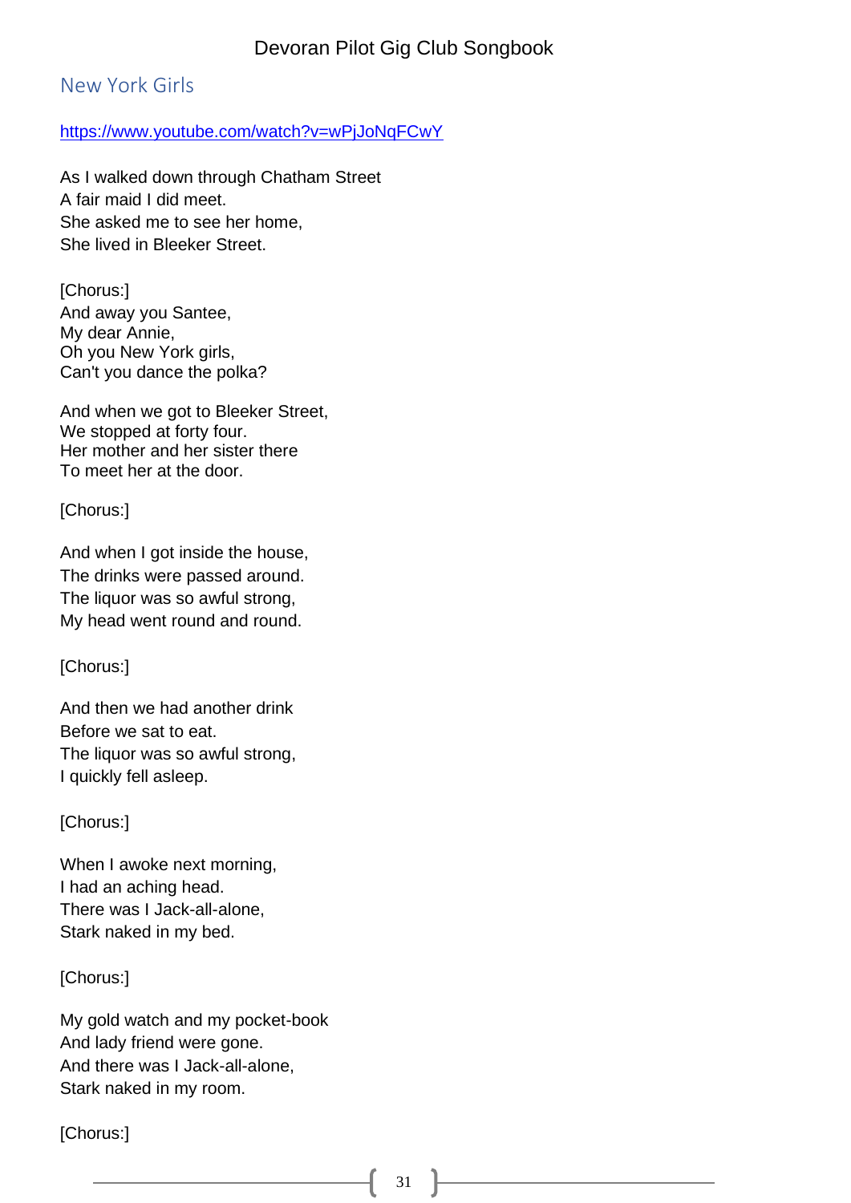## New York Girls

https://www.youtube.com/watch?v=wPjJoNqFCwY

As I walked down through Chatham Street
A fair maid I did meet.
She asked me to see her home,
She lived in Bleeker Street.

[Chorus:]
And away you Santee,
My dear Annie,
Oh you New York girls,
Can't you dance the polka?

And when we got to Bleeker Street,
We stopped at forty four.
Her mother and her sister there
To meet her at the door.

[Chorus:]

And when I got inside the house,
The drinks were passed around.
The liquor was so awful strong,
My head went round and round.

[Chorus:]

And then we had another drink
Before we sat to eat.
The liquor was so awful strong,
I quickly fell asleep.

[Chorus:]

When I awoke next morning,
I had an aching head.
There was I Jack-all-alone,
Stark naked in my bed.

[Chorus:]

My gold watch and my pocket-book
And lady friend were gone.
And there was I Jack-all-alone,
Stark naked in my room.

[Chorus:]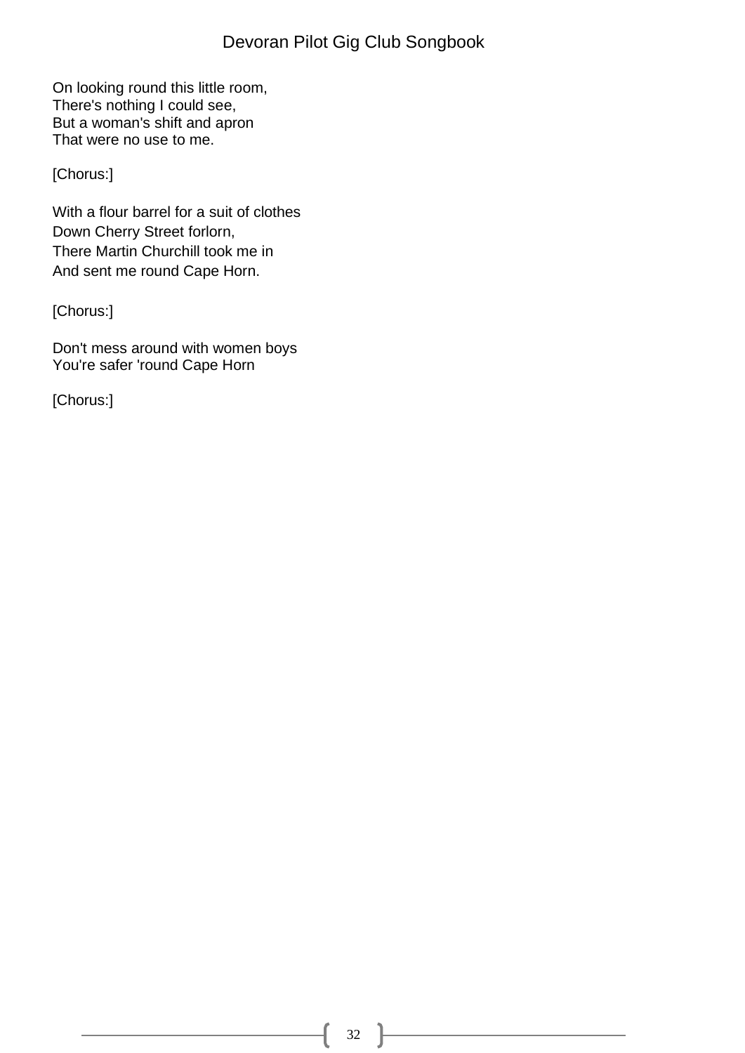On looking round this little room,
There's nothing I could see,
But a woman's shift and apron
That were no use to me.

[Chorus:]

With a flour barrel for a suit of clothes
Down Cherry Street forlorn,
There Martin Churchill took me in
And sent me round Cape Horn.

[Chorus:]

Don't mess around with women boys
You're safer 'round Cape Horn

[Chorus:]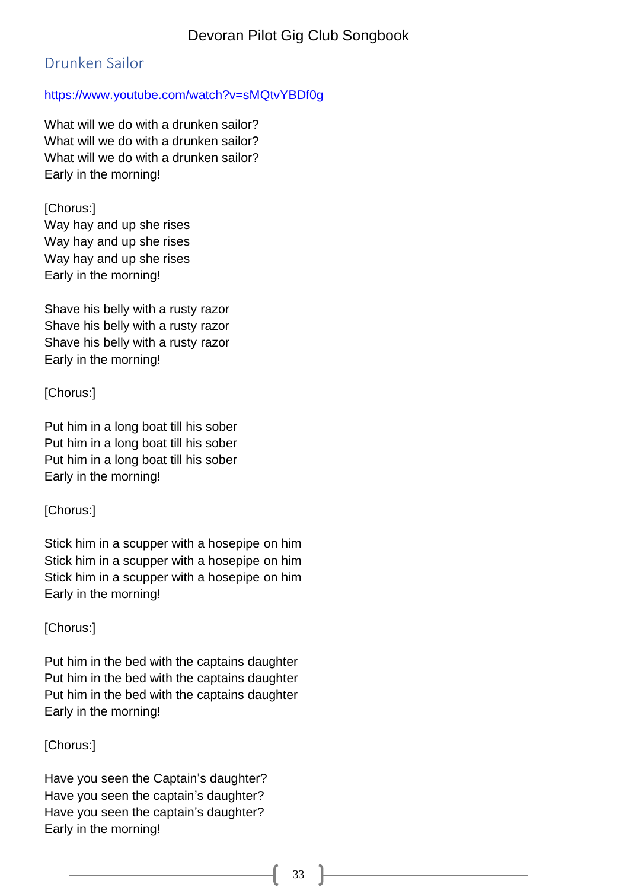## Drunken Sailor

https://www.youtube.com/watch?v=sMQtvYBDf0g

What will we do with a drunken sailor?
What will we do with a drunken sailor?
What will we do with a drunken sailor?
Early in the morning!

[Chorus:]
Way hay and up she rises
Way hay and up she rises
Way hay and up she rises
Early in the morning!

Shave his belly with a rusty razor
Shave his belly with a rusty razor
Shave his belly with a rusty razor
Early in the morning!

[Chorus:]

Put him in a long boat till his sober
Put him in a long boat till his sober
Put him in a long boat till his sober
Early in the morning!

[Chorus:]

Stick him in a scupper with a hosepipe on him
Stick him in a scupper with a hosepipe on him
Stick him in a scupper with a hosepipe on him
Early in the morning!

[Chorus:]

Put him in the bed with the captains daughter
Put him in the bed with the captains daughter
Put him in the bed with the captains daughter
Early in the morning!

[Chorus:]

Have you seen the Captain's daughter?
Have you seen the captain's daughter?
Have you seen the captain's daughter?
Early in the morning!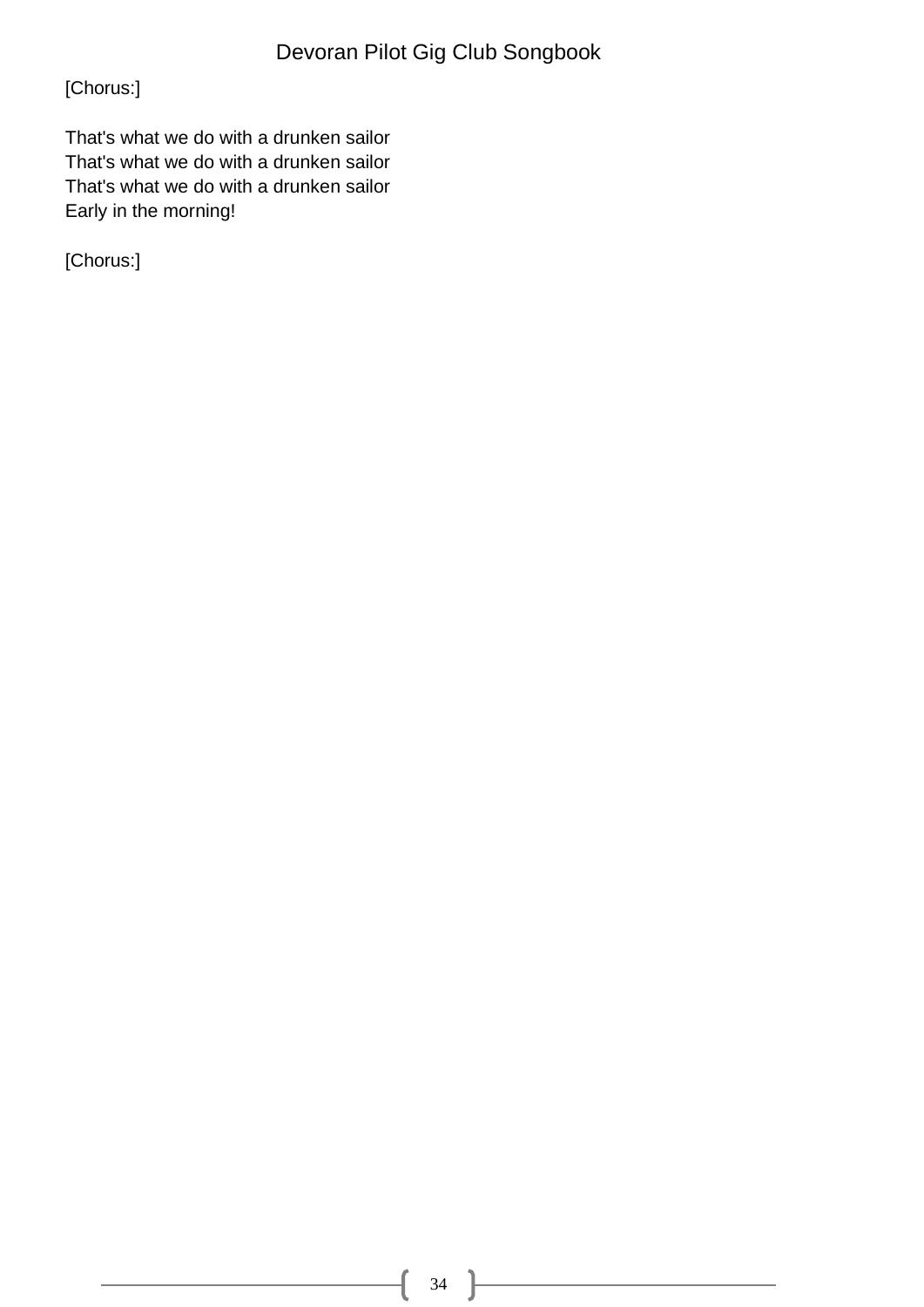[Chorus:]

That's what we do with a drunken sailor
That's what we do with a drunken sailor
That's what we do with a drunken sailor
Early in the morning!

[Chorus:]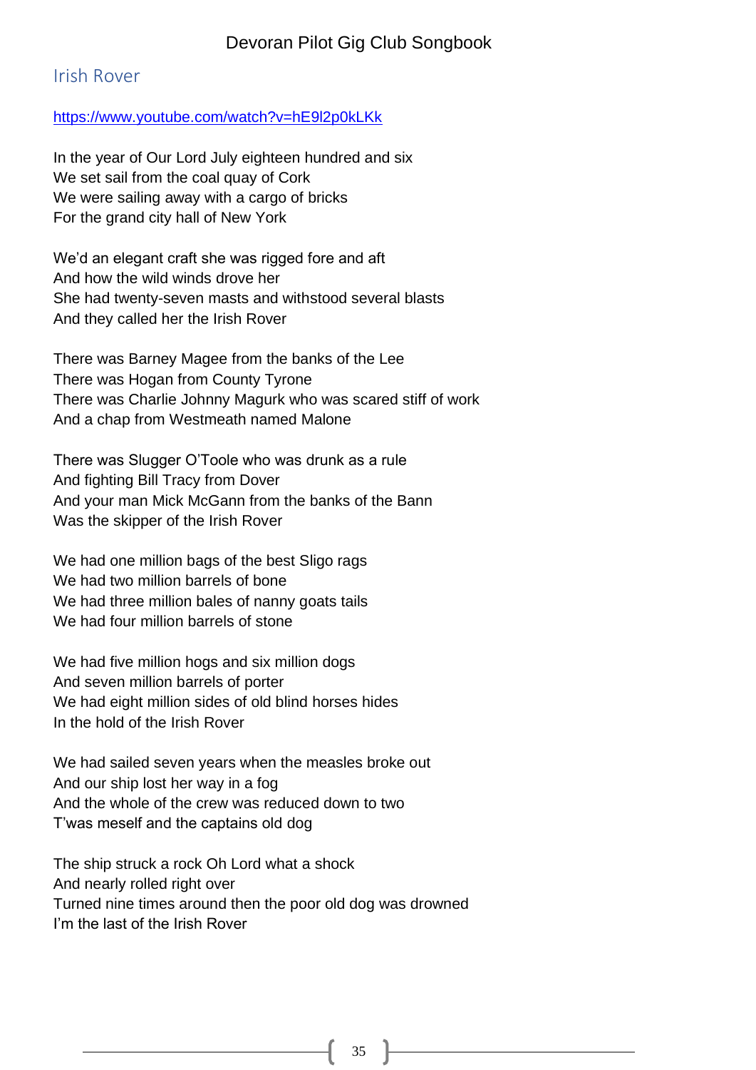## Irish Rover

https://www.youtube.com/watch?v=hE9l2p0kLKk

In the year of Our Lord July eighteen hundred and six  
We set sail from the coal quay of Cork  
We were sailing away with a cargo of bricks  
For the grand city hall of New York

We'd an elegant craft she was rigged fore and aft  
And how the wild winds drove her  
She had twenty-seven masts and withstood several blasts  
And they called her the Irish Rover

There was Barney Magee from the banks of the Lee  
There was Hogan from County Tyrone  
There was Charlie Johnny Magurk who was scared stiff of work  
And a chap from Westmeath named Malone

There was Slugger O'Toole who was drunk as a rule  
And fighting Bill Tracy from Dover  
And your man Mick McGann from the banks of the Bann  
Was the skipper of the Irish Rover

We had one million bags of the best Sligo rags  
We had two million barrels of bone  
We had three million bales of nanny goats tails  
We had four million barrels of stone

We had five million hogs and six million dogs  
And seven million barrels of porter  
We had eight million sides of old blind horses hides  
In the hold of the Irish Rover

We had sailed seven years when the measles broke out  
And our ship lost her way in a fog  
And the whole of the crew was reduced down to two  
T'was meself and the captains old dog

The ship struck a rock Oh Lord what a shock  
And nearly rolled right over  
Turned nine times around then the poor old dog was drowned  
I'm the last of the Irish Rover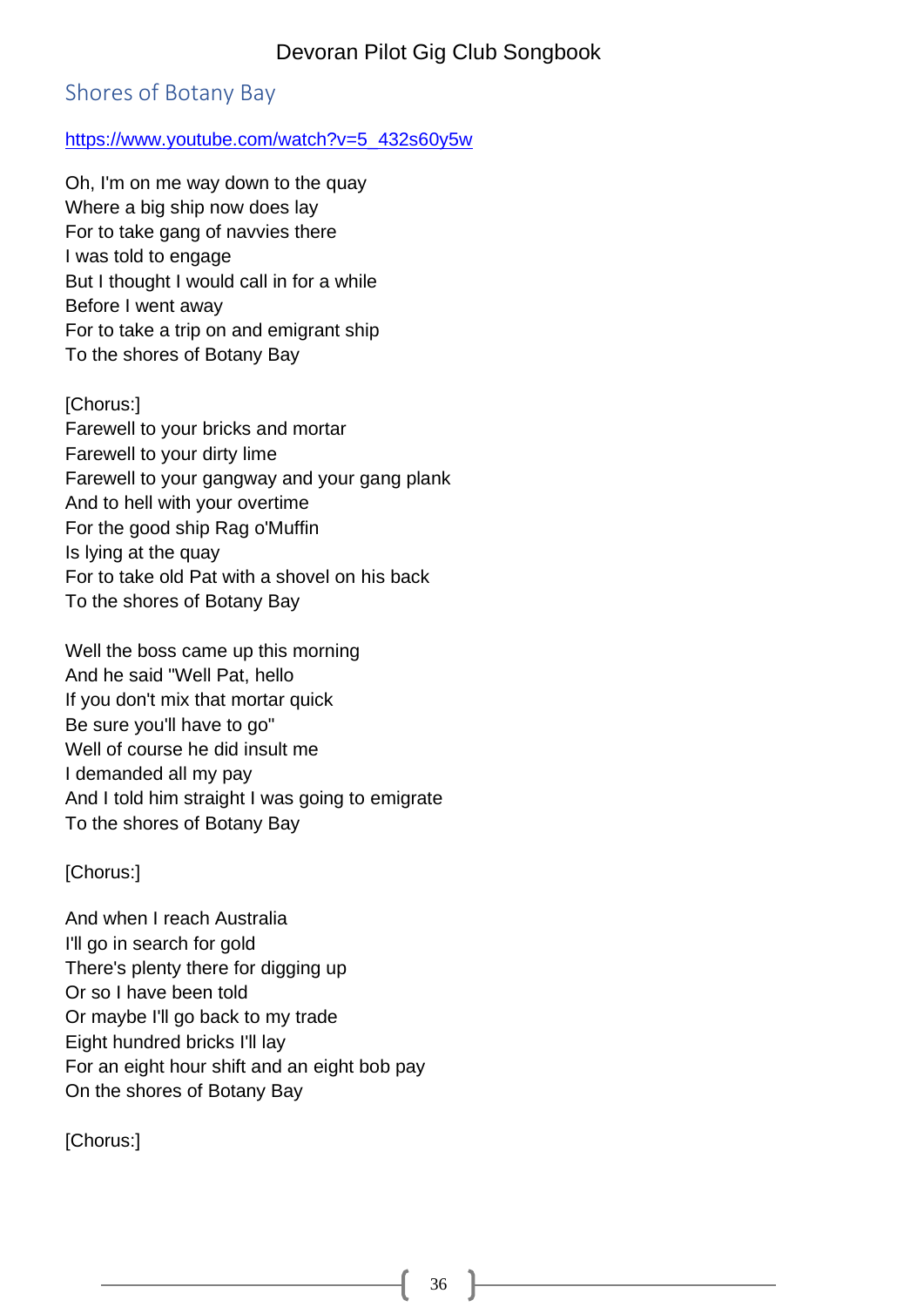## Shores of Botany Bay

https://www.youtube.com/watch?v=5_432s60y5w

Oh, I'm on me way down to the quay
Where a big ship now does lay
For to take gang of navvies there
I was told to engage
But I thought I would call in for a while
Before I went away
For to take a trip on and emigrant ship
To the shores of Botany Bay

[Chorus:]
Farewell to your bricks and mortar
Farewell to your dirty lime
Farewell to your gangway and your gang plank
And to hell with your overtime
For the good ship Rag o'Muffin
Is lying at the quay
For to take old Pat with a shovel on his back
To the shores of Botany Bay

Well the boss came up this morning
And he said "Well Pat, hello
If you don't mix that mortar quick
Be sure you'll have to go"
Well of course he did insult me
I demanded all my pay
And I told him straight I was going to emigrate
To the shores of Botany Bay

[Chorus:]

And when I reach Australia
I'll go in search for gold
There's plenty there for digging up
Or so I have been told
Or maybe I'll go back to my trade
Eight hundred bricks I'll lay
For an eight hour shift and an eight bob pay
On the shores of Botany Bay

[Chorus:]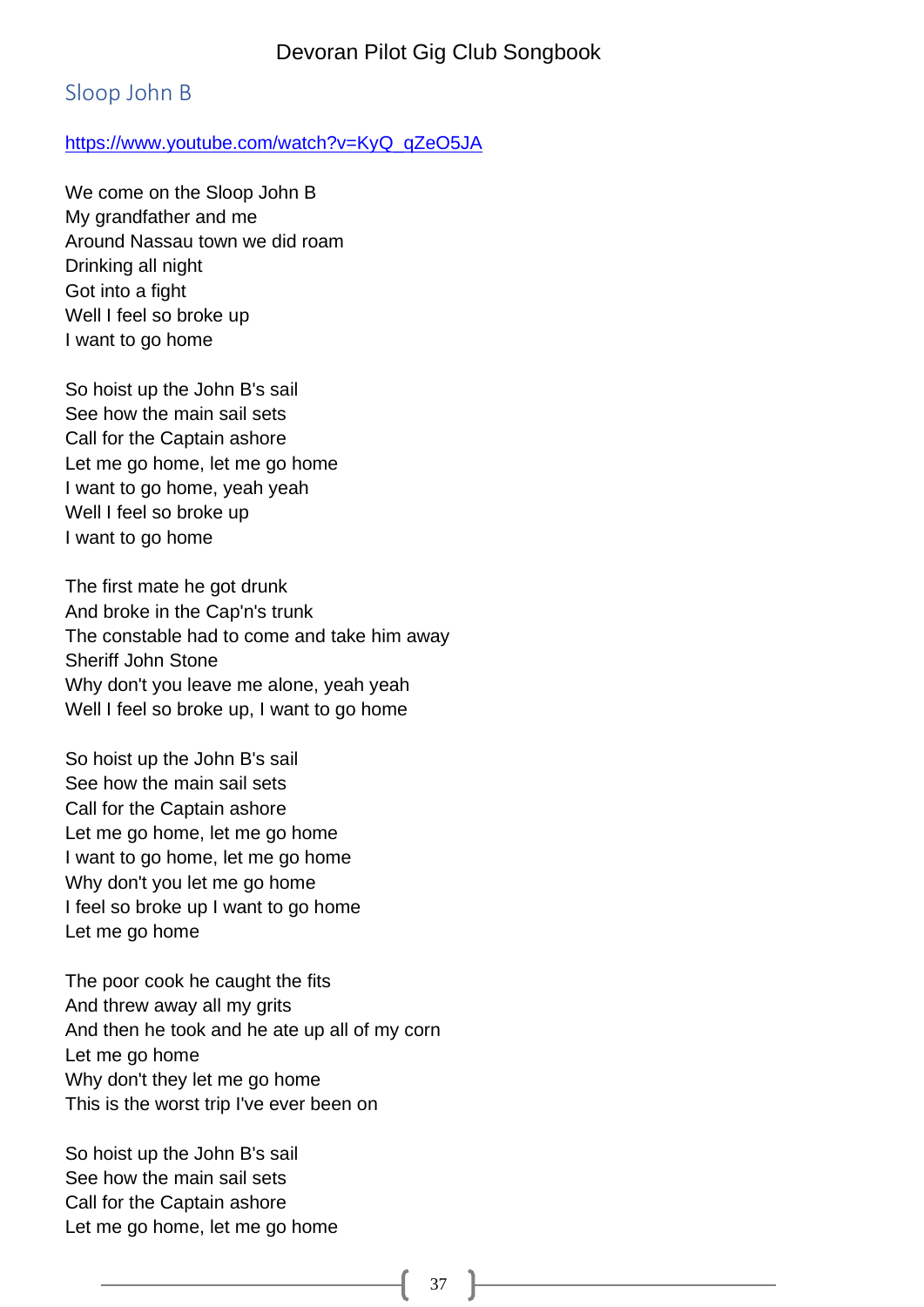## Sloop John B

https://www.youtube.com/watch?v=KyQ_qZeO5JA

We come on the Sloop John B
My grandfather and me
Around Nassau town we did roam
Drinking all night
Got into a fight
Well I feel so broke up
I want to go home

So hoist up the John B's sail
See how the main sail sets
Call for the Captain ashore
Let me go home, let me go home
I want to go home, yeah yeah
Well I feel so broke up
I want to go home

The first mate he got drunk
And broke in the Cap'n's trunk
The constable had to come and take him away
Sheriff John Stone
Why don't you leave me alone, yeah yeah
Well I feel so broke up, I want to go home

So hoist up the John B's sail
See how the main sail sets
Call for the Captain ashore
Let me go home, let me go home
I want to go home, let me go home
Why don't you let me go home
I feel so broke up I want to go home
Let me go home

The poor cook he caught the fits
And threw away all my grits
And then he took and he ate up all of my corn
Let me go home
Why don't they let me go home
This is the worst trip I've ever been on

So hoist up the John B's sail
See how the main sail sets
Call for the Captain ashore
Let me go home, let me go home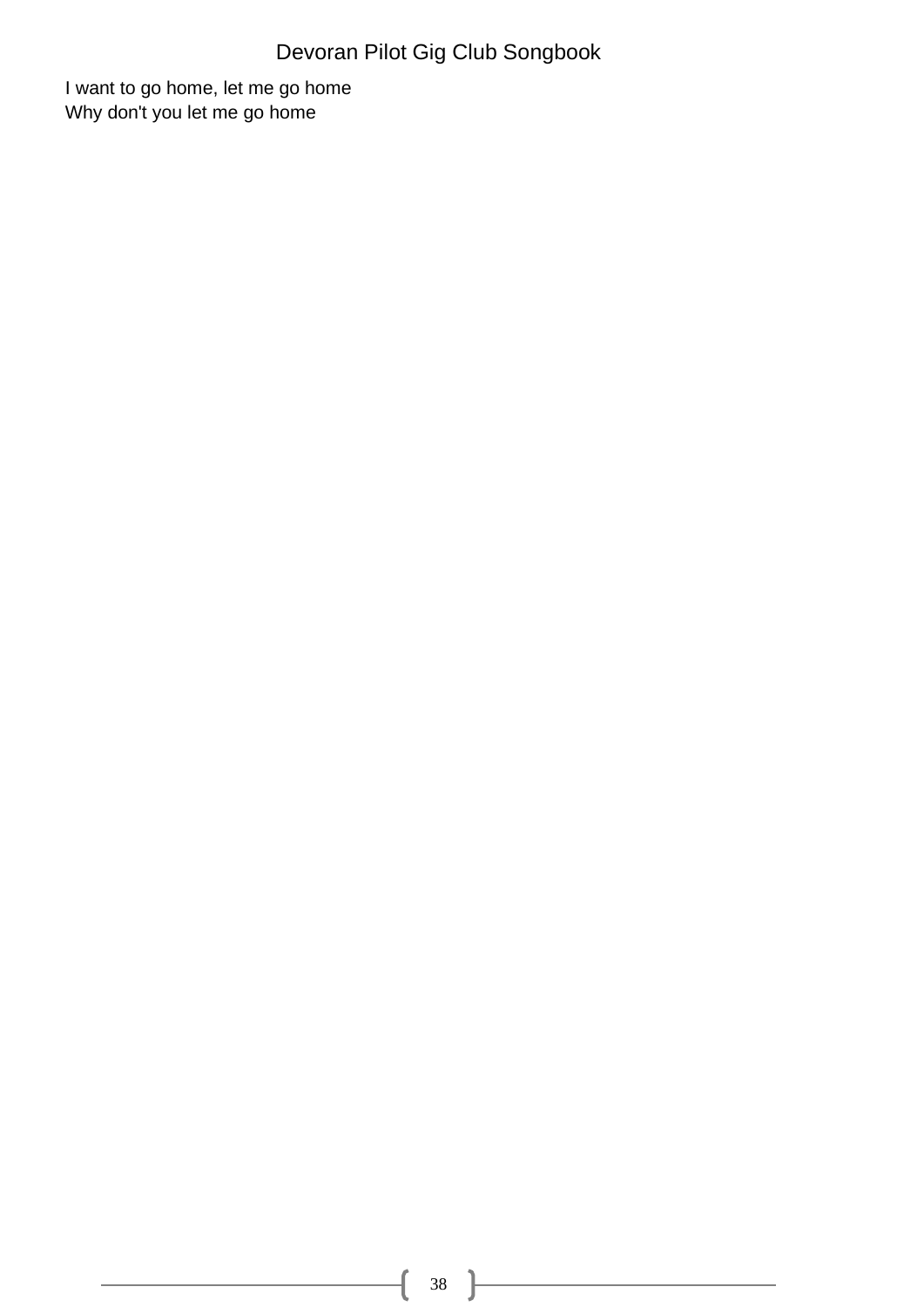I want to go home, let me go home
Why don't you let me go home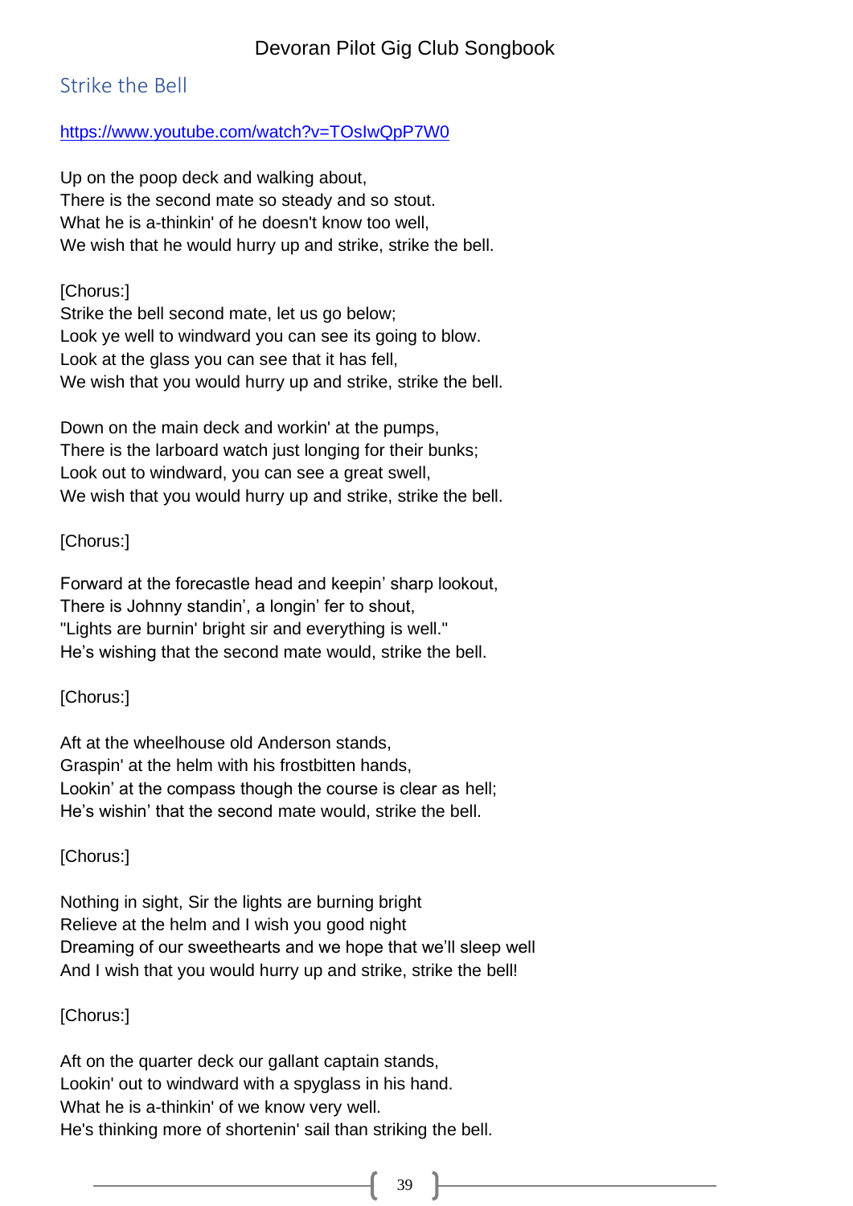## Strike the Bell

https://www.youtube.com/watch?v=TOsIwQpP7W0

Up on the poop deck and walking about,
There is the second mate so steady and so stout.
What he is a-thinkin' of he doesn't know too well,
We wish that he would hurry up and strike, strike the bell.

[Chorus:]
Strike the bell second mate, let us go below;
Look ye well to windward you can see its going to blow.
Look at the glass you can see that it has fell,
We wish that you would hurry up and strike, strike the bell.

Down on the main deck and workin' at the pumps,
There is the larboard watch just longing for their bunks;
Look out to windward, you can see a great swell,
We wish that you would hurry up and strike, strike the bell.

[Chorus:]

Forward at the forecastle head and keepin' sharp lookout,
There is Johnny standin', a longin' fer to shout,
"Lights are burnin' bright sir and everything is well."
He's wishing that the second mate would, strike the bell.

[Chorus:]

Aft at the wheelhouse old Anderson stands,
Graspin' at the helm with his frostbitten hands,
Lookin' at the compass though the course is clear as hell;
He's wishin' that the second mate would, strike the bell.

[Chorus:]

Nothing in sight, Sir the lights are burning bright
Relieve at the helm and I wish you good night
Dreaming of our sweethearts and we hope that we'll sleep well
And I wish that you would hurry up and strike, strike the bell!

[Chorus:]

Aft on the quarter deck our gallant captain stands,
Lookin' out to windward with a spyglass in his hand.
What he is a-thinkin' of we know very well.
He's thinking more of shortenin' sail than striking the bell.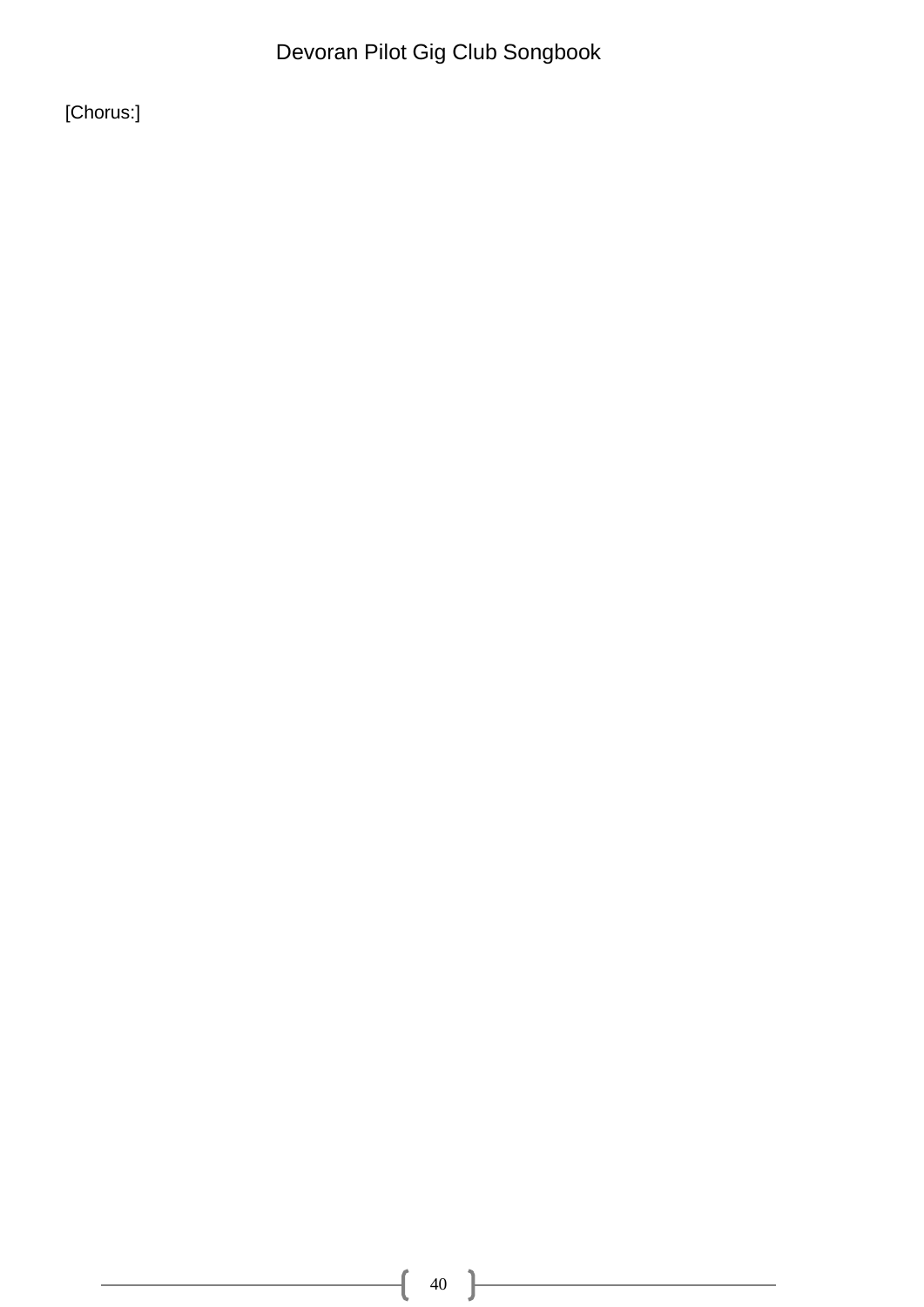[Chorus:]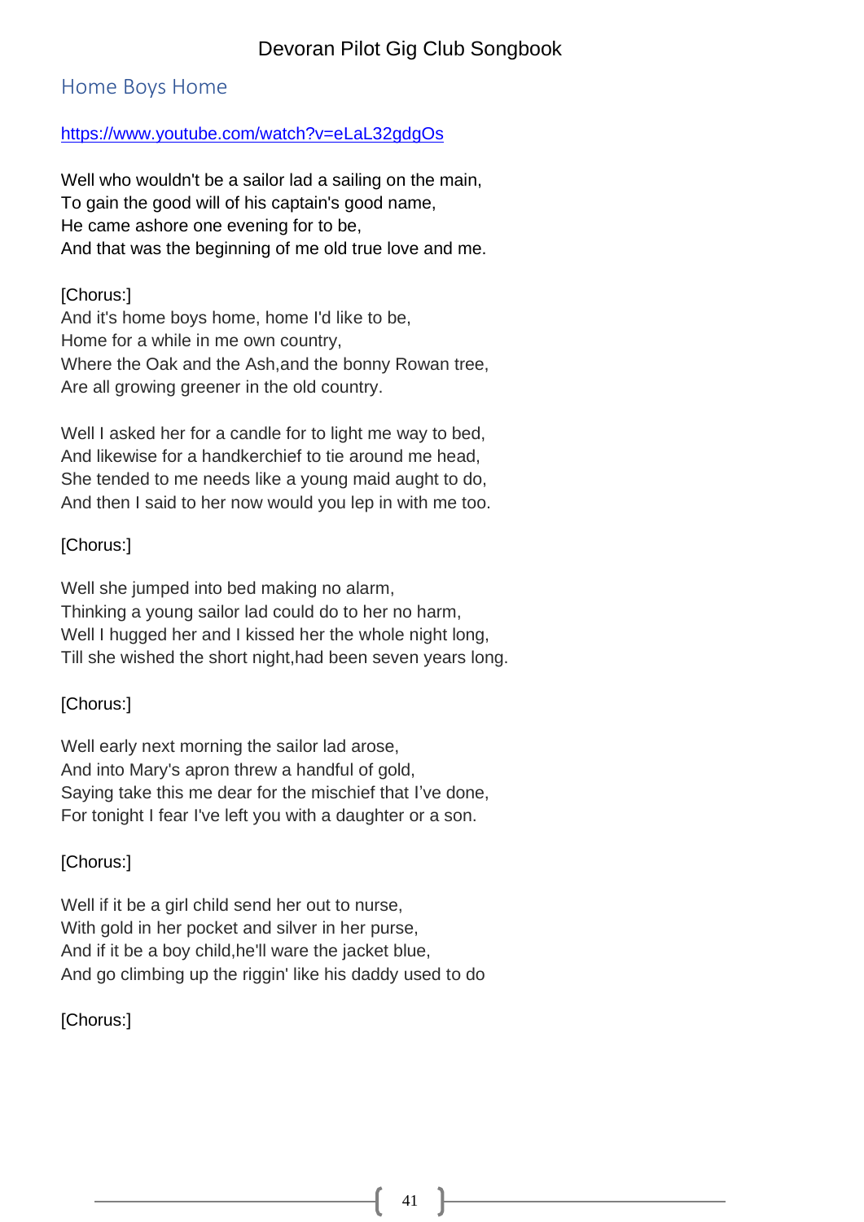## Home Boys Home

https://www.youtube.com/watch?v=eLaL32gdgOs

Well who wouldn't be a sailor lad a sailing on the main,
To gain the good will of his captain's good name,
He came ashore one evening for to be,
And that was the beginning of me old true love and me.

[Chorus:]
And it's home boys home, home I'd like to be,
Home for a while in me own country,
Where the Oak and the Ash,and the bonny Rowan tree,
Are all growing greener in the old country.

Well I asked her for a candle for to light me way to bed,
And likewise for a handkerchief to tie around me head,
She tended to me needs like a young maid aught to do,
And then I said to her now would you lep in with me too.

[Chorus:]

Well she jumped into bed making no alarm,
Thinking a young sailor lad could do to her no harm,
Well I hugged her and I kissed her the whole night long,
Till she wished the short night,had been seven years long.

[Chorus:]

Well early next morning the sailor lad arose,
And into Mary's apron threw a handful of gold,
Saying take this me dear for the mischief that I've done,
For tonight I fear I've left you with a daughter or a son.

[Chorus:]

Well if it be a girl child send her out to nurse,
With gold in her pocket and silver in her purse,
And if it be a boy child,he'll ware the jacket blue,
And go climbing up the riggin' like his daddy used to do

[Chorus:]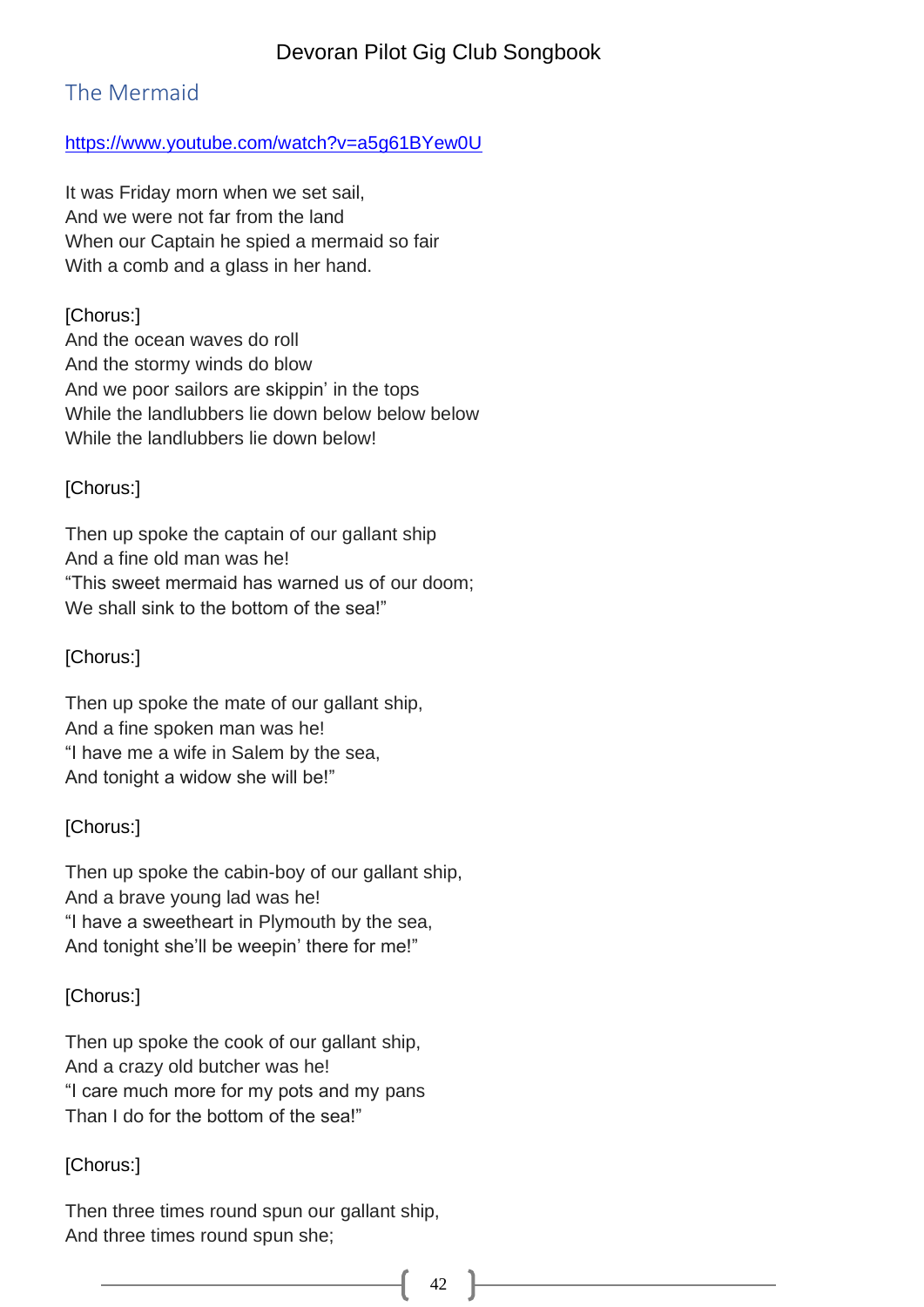## The Mermaid

https://www.youtube.com/watch?v=a5g61BYew0U

It was Friday morn when we set sail,
And we were not far from the land
When our Captain he spied a mermaid so fair
With a comb and a glass in her hand.

[Chorus:]
And the ocean waves do roll
And the stormy winds do blow
And we poor sailors are skippin' in the tops
While the landlubbers lie down below below below
While the landlubbers lie down below!

[Chorus:]

Then up spoke the captain of our gallant ship
And a fine old man was he!
"This sweet mermaid has warned us of our doom;
We shall sink to the bottom of the sea!"

[Chorus:]

Then up spoke the mate of our gallant ship,
And a fine spoken man was he!
"I have me a wife in Salem by the sea,
And tonight a widow she will be!"

[Chorus:]

Then up spoke the cabin-boy of our gallant ship,
And a brave young lad was he!
"I have a sweetheart in Plymouth by the sea,
And tonight she'll be weepin' there for me!"

[Chorus:]

Then up spoke the cook of our gallant ship,
And a crazy old butcher was he!
"I care much more for my pots and my pans
Than I do for the bottom of the sea!"

[Chorus:]

Then three times round spun our gallant ship,
And three times round spun she;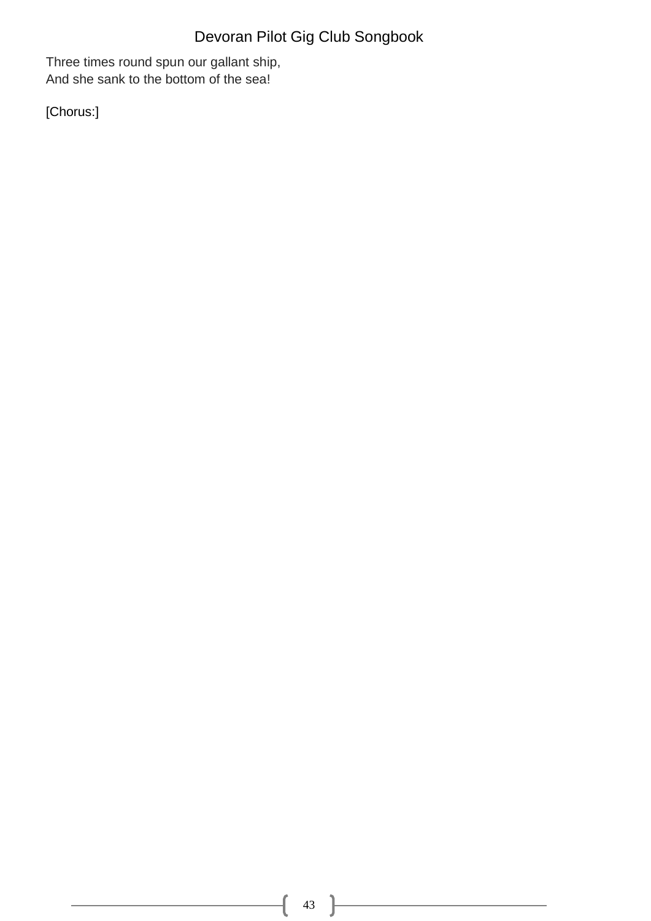Three times round spun our gallant ship,
And she sank to the bottom of the sea!

[Chorus:]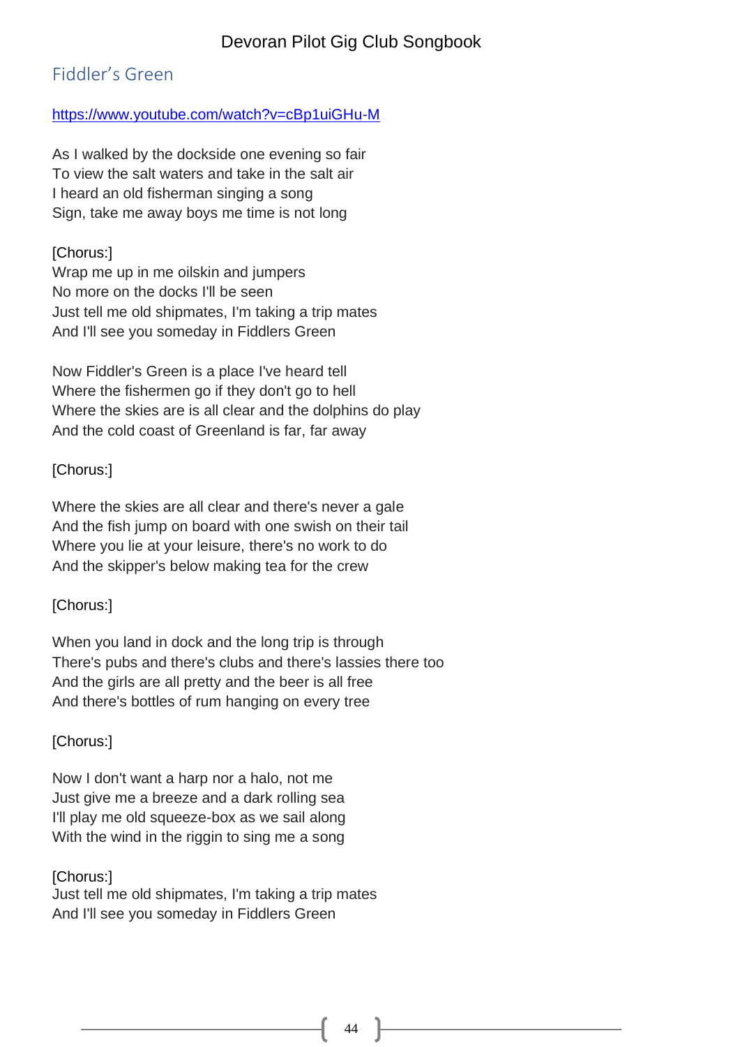## Fiddler's Green

https://www.youtube.com/watch?v=cBp1uiGHu-M

As I walked by the dockside one evening so fair
To view the salt waters and take in the salt air
I heard an old fisherman singing a song
Sign, take me away boys me time is not long

[Chorus:]
Wrap me up in me oilskin and jumpers
No more on the docks I'll be seen
Just tell me old shipmates, I'm taking a trip mates
And I'll see you someday in Fiddlers Green

Now Fiddler's Green is a place I've heard tell
Where the fishermen go if they don't go to hell
Where the skies are is all clear and the dolphins do play
And the cold coast of Greenland is far, far away

[Chorus:]

Where the skies are all clear and there's never a gale
And the fish jump on board with one swish on their tail
Where you lie at your leisure, there's no work to do
And the skipper's below making tea for the crew

[Chorus:]

When you land in dock and the long trip is through
There's pubs and there's clubs and there's lassies there too
And the girls are all pretty and the beer is all free
And there's bottles of rum hanging on every tree

[Chorus:]

Now I don't want a harp nor a halo, not me
Just give me a breeze and a dark rolling sea
I'll play me old squeeze-box as we sail along
With the wind in the riggin to sing me a song

[Chorus:]
Just tell me old shipmates, I'm taking a trip mates
And I'll see you someday in Fiddlers Green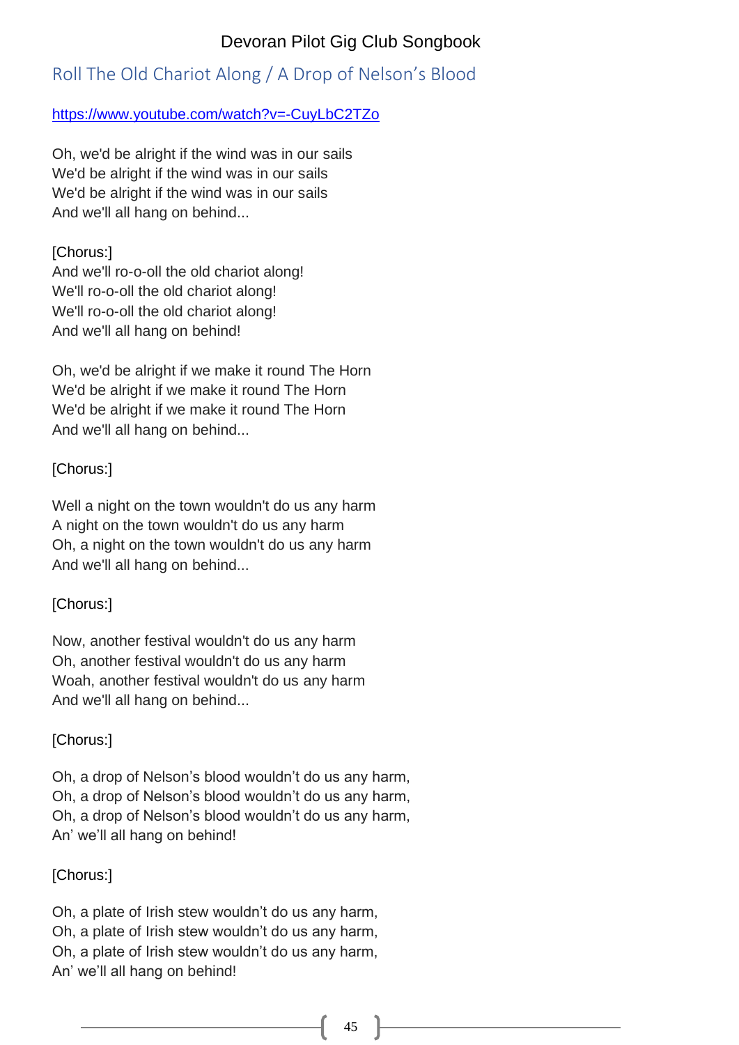## Roll The Old Chariot Along / A Drop of Nelson's Blood

https://www.youtube.com/watch?v=-CuyLbC2TZo

Oh, we'd be alright if the wind was in our sails
We'd be alright if the wind was in our sails
We'd be alright if the wind was in our sails
And we'll all hang on behind...

[Chorus:]
And we'll ro-o-oll the old chariot along!
We'll ro-o-oll the old chariot along!
We'll ro-o-oll the old chariot along!
And we'll all hang on behind!

Oh, we'd be alright if we make it round The Horn
We'd be alright if we make it round The Horn
We'd be alright if we make it round The Horn
And we'll all hang on behind...

[Chorus:]

Well a night on the town wouldn't do us any harm
A night on the town wouldn't do us any harm
Oh, a night on the town wouldn't do us any harm
And we'll all hang on behind...

[Chorus:]

Now, another festival wouldn't do us any harm
Oh, another festival wouldn't do us any harm
Woah, another festival wouldn't do us any harm
And we'll all hang on behind...

[Chorus:]

Oh, a drop of Nelson's blood wouldn't do us any harm,
Oh, a drop of Nelson's blood wouldn't do us any harm,
Oh, a drop of Nelson's blood wouldn't do us any harm,
An' we'll all hang on behind!

[Chorus:]

Oh, a plate of Irish stew wouldn't do us any harm,
Oh, a plate of Irish stew wouldn't do us any harm,
Oh, a plate of Irish stew wouldn't do us any harm,
An' we'll all hang on behind!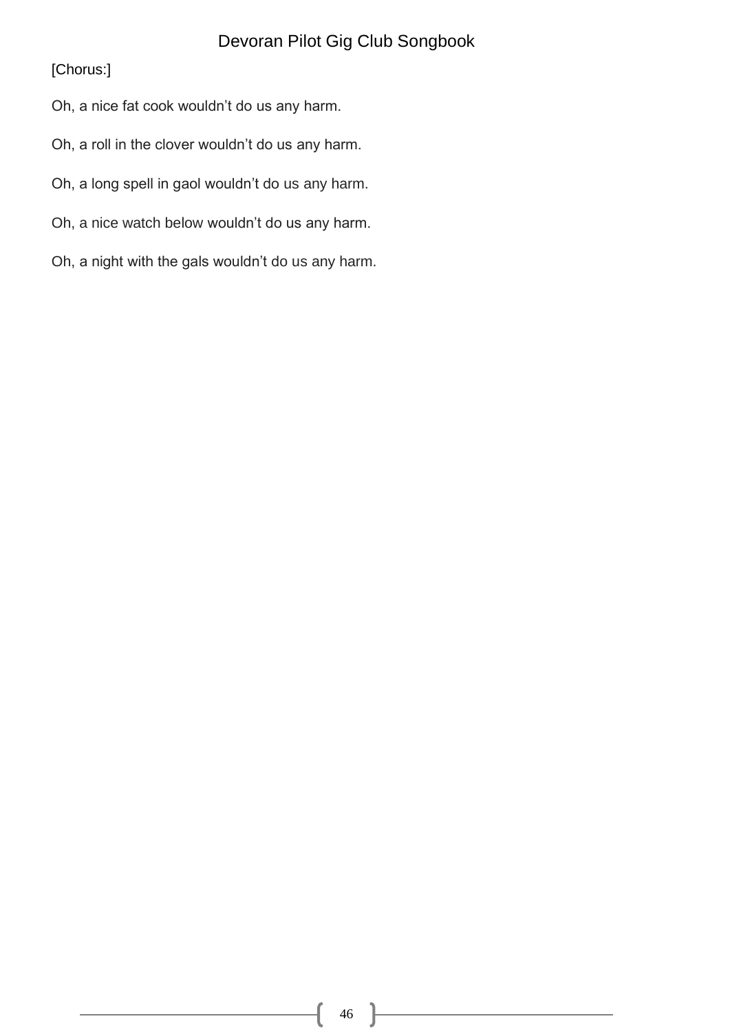[Chorus:]

Oh, a nice fat cook wouldn't do us any harm.

Oh, a roll in the clover wouldn't do us any harm.

Oh, a long spell in gaol wouldn't do us any harm.

Oh, a nice watch below wouldn't do us any harm.

Oh, a night with the gals wouldn't do us any harm.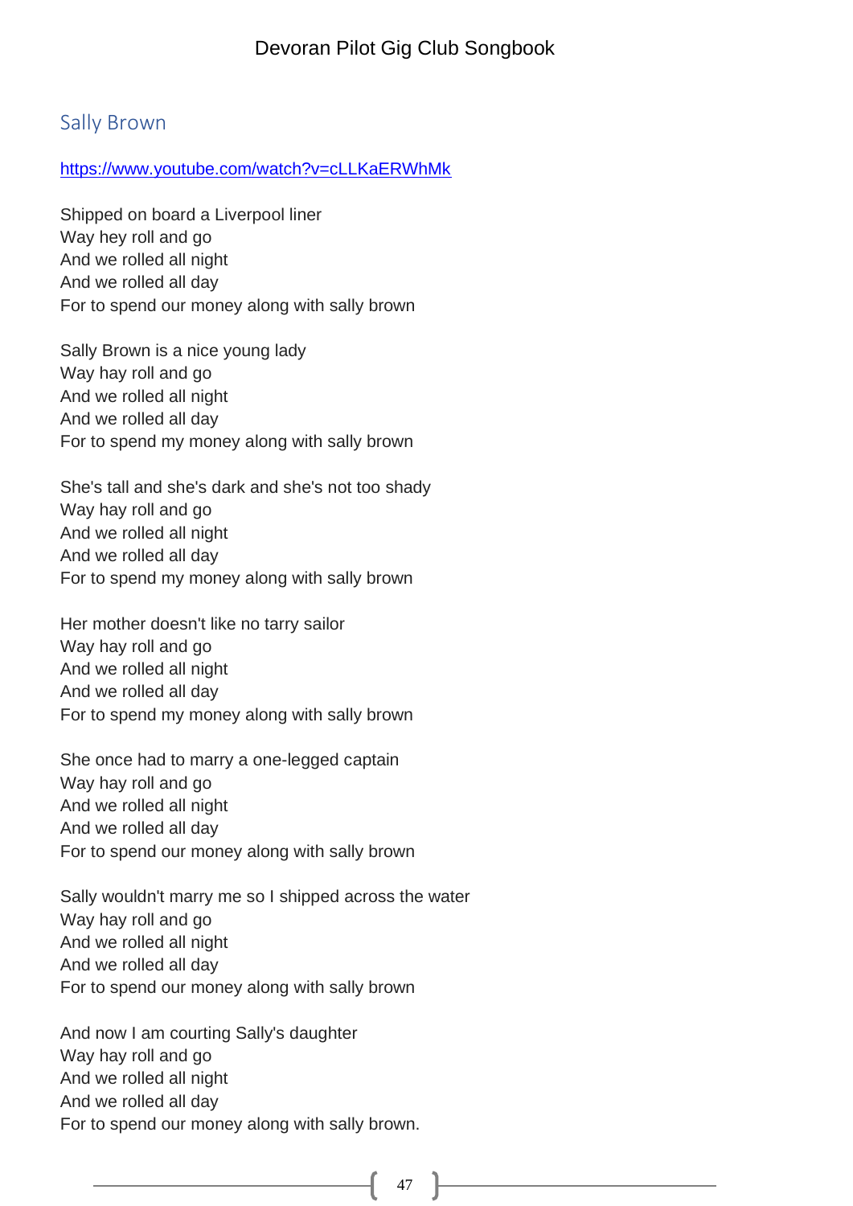## Sally Brown

https://www.youtube.com/watch?v=cLLKaERWhMk

Shipped on board a Liverpool liner  
Way hey roll and go  
And we rolled all night  
And we rolled all day  
For to spend our money along with sally brown

Sally Brown is a nice young lady  
Way hay roll and go  
And we rolled all night  
And we rolled all day  
For to spend my money along with sally brown

She's tall and she's dark and she's not too shady  
Way hay roll and go  
And we rolled all night  
And we rolled all day  
For to spend my money along with sally brown

Her mother doesn't like no tarry sailor  
Way hay roll and go  
And we rolled all night  
And we rolled all day  
For to spend my money along with sally brown

She once had to marry a one-legged captain  
Way hay roll and go  
And we rolled all night  
And we rolled all day  
For to spend our money along with sally brown

Sally wouldn't marry me so I shipped across the water  
Way hay roll and go  
And we rolled all night  
And we rolled all day  
For to spend our money along with sally brown

And now I am courting Sally's daughter  
Way hay roll and go  
And we rolled all night  
And we rolled all day  
For to spend our money along with sally brown.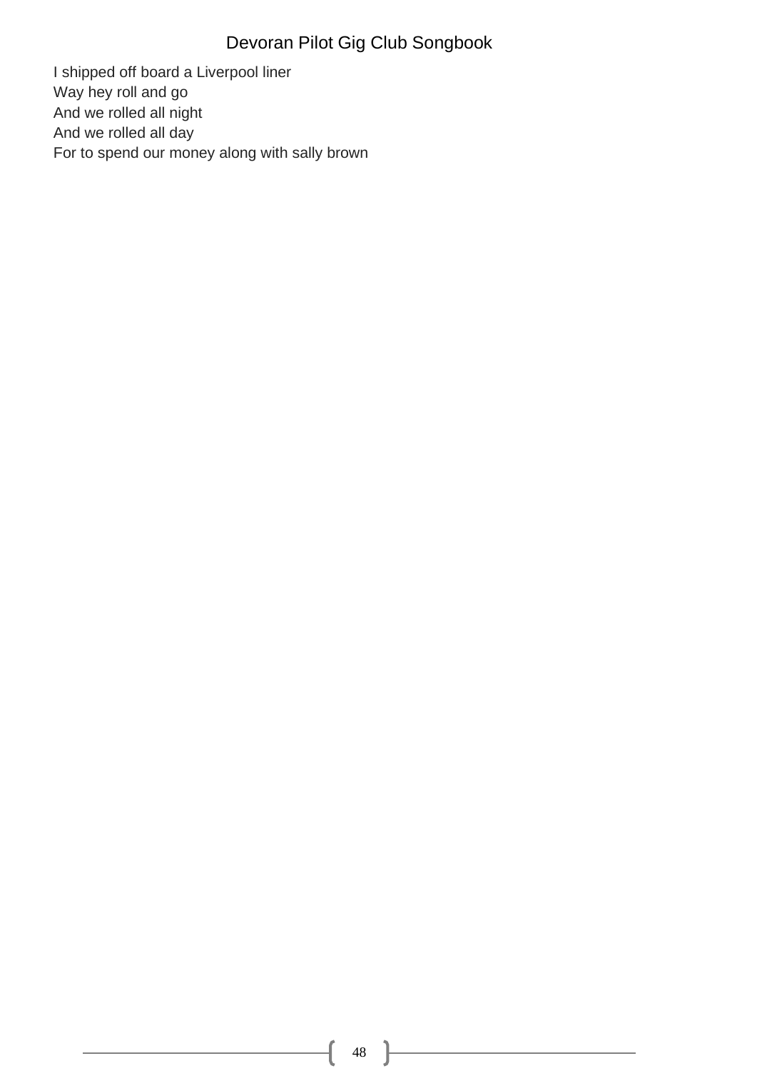I shipped off board a Liverpool liner
Way hey roll and go
And we rolled all night
And we rolled all day
For to spend our money along with sally brown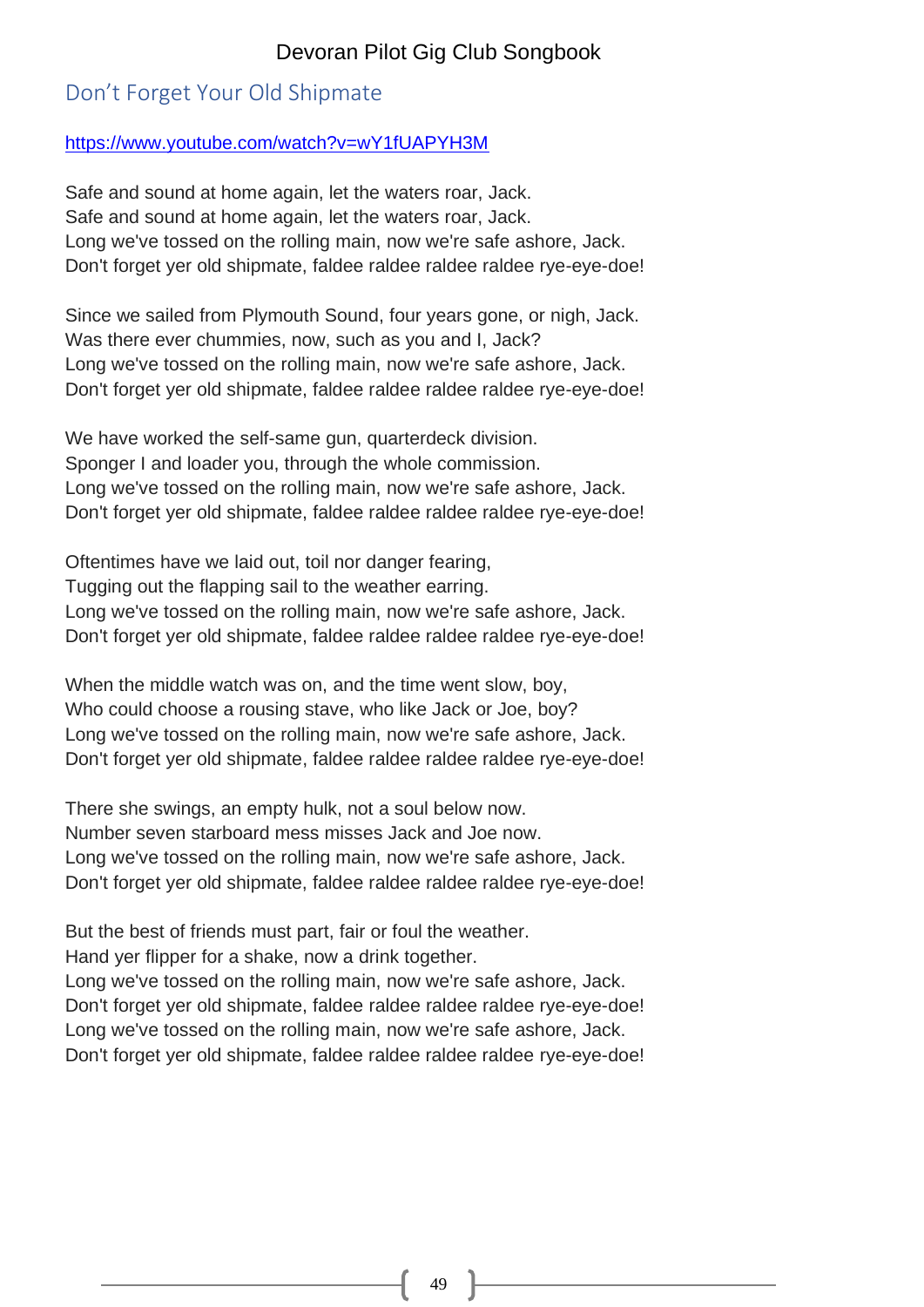## Don't Forget Your Old Shipmate

https://www.youtube.com/watch?v=wY1fUAPYH3M

Safe and sound at home again, let the waters roar, Jack.
Safe and sound at home again, let the waters roar, Jack.
Long we've tossed on the rolling main, now we're safe ashore, Jack.
Don't forget yer old shipmate, faldee raldee raldee raldee rye-eye-doe!

Since we sailed from Plymouth Sound, four years gone, or nigh, Jack.
Was there ever chummies, now, such as you and I, Jack?
Long we've tossed on the rolling main, now we're safe ashore, Jack.
Don't forget yer old shipmate, faldee raldee raldee raldee rye-eye-doe!

We have worked the self-same gun, quarterdeck division.
Sponger I and loader you, through the whole commission.
Long we've tossed on the rolling main, now we're safe ashore, Jack.
Don't forget yer old shipmate, faldee raldee raldee raldee rye-eye-doe!

Oftentimes have we laid out, toil nor danger fearing,
Tugging out the flapping sail to the weather earring.
Long we've tossed on the rolling main, now we're safe ashore, Jack.
Don't forget yer old shipmate, faldee raldee raldee raldee rye-eye-doe!

When the middle watch was on, and the time went slow, boy,
Who could choose a rousing stave, who like Jack or Joe, boy?
Long we've tossed on the rolling main, now we're safe ashore, Jack.
Don't forget yer old shipmate, faldee raldee raldee raldee rye-eye-doe!

There she swings, an empty hulk, not a soul below now.
Number seven starboard mess misses Jack and Joe now.
Long we've tossed on the rolling main, now we're safe ashore, Jack.
Don't forget yer old shipmate, faldee raldee raldee raldee rye-eye-doe!

But the best of friends must part, fair or foul the weather.
Hand yer flipper for a shake, now a drink together.
Long we've tossed on the rolling main, now we're safe ashore, Jack.
Don't forget yer old shipmate, faldee raldee raldee raldee rye-eye-doe!
Long we've tossed on the rolling main, now we're safe ashore, Jack.
Don't forget yer old shipmate, faldee raldee raldee raldee rye-eye-doe!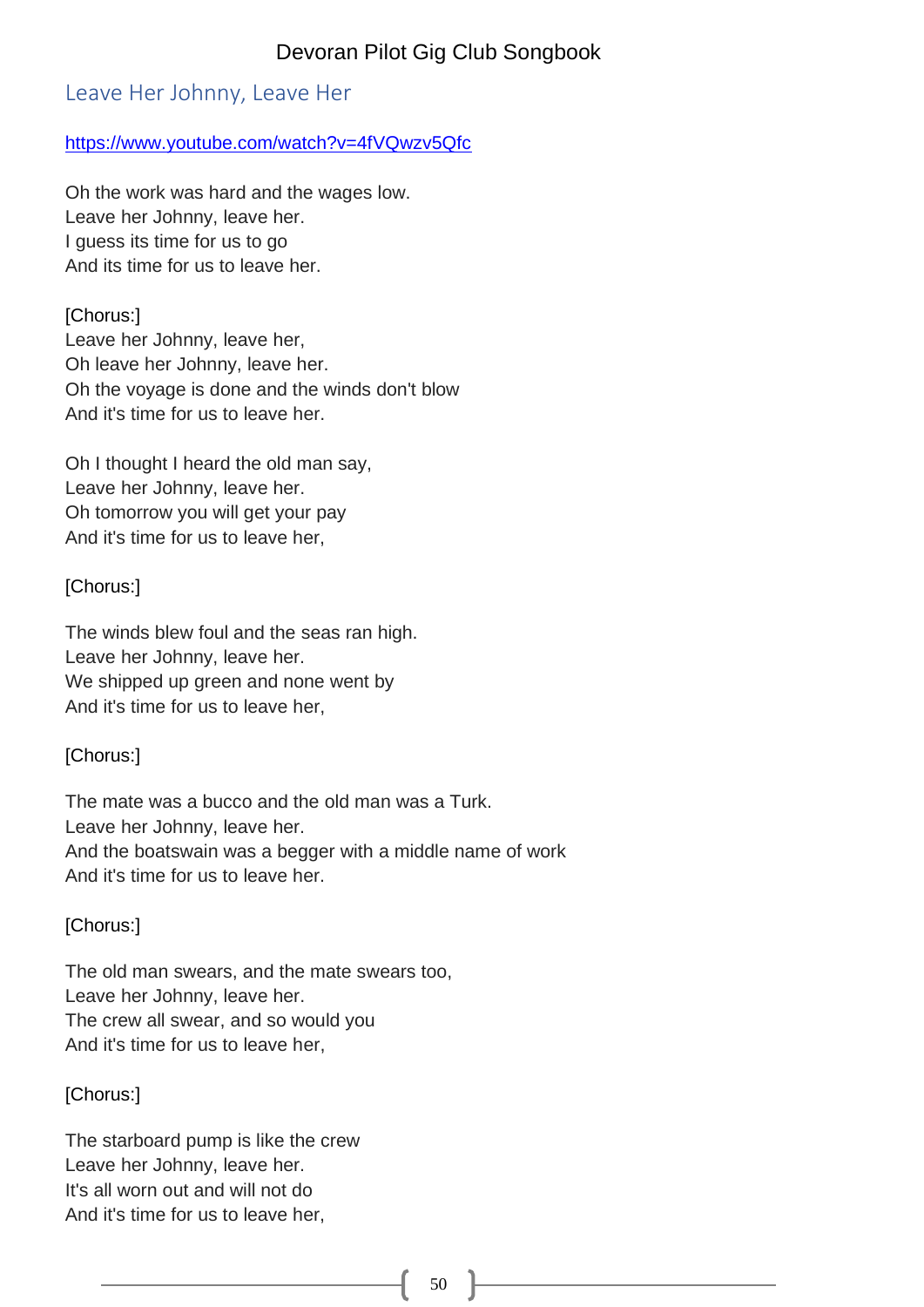## Leave Her Johnny, Leave Her

https://www.youtube.com/watch?v=4fVQwzv5Qfc

Oh the work was hard and the wages low.
Leave her Johnny, leave her.
I guess its time for us to go
And its time for us to leave her.

[Chorus:]
Leave her Johnny, leave her,
Oh leave her Johnny, leave her.
Oh the voyage is done and the winds don't blow
And it's time for us to leave her.

Oh I thought I heard the old man say,
Leave her Johnny, leave her.
Oh tomorrow you will get your pay
And it's time for us to leave her,

[Chorus:]

The winds blew foul and the seas ran high.
Leave her Johnny, leave her.
We shipped up green and none went by
And it's time for us to leave her,

[Chorus:]

The mate was a bucco and the old man was a Turk.
Leave her Johnny, leave her.
And the boatswain was a begger with a middle name of work
And it's time for us to leave her.

[Chorus:]

The old man swears, and the mate swears too,
Leave her Johnny, leave her.
The crew all swear, and so would you
And it's time for us to leave her,

[Chorus:]

The starboard pump is like the crew
Leave her Johnny, leave her.
It's all worn out and will not do
And it's time for us to leave her,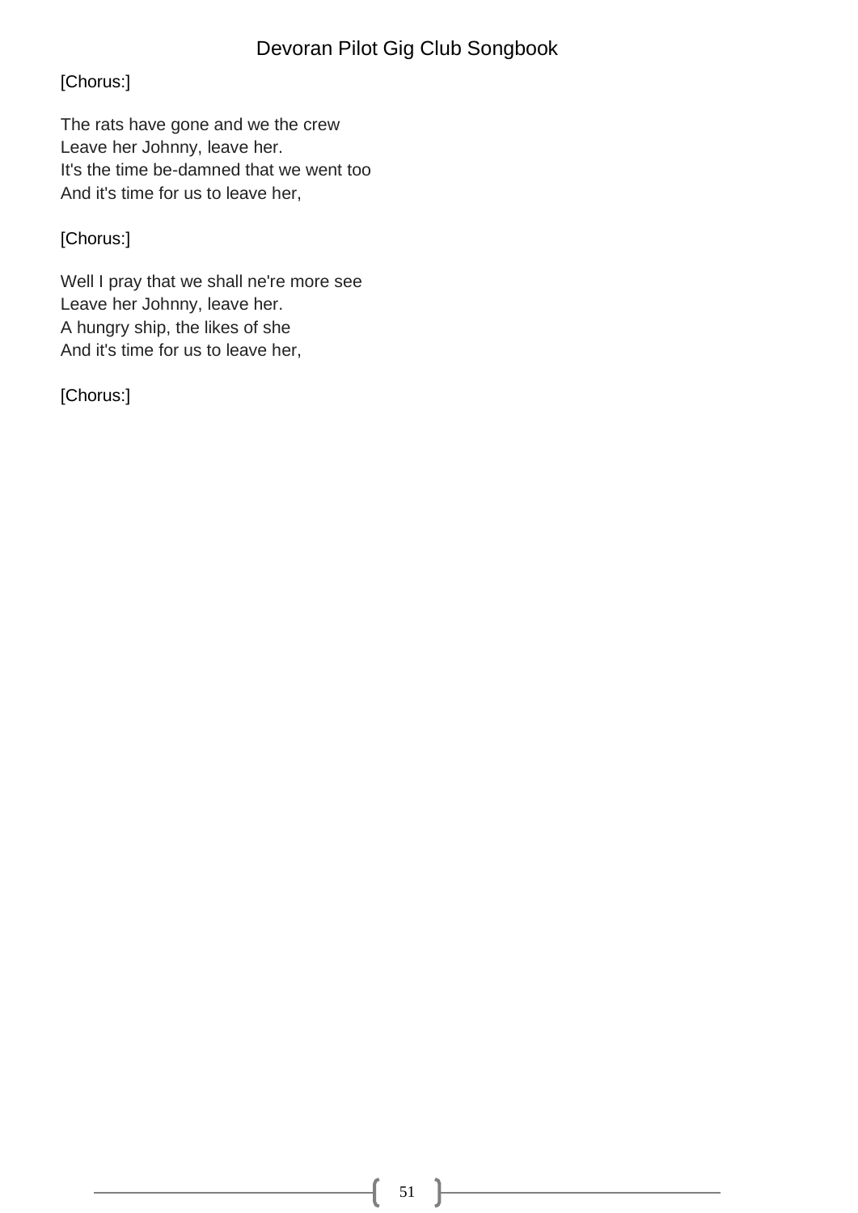[Chorus:]

The rats have gone and we the crew  
Leave her Johnny, leave her.  
It's the time be-damned that we went too  
And it's time for us to leave her,

[Chorus:]

Well I pray that we shall ne're more see  
Leave her Johnny, leave her.  
A hungry ship, the likes of she  
And it's time for us to leave her,

[Chorus:]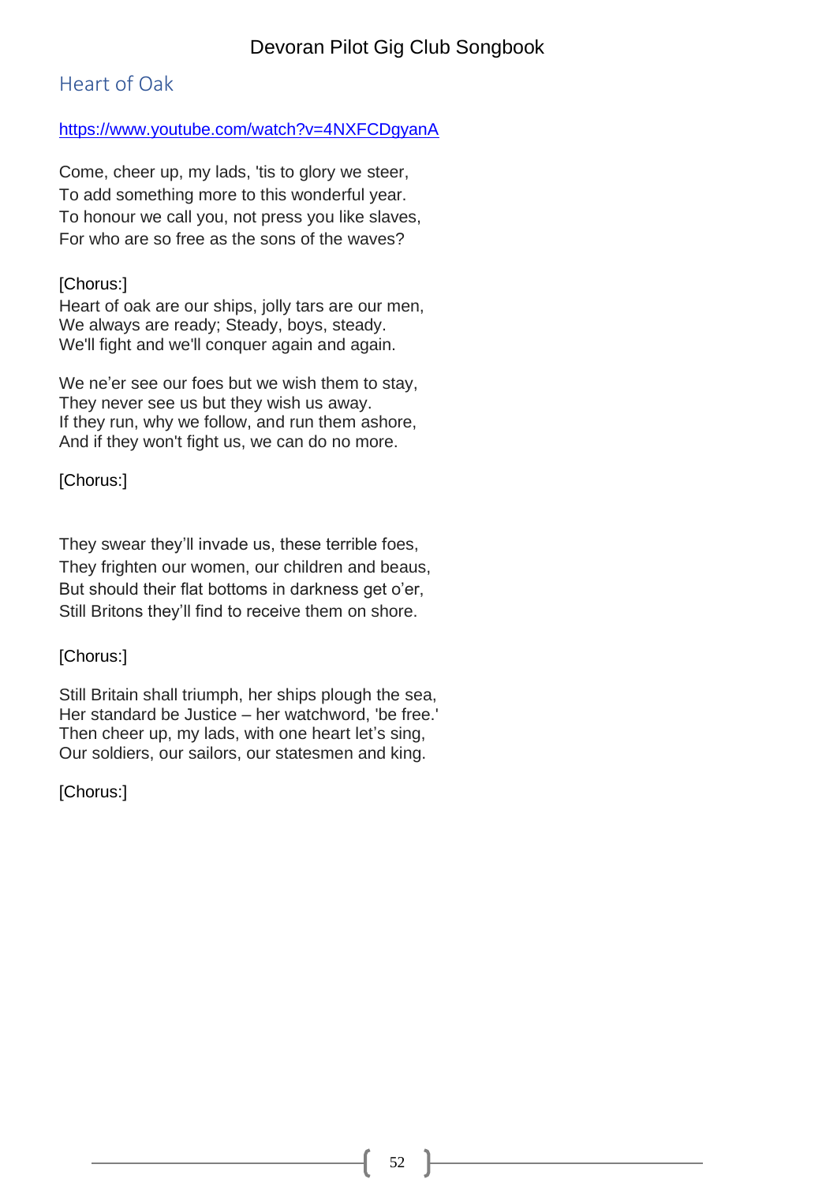## Heart of Oak

https://www.youtube.com/watch?v=4NXFCDgyanA

Come, cheer up, my lads, 'tis to glory we steer,
To add something more to this wonderful year.
To honour we call you, not press you like slaves,
For who are so free as the sons of the waves?

[Chorus:]
Heart of oak are our ships, jolly tars are our men,
We always are ready; Steady, boys, steady.
We'll fight and we'll conquer again and again.

We ne'er see our foes but we wish them to stay,
They never see us but they wish us away.
If they run, why we follow, and run them ashore,
And if they won't fight us, we can do no more.

[Chorus:]

They swear they'll invade us, these terrible foes,
They frighten our women, our children and beaus,
But should their flat bottoms in darkness get o'er,
Still Britons they'll find to receive them on shore.

[Chorus:]

Still Britain shall triumph, her ships plough the sea,
Her standard be Justice – her watchword, 'be free.'
Then cheer up, my lads, with one heart let's sing,
Our soldiers, our sailors, our statesmen and king.

[Chorus:]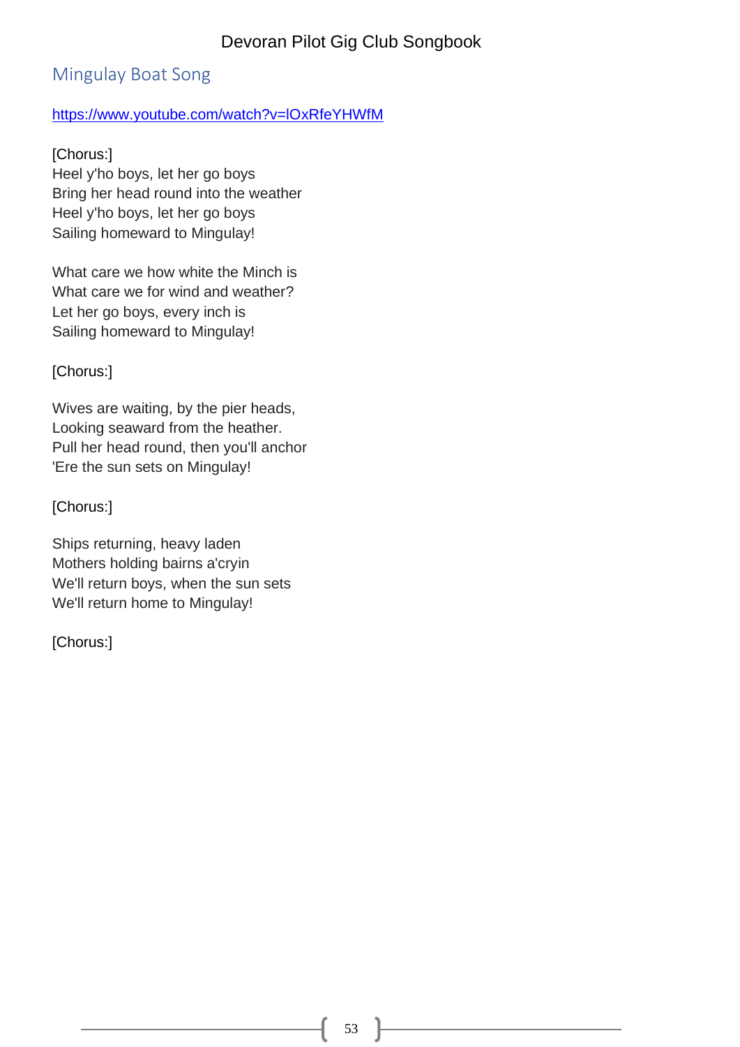## Mingulay Boat Song

https://www.youtube.com/watch?v=lOxRfeYHWfM

[Chorus:]
Heel y'ho boys, let her go boys
Bring her head round into the weather
Heel y'ho boys, let her go boys
Sailing homeward to Mingulay!

What care we how white the Minch is
What care we for wind and weather?
Let her go boys, every inch is
Sailing homeward to Mingulay!

[Chorus:]

Wives are waiting, by the pier heads,
Looking seaward from the heather.
Pull her head round, then you'll anchor
'Ere the sun sets on Mingulay!

[Chorus:]

Ships returning, heavy laden
Mothers holding bairns a'cryin
We'll return boys, when the sun sets
We'll return home to Mingulay!

[Chorus:]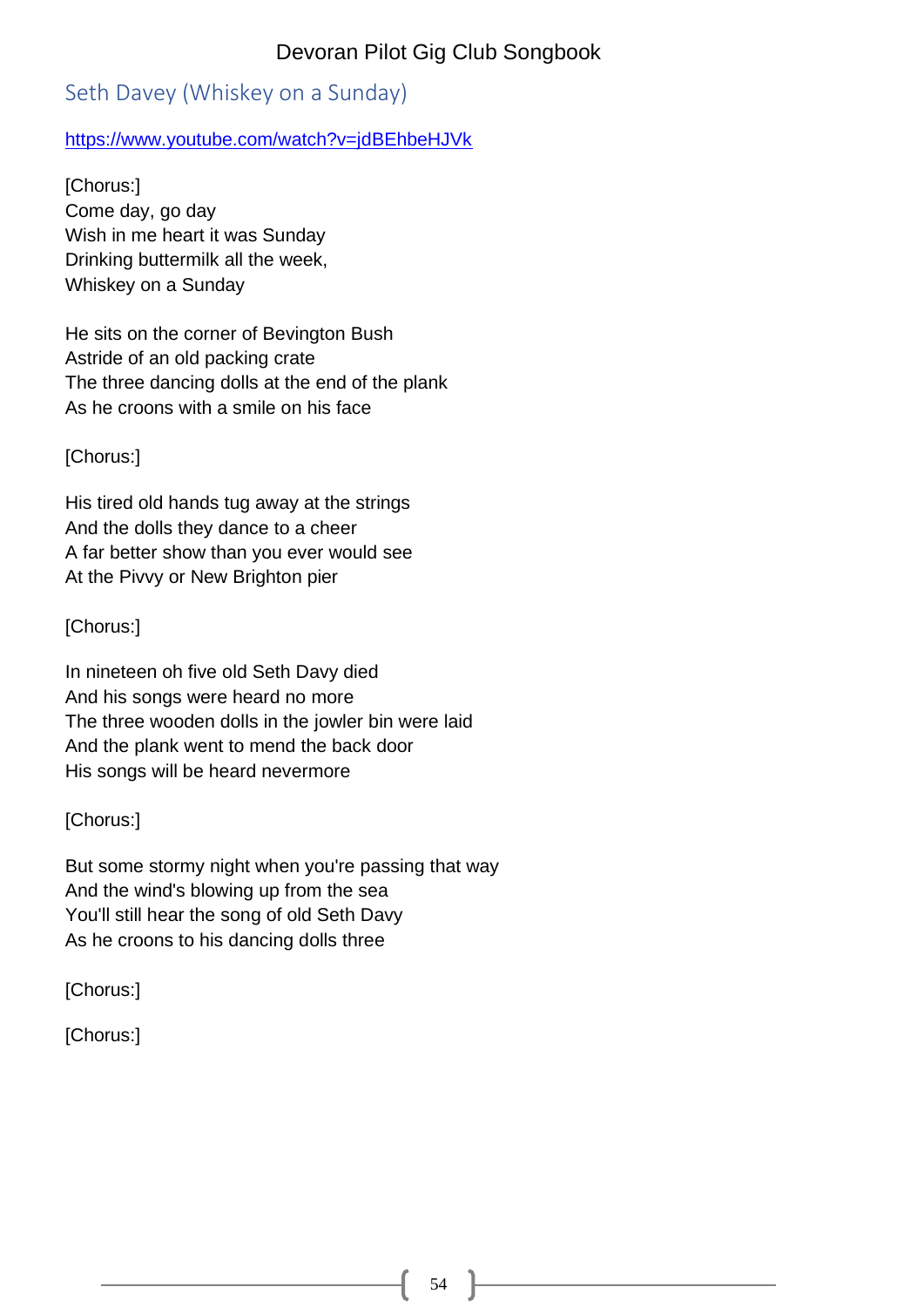## Seth Davey (Whiskey on a Sunday)

https://www.youtube.com/watch?v=jdBEhbeHJVk

[Chorus:]
Come day, go day
Wish in me heart it was Sunday
Drinking buttermilk all the week,
Whiskey on a Sunday

He sits on the corner of Bevington Bush
Astride of an old packing crate
The three dancing dolls at the end of the plank
As he croons with a smile on his face

[Chorus:]

His tired old hands tug away at the strings
And the dolls they dance to a cheer
A far better show than you ever would see
At the Pivvy or New Brighton pier

[Chorus:]

In nineteen oh five old Seth Davy died
And his songs were heard no more
The three wooden dolls in the jowler bin were laid
And the plank went to mend the back door
His songs will be heard nevermore

[Chorus:]

But some stormy night when you're passing that way
And the wind's blowing up from the sea
You'll still hear the song of old Seth Davy
As he croons to his dancing dolls three

[Chorus:]

[Chorus:]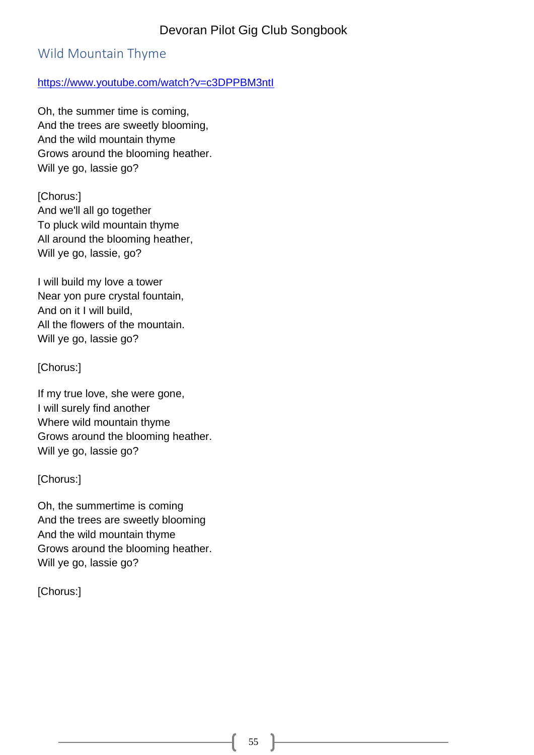## Wild Mountain Thyme

https://www.youtube.com/watch?v=c3DPPBM3ntI

Oh, the summer time is coming,
And the trees are sweetly blooming,
And the wild mountain thyme
Grows around the blooming heather.
Will ye go, lassie go?

[Chorus:]
And we'll all go together
To pluck wild mountain thyme
All around the blooming heather,
Will ye go, lassie, go?

I will build my love a tower
Near yon pure crystal fountain,
And on it I will build,
All the flowers of the mountain.
Will ye go, lassie go?

[Chorus:]

If my true love, she were gone,
I will surely find another
Where wild mountain thyme
Grows around the blooming heather.
Will ye go, lassie go?

[Chorus:]

Oh, the summertime is coming
And the trees are sweetly blooming
And the wild mountain thyme
Grows around the blooming heather.
Will ye go, lassie go?

[Chorus:]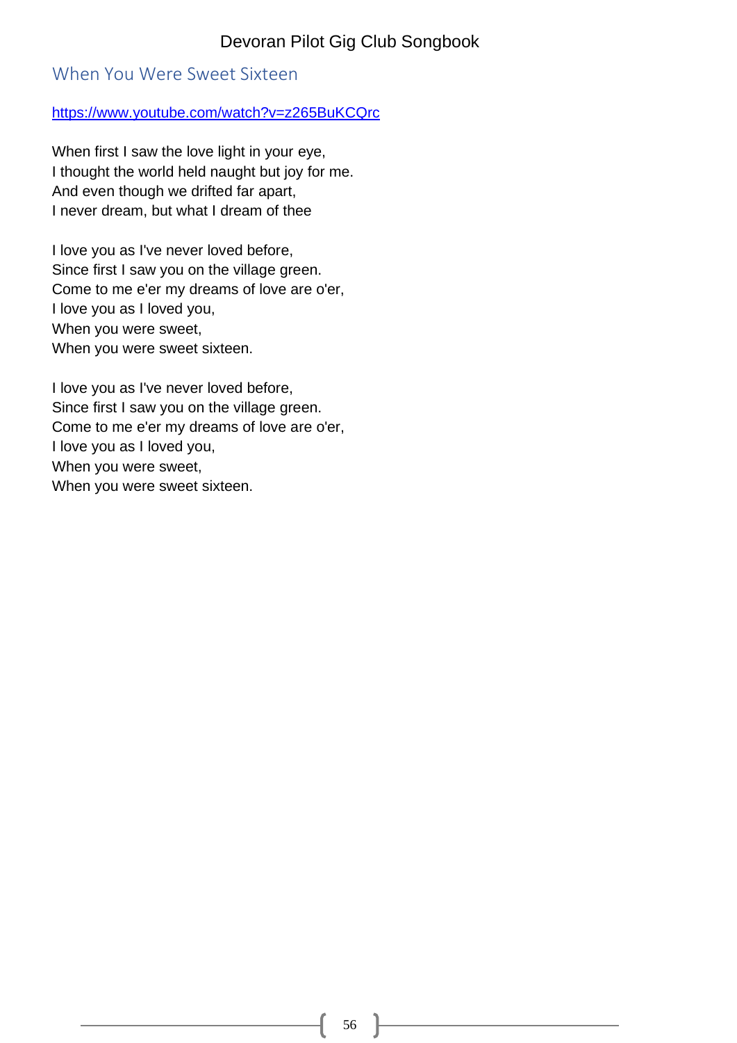## When You Were Sweet Sixteen

https://www.youtube.com/watch?v=z265BuKCQrc

When first I saw the love light in your eye,
I thought the world held naught but joy for me.
And even though we drifted far apart,
I never dream, but what I dream of thee

I love you as I've never loved before,
Since first I saw you on the village green.
Come to me e'er my dreams of love are o'er,
I love you as I loved you,
When you were sweet,
When you were sweet sixteen.

I love you as I've never loved before,
Since first I saw you on the village green.
Come to me e'er my dreams of love are o'er,
I love you as I loved you,
When you were sweet,
When you were sweet sixteen.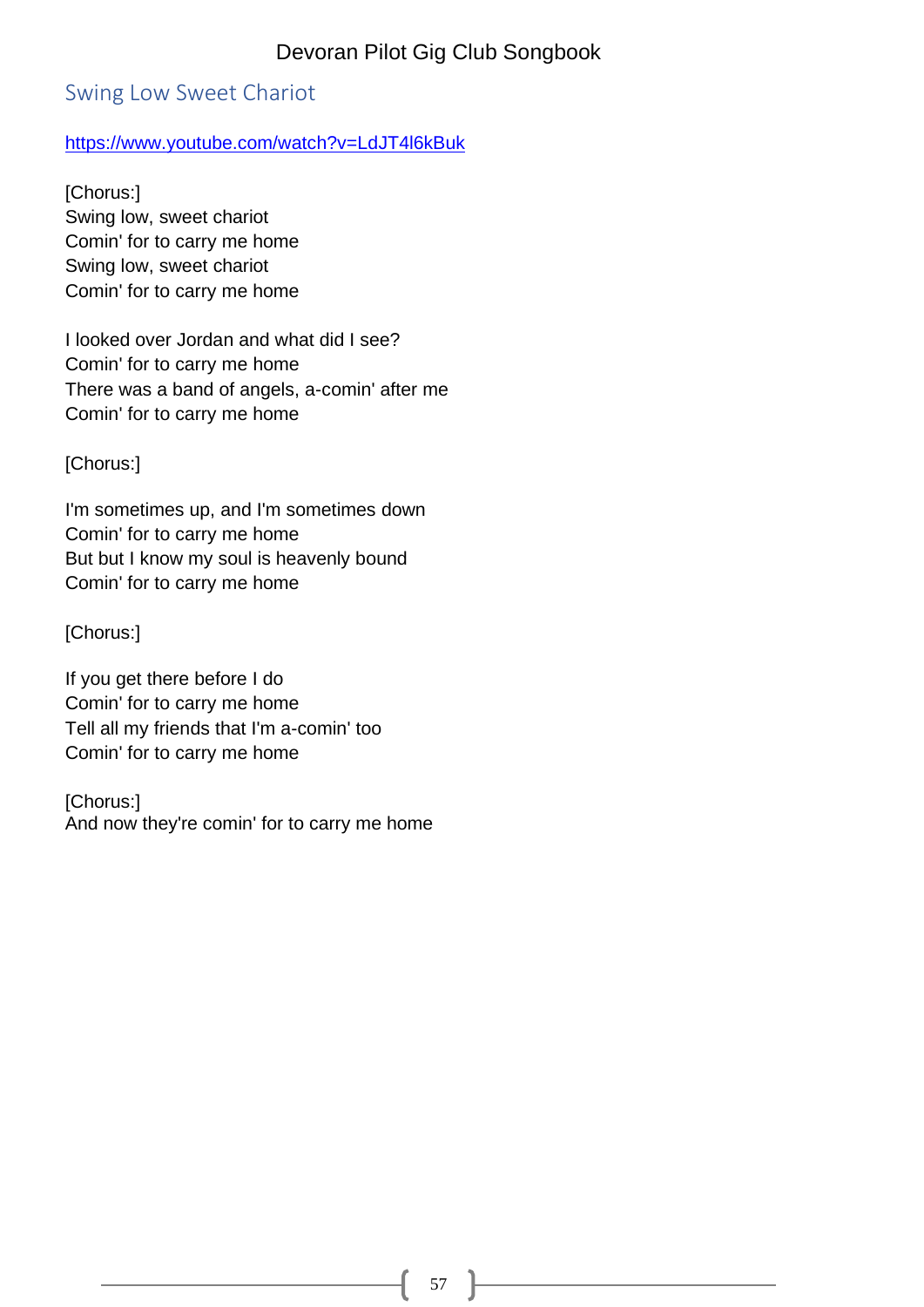## Swing Low Sweet Chariot

https://www.youtube.com/watch?v=LdJT4l6kBuk

[Chorus:]
Swing low, sweet chariot
Comin' for to carry me home
Swing low, sweet chariot
Comin' for to carry me home

I looked over Jordan and what did I see?
Comin' for to carry me home
There was a band of angels, a-comin' after me
Comin' for to carry me home

[Chorus:]

I'm sometimes up, and I'm sometimes down
Comin' for to carry me home
But but I know my soul is heavenly bound
Comin' for to carry me home

[Chorus:]

If you get there before I do
Comin' for to carry me home
Tell all my friends that I'm a-comin' too
Comin' for to carry me home

[Chorus:]
And now they're comin' for to carry me home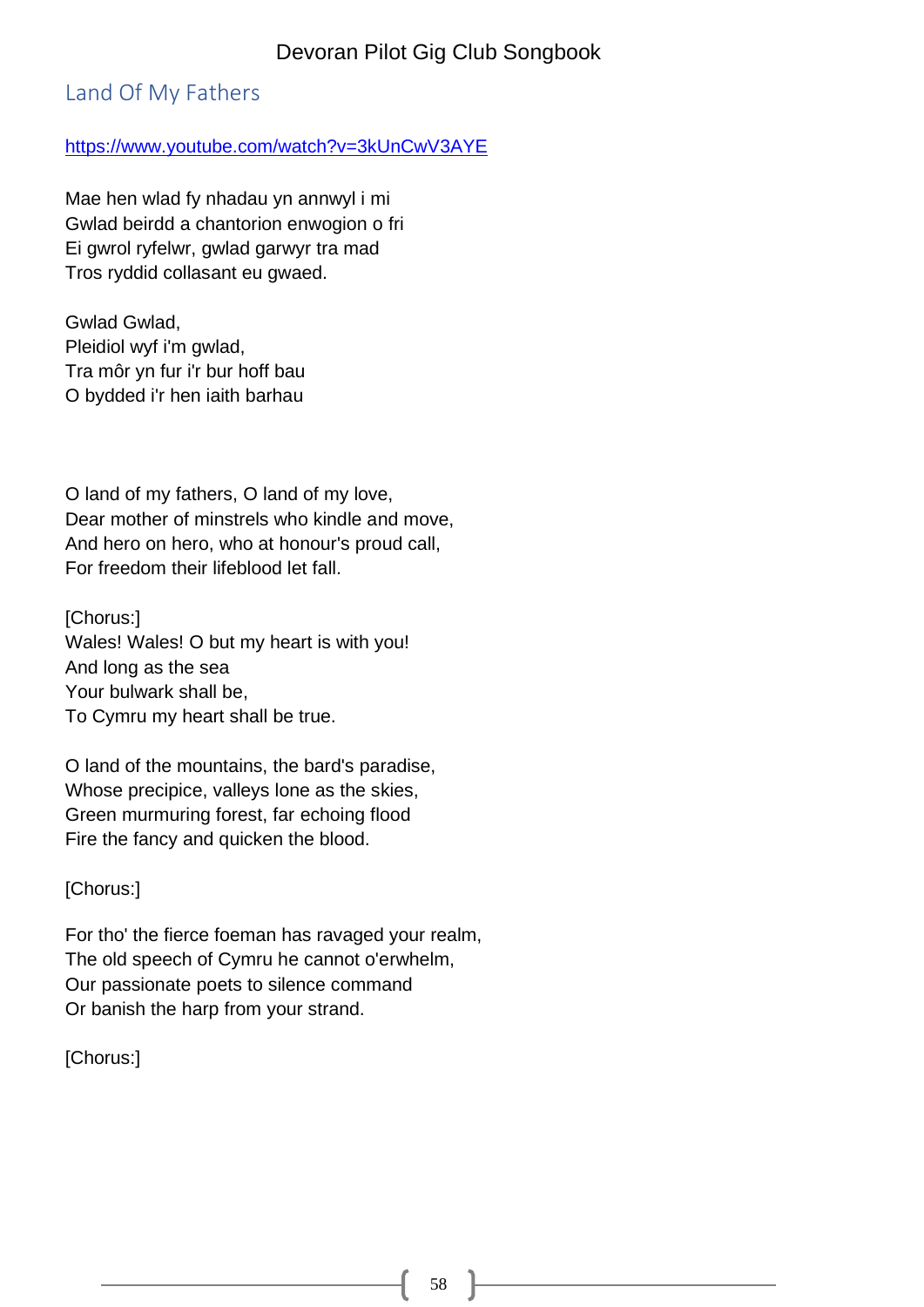## Land Of My Fathers

https://www.youtube.com/watch?v=3kUnCwV3AYE

Mae hen wlad fy nhadau yn annwyl i mi
Gwlad beirdd a chantorion enwogion o fri
Ei gwrol ryfelwr, gwlad garwyr tra mad
Tros ryddid collasant eu gwaed.

Gwlad Gwlad,
Pleidiol wyf i'm gwlad,
Tra môr yn fur i'r bur hoff bau
O bydded i'r hen iaith barhau

O land of my fathers, O land of my love,
Dear mother of minstrels who kindle and move,
And hero on hero, who at honour's proud call,
For freedom their lifeblood let fall.

[Chorus:]
Wales! Wales! O but my heart is with you!
And long as the sea
Your bulwark shall be,
To Cymru my heart shall be true.

O land of the mountains, the bard's paradise,
Whose precipice, valleys lone as the skies,
Green murmuring forest, far echoing flood
Fire the fancy and quicken the blood.

[Chorus:]

For tho' the fierce foeman has ravaged your realm,
The old speech of Cymru he cannot o'erwhelm,
Our passionate poets to silence command
Or banish the harp from your strand.

[Chorus:]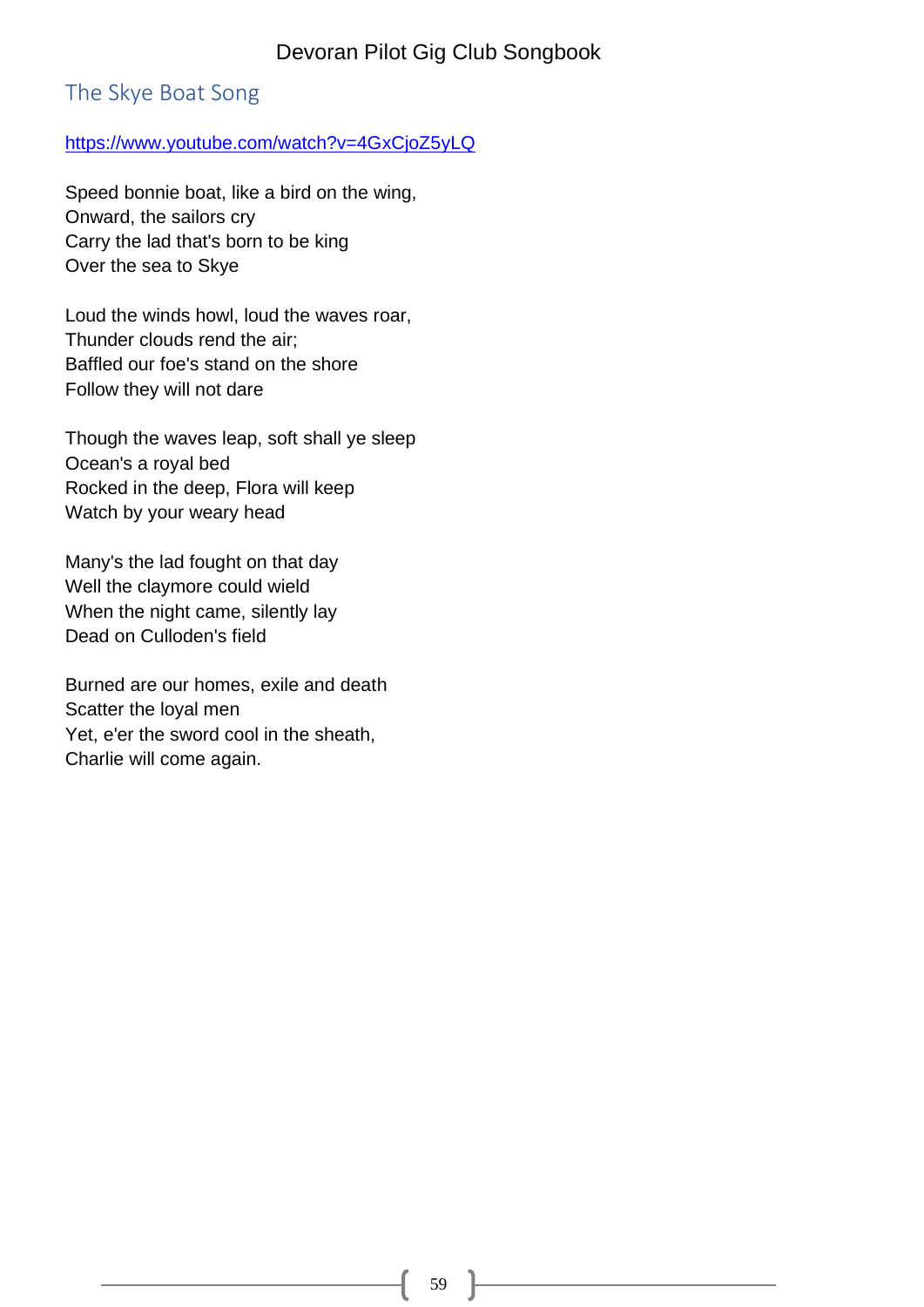## The Skye Boat Song

https://www.youtube.com/watch?v=4GxCjoZ5yLQ

Speed bonnie boat, like a bird on the wing,  
Onward, the sailors cry  
Carry the lad that's born to be king  
Over the sea to Skye

Loud the winds howl, loud the waves roar,  
Thunder clouds rend the air;  
Baffled our foe's stand on the shore  
Follow they will not dare

Though the waves leap, soft shall ye sleep  
Ocean's a royal bed  
Rocked in the deep, Flora will keep  
Watch by your weary head

Many's the lad fought on that day  
Well the claymore could wield  
When the night came, silently lay  
Dead on Culloden's field

Burned are our homes, exile and death  
Scatter the loyal men  
Yet, e'er the sword cool in the sheath,  
Charlie will come again.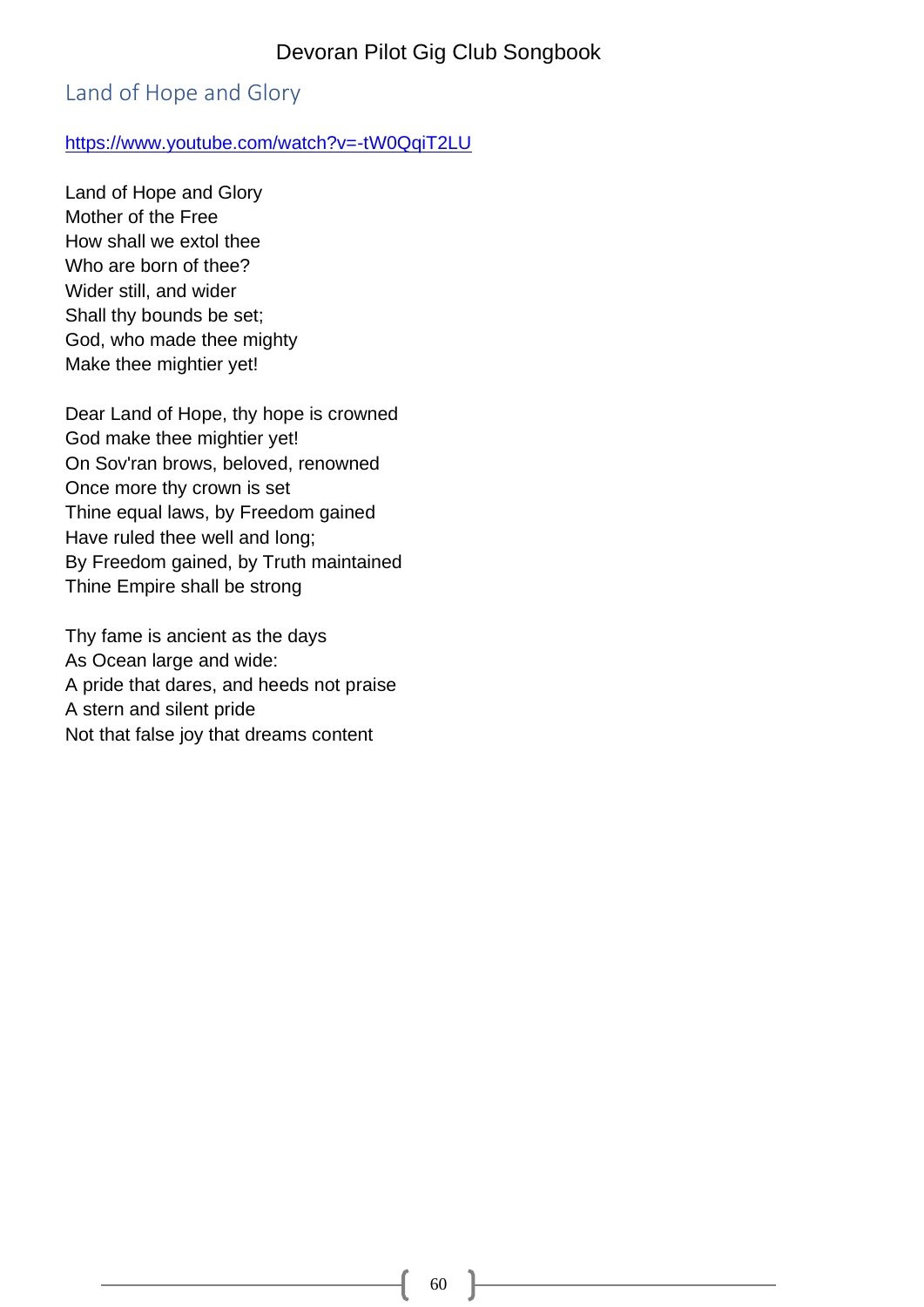## Land of Hope and Glory

https://www.youtube.com/watch?v=-tW0QqiT2LU

Land of Hope and Glory
Mother of the Free
How shall we extol thee
Who are born of thee?
Wider still, and wider
Shall thy bounds be set;
God, who made thee mighty
Make thee mightier yet!

Dear Land of Hope, thy hope is crowned
God make thee mightier yet!
On Sov'ran brows, beloved, renowned
Once more thy crown is set
Thine equal laws, by Freedom gained
Have ruled thee well and long;
By Freedom gained, by Truth maintained
Thine Empire shall be strong

Thy fame is ancient as the days
As Ocean large and wide:
A pride that dares, and heeds not praise
A stern and silent pride
Not that false joy that dreams content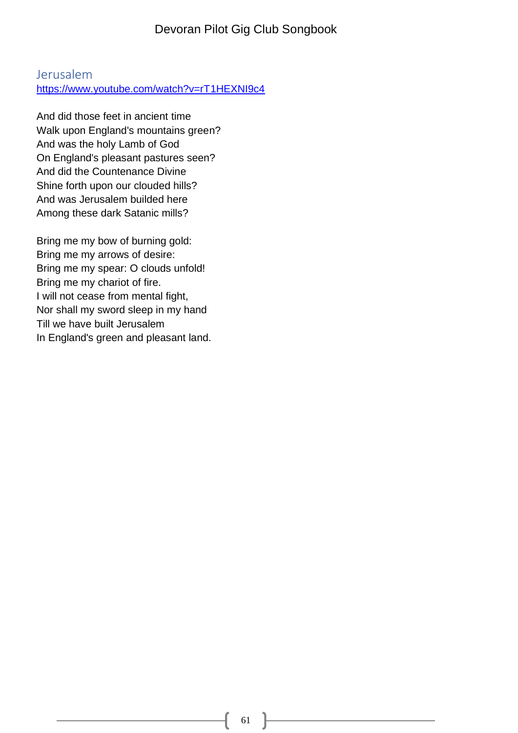## Jerusalem

https://www.youtube.com/watch?v=rT1HEXNI9c4

And did those feet in ancient time
Walk upon England's mountains green?
And was the holy Lamb of God
On England's pleasant pastures seen?
And did the Countenance Divine
Shine forth upon our clouded hills?
And was Jerusalem builded here
Among these dark Satanic mills?

Bring me my bow of burning gold:
Bring me my arrows of desire:
Bring me my spear: O clouds unfold!
Bring me my chariot of fire.
I will not cease from mental fight,
Nor shall my sword sleep in my hand
Till we have built Jerusalem
In England's green and pleasant land.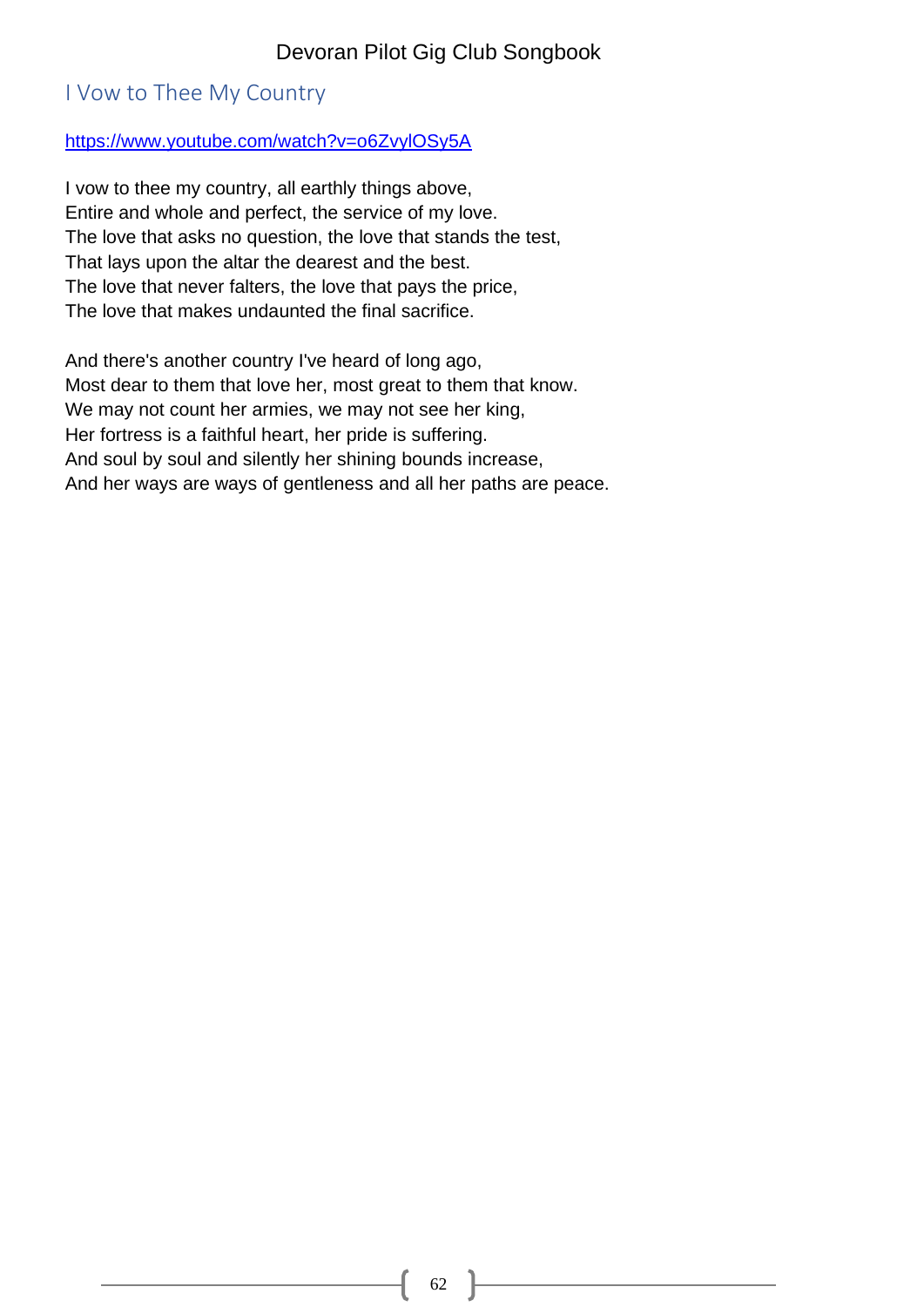## I Vow to Thee My Country

https://www.youtube.com/watch?v=o6ZvylOSy5A

I vow to thee my country, all earthly things above,
Entire and whole and perfect, the service of my love.
The love that asks no question, the love that stands the test,
That lays upon the altar the dearest and the best.
The love that never falters, the love that pays the price,
The love that makes undaunted the final sacrifice.

And there's another country I've heard of long ago,
Most dear to them that love her, most great to them that know.
We may not count her armies, we may not see her king,
Her fortress is a faithful heart, her pride is suffering.
And soul by soul and silently her shining bounds increase,
And her ways are ways of gentleness and all her paths are peace.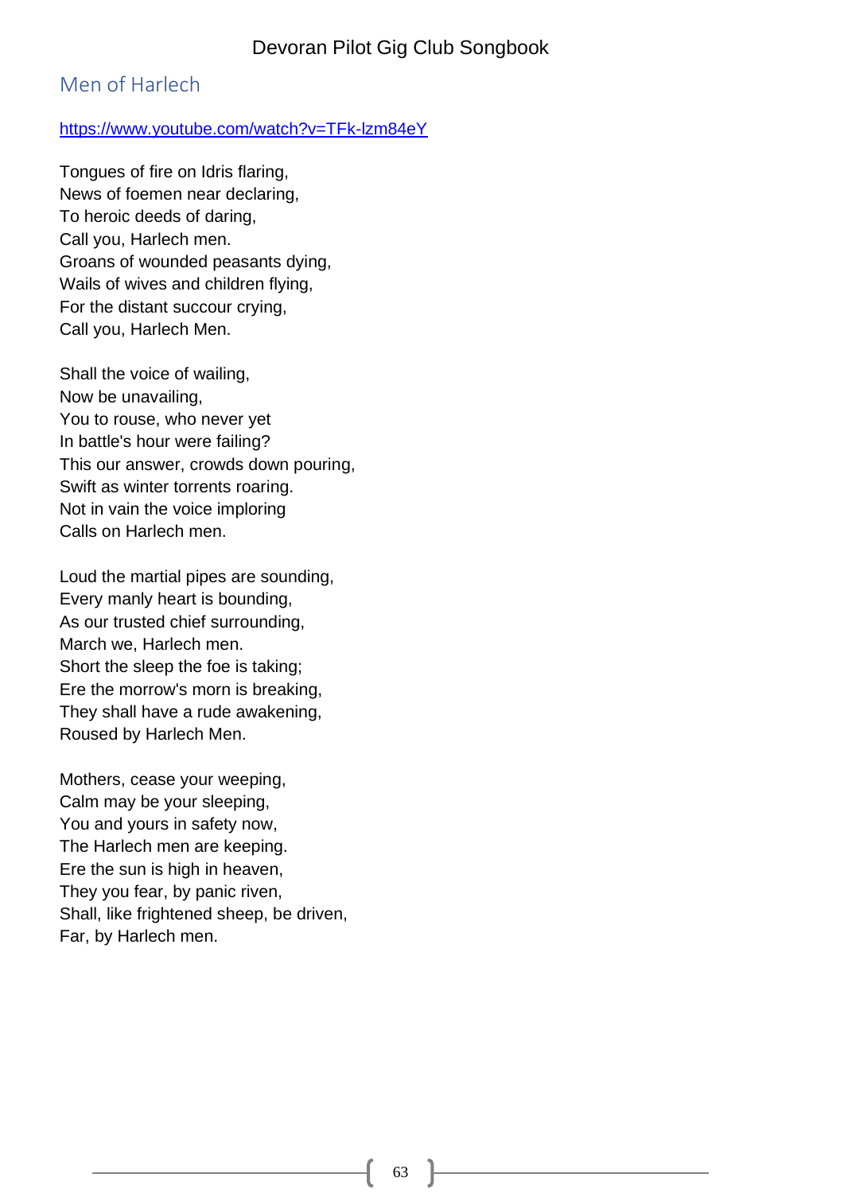## Men of Harlech

https://www.youtube.com/watch?v=TFk-lzm84eY

Tongues of fire on Idris flaring,  
News of foemen near declaring,  
To heroic deeds of daring,  
Call you, Harlech men.  
Groans of wounded peasants dying,  
Wails of wives and children flying,  
For the distant succour crying,  
Call you, Harlech Men.

Shall the voice of wailing,  
Now be unavailing,  
You to rouse, who never yet  
In battle's hour were failing?  
This our answer, crowds down pouring,  
Swift as winter torrents roaring.  
Not in vain the voice imploring  
Calls on Harlech men.

Loud the martial pipes are sounding,  
Every manly heart is bounding,  
As our trusted chief surrounding,  
March we, Harlech men.  
Short the sleep the foe is taking;  
Ere the morrow's morn is breaking,  
They shall have a rude awakening,  
Roused by Harlech Men.

Mothers, cease your weeping,  
Calm may be your sleeping,  
You and yours in safety now,  
The Harlech men are keeping.  
Ere the sun is high in heaven,  
They you fear, by panic riven,  
Shall, like frightened sheep, be driven,  
Far, by Harlech men.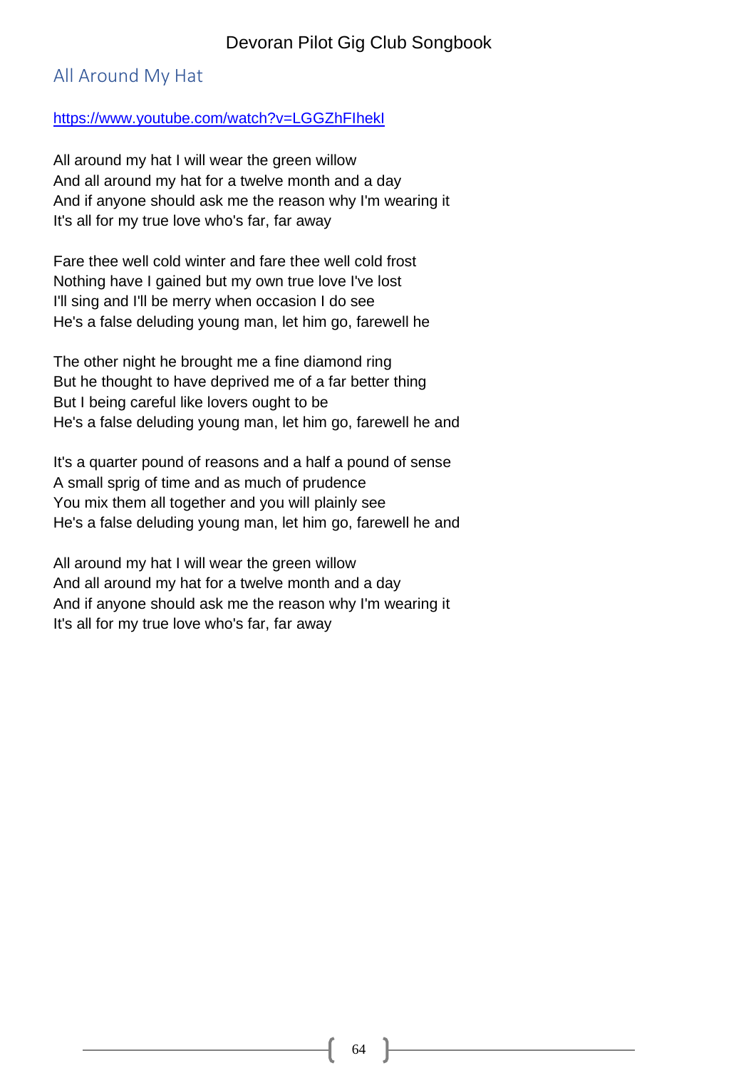## All Around My Hat

https://www.youtube.com/watch?v=LGGZhFIhekI

All around my hat I will wear the green willow
And all around my hat for a twelve month and a day
And if anyone should ask me the reason why I'm wearing it
It's all for my true love who's far, far away

Fare thee well cold winter and fare thee well cold frost
Nothing have I gained but my own true love I've lost
I'll sing and I'll be merry when occasion I do see
He's a false deluding young man, let him go, farewell he

The other night he brought me a fine diamond ring
But he thought to have deprived me of a far better thing
But I being careful like lovers ought to be
He's a false deluding young man, let him go, farewell he and

It's a quarter pound of reasons and a half a pound of sense
A small sprig of time and as much of prudence
You mix them all together and you will plainly see
He's a false deluding young man, let him go, farewell he and

All around my hat I will wear the green willow
And all around my hat for a twelve month and a day
And if anyone should ask me the reason why I'm wearing it
It's all for my true love who's far, far away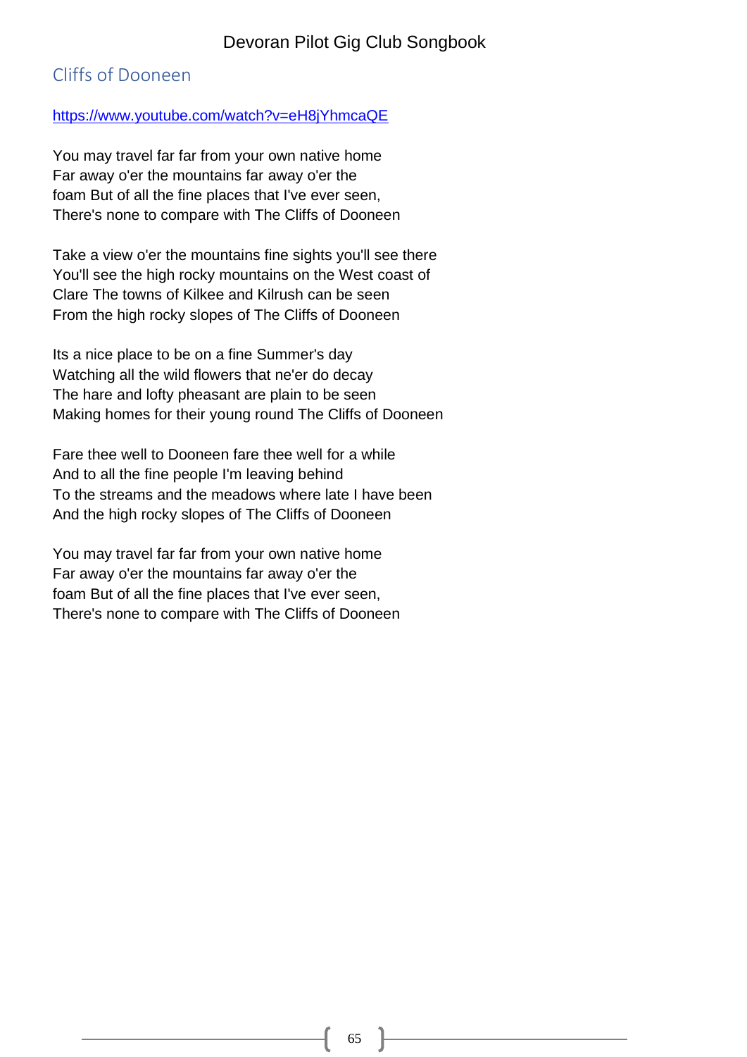## Cliffs of Dooneen

https://www.youtube.com/watch?v=eH8jYhmcaQE

You may travel far far from your own native home  
Far away o'er the mountains far away o'er the  
foam But of all the fine places that I've ever seen,  
There's none to compare with The Cliffs of Dooneen

Take a view o'er the mountains fine sights you'll see there  
You'll see the high rocky mountains on the West coast of  
Clare The towns of Kilkee and Kilrush can be seen  
From the high rocky slopes of The Cliffs of Dooneen

Its a nice place to be on a fine Summer's day  
Watching all the wild flowers that ne'er do decay  
The hare and lofty pheasant are plain to be seen  
Making homes for their young round The Cliffs of Dooneen

Fare thee well to Dooneen fare thee well for a while  
And to all the fine people I'm leaving behind  
To the streams and the meadows where late I have been  
And the high rocky slopes of The Cliffs of Dooneen

You may travel far far from your own native home  
Far away o'er the mountains far away o'er the  
foam But of all the fine places that I've ever seen,  
There's none to compare with The Cliffs of Dooneen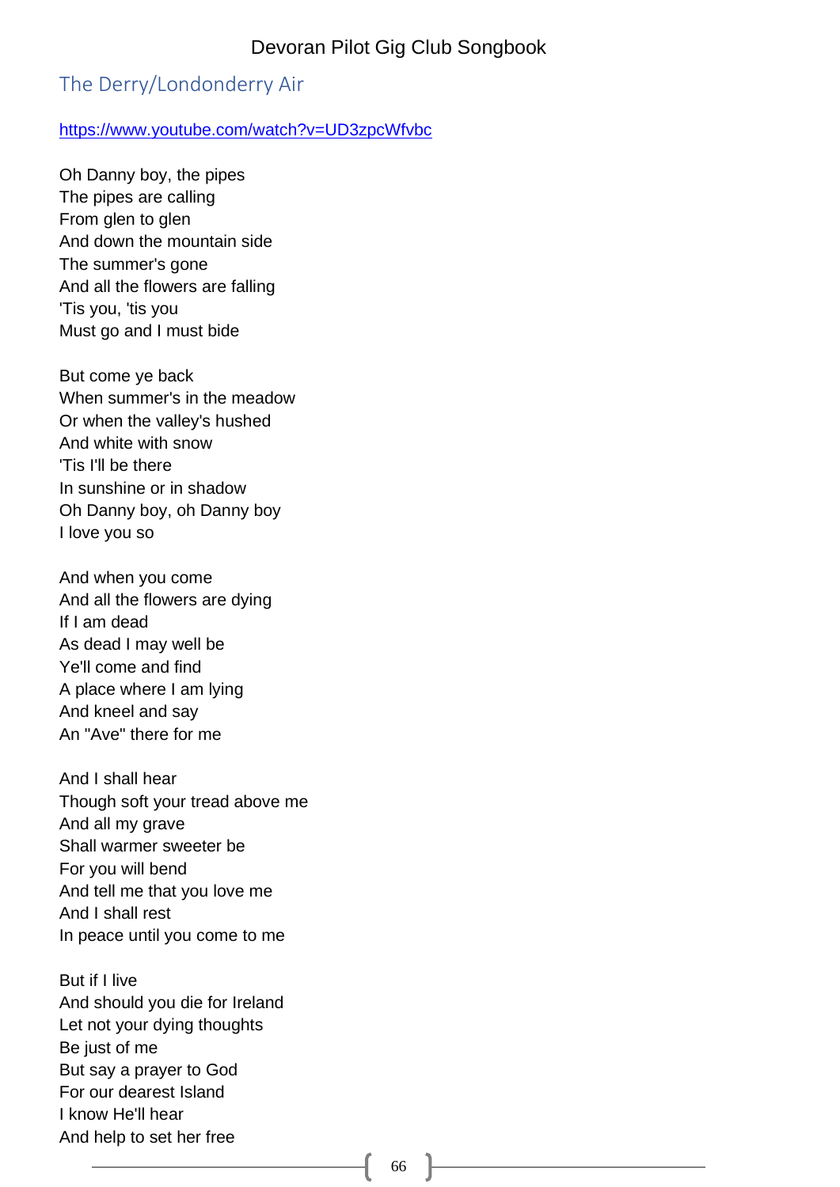## The Derry/Londonderry Air

https://www.youtube.com/watch?v=UD3zpcWfvbc

Oh Danny boy, the pipes  
The pipes are calling  
From glen to glen  
And down the mountain side  
The summer's gone  
And all the flowers are falling  
'Tis you, 'tis you  
Must go and I must bide

But come ye back  
When summer's in the meadow  
Or when the valley's hushed  
And white with snow  
'Tis I'll be there  
In sunshine or in shadow  
Oh Danny boy, oh Danny boy  
I love you so

And when you come  
And all the flowers are dying  
If I am dead  
As dead I may well be  
Ye'll come and find  
A place where I am lying  
And kneel and say  
An "Ave" there for me

And I shall hear  
Though soft your tread above me  
And all my grave  
Shall warmer sweeter be  
For you will bend  
And tell me that you love me  
And I shall rest  
In peace until you come to me

But if I live  
And should you die for Ireland  
Let not your dying thoughts  
Be just of me  
But say a prayer to God  
For our dearest Island  
I know He'll hear  
And help to set her free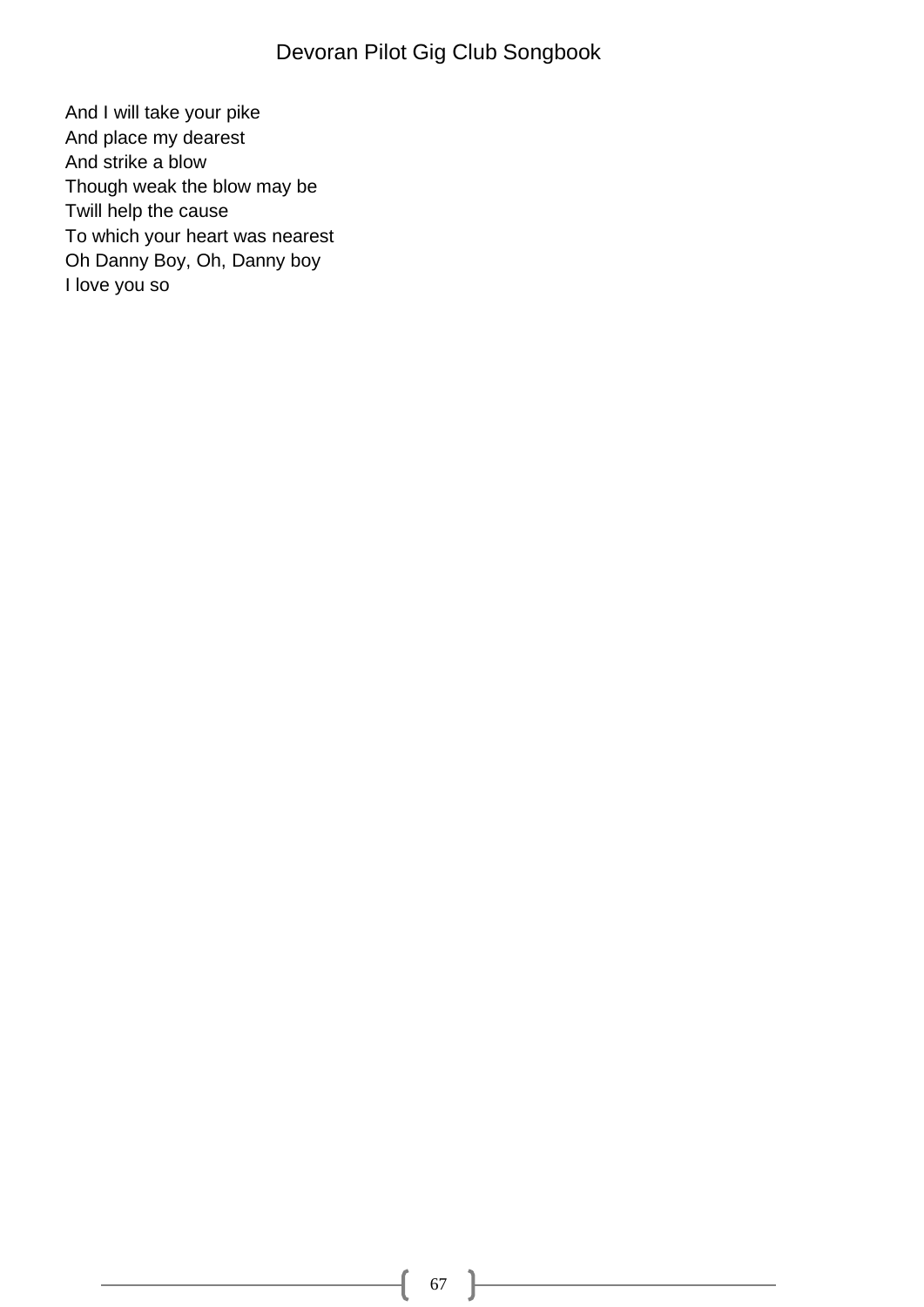And I will take your pike
And place my dearest
And strike a blow
Though weak the blow may be
Twill help the cause
To which your heart was nearest
Oh Danny Boy, Oh, Danny boy
I love you so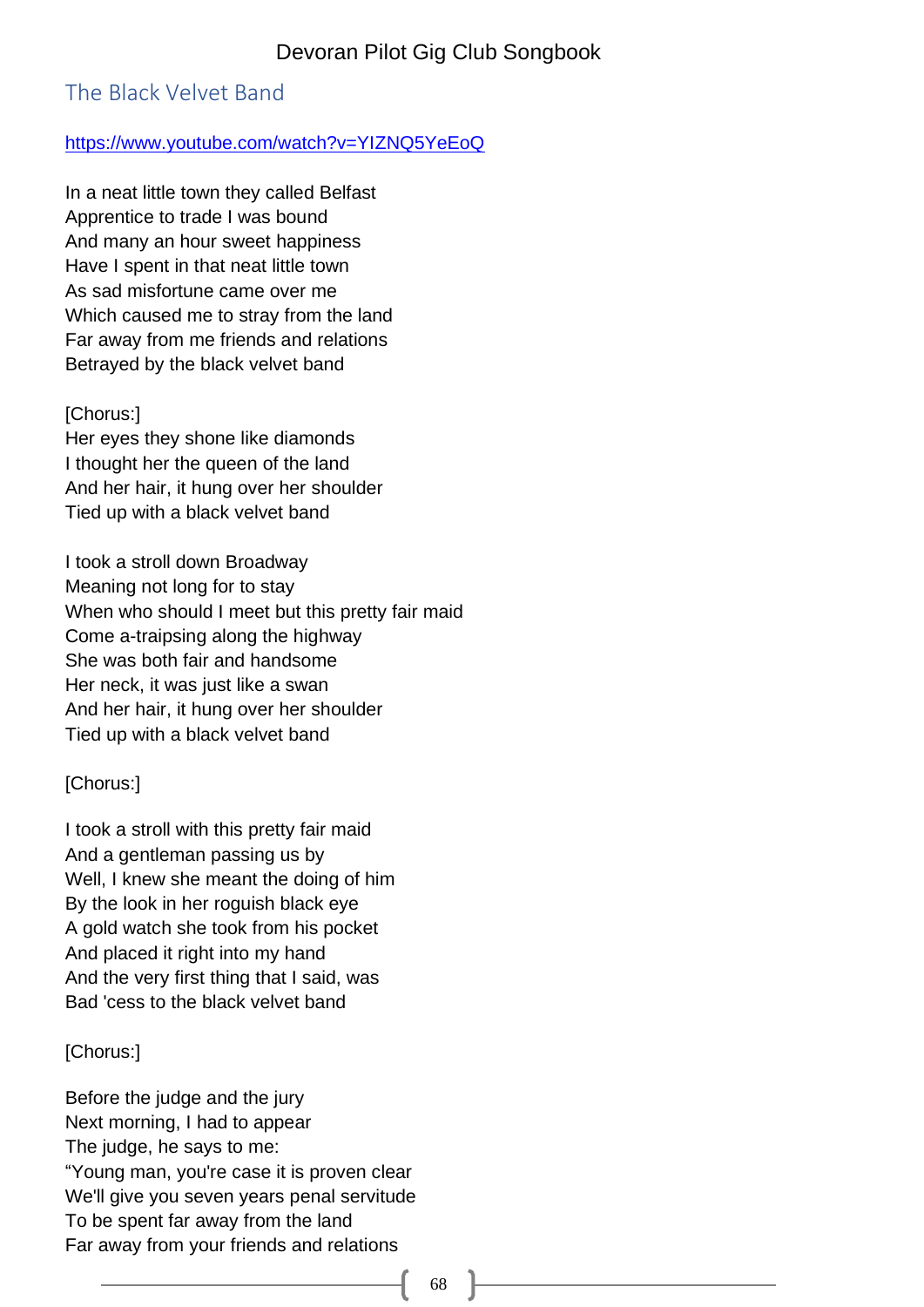## The Black Velvet Band

https://www.youtube.com/watch?v=YIZNQ5YeEoQ

In a neat little town they called Belfast
Apprentice to trade I was bound
And many an hour sweet happiness
Have I spent in that neat little town
As sad misfortune came over me
Which caused me to stray from the land
Far away from me friends and relations
Betrayed by the black velvet band

[Chorus:]
Her eyes they shone like diamonds
I thought her the queen of the land
And her hair, it hung over her shoulder
Tied up with a black velvet band

I took a stroll down Broadway
Meaning not long for to stay
When who should I meet but this pretty fair maid
Come a-traipsing along the highway
She was both fair and handsome
Her neck, it was just like a swan
And her hair, it hung over her shoulder
Tied up with a black velvet band

[Chorus:]

I took a stroll with this pretty fair maid
And a gentleman passing us by
Well, I knew she meant the doing of him
By the look in her roguish black eye
A gold watch she took from his pocket
And placed it right into my hand
And the very first thing that I said, was
Bad 'cess to the black velvet band

[Chorus:]

Before the judge and the jury
Next morning, I had to appear
The judge, he says to me:
“Young man, you're case it is proven clear
We'll give you seven years penal servitude
To be spent far away from the land
Far away from your friends and relations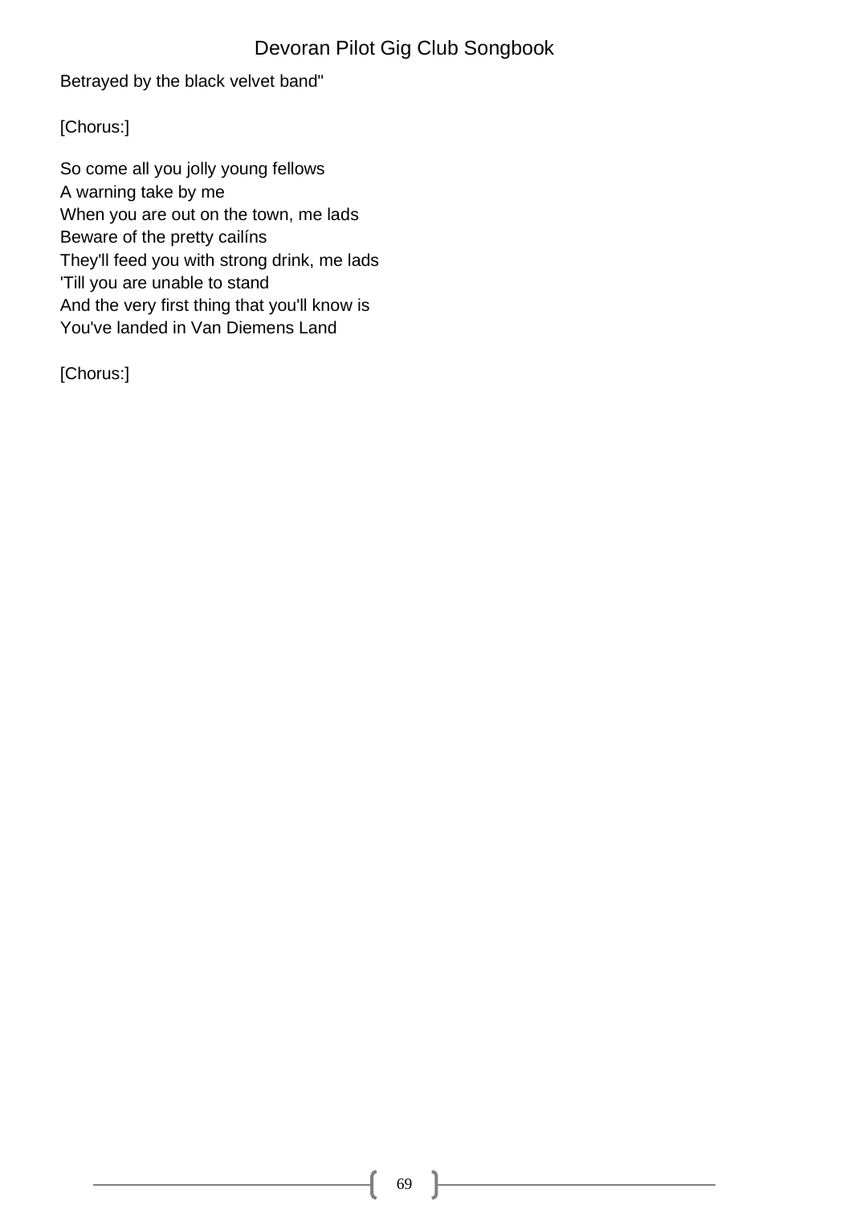Betrayed by the black velvet band"

[Chorus:]

So come all you jolly young fellows
A warning take by me
When you are out on the town, me lads
Beware of the pretty cailíns
They'll feed you with strong drink, me lads
'Till you are unable to stand
And the very first thing that you'll know is
You've landed in Van Diemens Land

[Chorus:]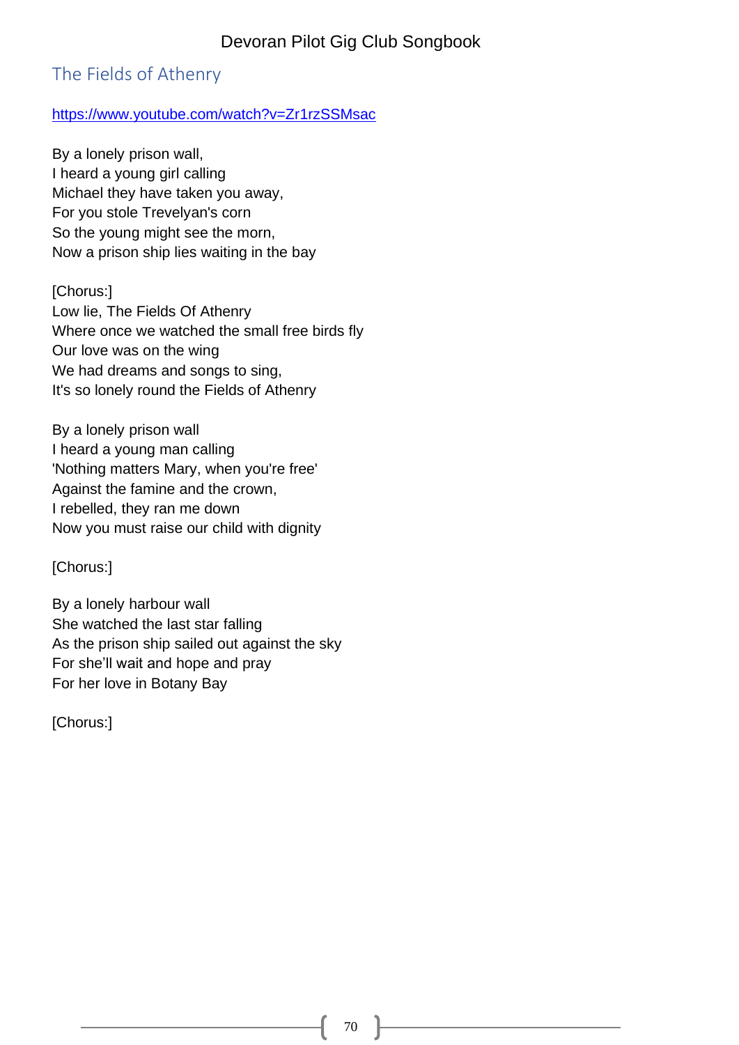## The Fields of Athenry

https://www.youtube.com/watch?v=Zr1rzSSMsac

By a lonely prison wall,
I heard a young girl calling
Michael they have taken you away,
For you stole Trevelyan's corn
So the young might see the morn,
Now a prison ship lies waiting in the bay

[Chorus:]
Low lie, The Fields Of Athenry
Where once we watched the small free birds fly
Our love was on the wing
We had dreams and songs to sing,
It's so lonely round the Fields of Athenry

By a lonely prison wall
I heard a young man calling
'Nothing matters Mary, when you're free'
Against the famine and the crown,
I rebelled, they ran me down
Now you must raise our child with dignity

[Chorus:]

By a lonely harbour wall
She watched the last star falling
As the prison ship sailed out against the sky
For she'll wait and hope and pray
For her love in Botany Bay

[Chorus:]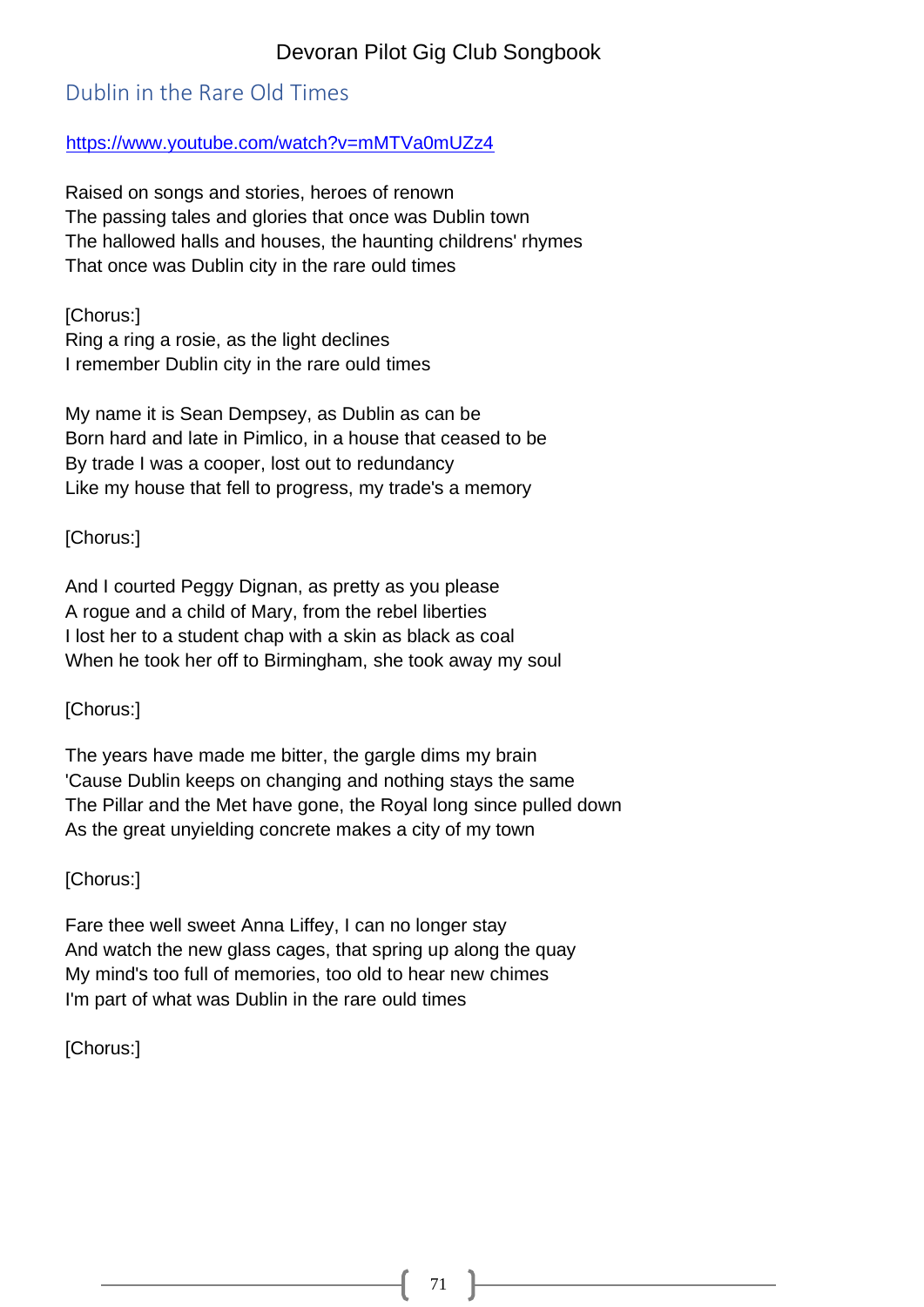## Dublin in the Rare Old Times

https://www.youtube.com/watch?v=mMTVa0mUZz4

Raised on songs and stories, heroes of renown
The passing tales and glories that once was Dublin town
The hallowed halls and houses, the haunting childrens' rhymes
That once was Dublin city in the rare ould times

[Chorus:]
Ring a ring a rosie, as the light declines
I remember Dublin city in the rare ould times

My name it is Sean Dempsey, as Dublin as can be
Born hard and late in Pimlico, in a house that ceased to be
By trade I was a cooper, lost out to redundancy
Like my house that fell to progress, my trade's a memory

[Chorus:]

And I courted Peggy Dignan, as pretty as you please
A rogue and a child of Mary, from the rebel liberties
I lost her to a student chap with a skin as black as coal
When he took her off to Birmingham, she took away my soul

[Chorus:]

The years have made me bitter, the gargle dims my brain
'Cause Dublin keeps on changing and nothing stays the same
The Pillar and the Met have gone, the Royal long since pulled down
As the great unyielding concrete makes a city of my town

[Chorus:]

Fare thee well sweet Anna Liffey, I can no longer stay
And watch the new glass cages, that spring up along the quay
My mind's too full of memories, too old to hear new chimes
I'm part of what was Dublin in the rare ould times

[Chorus:]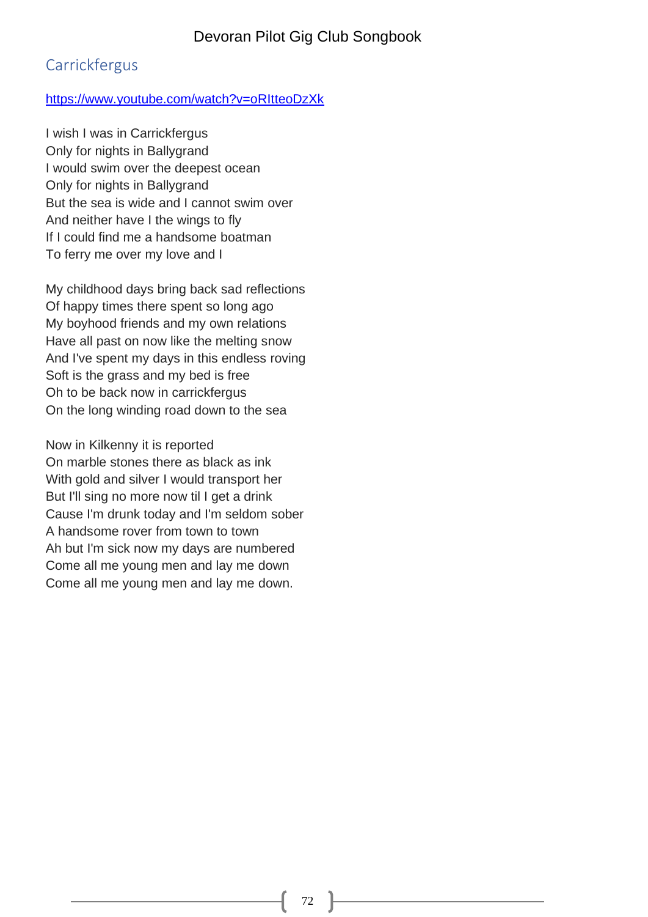## Carrickfergus

https://www.youtube.com/watch?v=oRItteoDzXk

I wish I was in Carrickfergus  
Only for nights in Ballygrand  
I would swim over the deepest ocean  
Only for nights in Ballygrand  
But the sea is wide and I cannot swim over  
And neither have I the wings to fly  
If I could find me a handsome boatman  
To ferry me over my love and I

My childhood days bring back sad reflections  
Of happy times there spent so long ago  
My boyhood friends and my own relations  
Have all past on now like the melting snow  
And I've spent my days in this endless roving  
Soft is the grass and my bed is free  
Oh to be back now in carrickfergus  
On the long winding road down to the sea

Now in Kilkenny it is reported  
On marble stones there as black as ink  
With gold and silver I would transport her  
But I'll sing no more now til I get a drink  
Cause I'm drunk today and I'm seldom sober  
A handsome rover from town to town  
Ah but I'm sick now my days are numbered  
Come all me young men and lay me down  
Come all me young men and lay me down.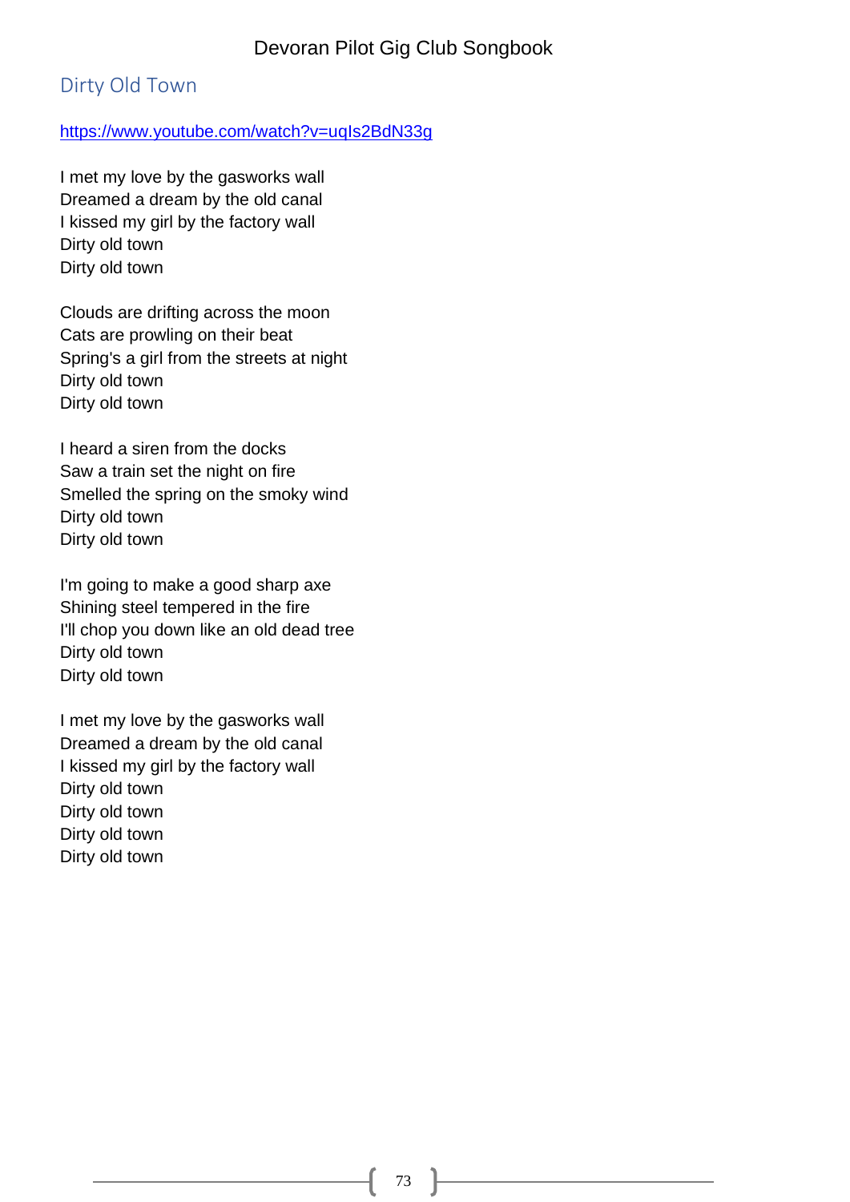## Dirty Old Town

https://www.youtube.com/watch?v=uqIs2BdN33g

I met my love by the gasworks wall  
Dreamed a dream by the old canal  
I kissed my girl by the factory wall  
Dirty old town  
Dirty old town

Clouds are drifting across the moon  
Cats are prowling on their beat  
Spring's a girl from the streets at night  
Dirty old town  
Dirty old town

I heard a siren from the docks  
Saw a train set the night on fire  
Smelled the spring on the smoky wind  
Dirty old town  
Dirty old town

I'm going to make a good sharp axe  
Shining steel tempered in the fire  
I'll chop you down like an old dead tree  
Dirty old town  
Dirty old town

I met my love by the gasworks wall  
Dreamed a dream by the old canal  
I kissed my girl by the factory wall  
Dirty old town  
Dirty old town  
Dirty old town  
Dirty old town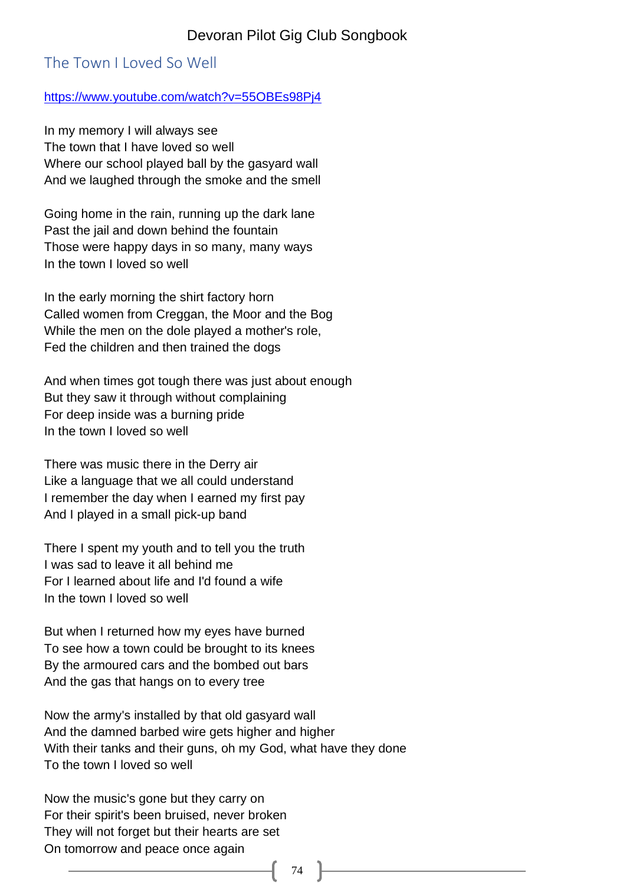## The Town I Loved So Well

https://www.youtube.com/watch?v=55OBEs98Pj4

In my memory I will always see  
The town that I have loved so well  
Where our school played ball by the gasyard wall  
And we laughed through the smoke and the smell

Going home in the rain, running up the dark lane  
Past the jail and down behind the fountain  
Those were happy days in so many, many ways  
In the town I loved so well

In the early morning the shirt factory horn  
Called women from Creggan, the Moor and the Bog  
While the men on the dole played a mother's role,  
Fed the children and then trained the dogs

And when times got tough there was just about enough  
But they saw it through without complaining  
For deep inside was a burning pride  
In the town I loved so well

There was music there in the Derry air  
Like a language that we all could understand  
I remember the day when I earned my first pay  
And I played in a small pick-up band

There I spent my youth and to tell you the truth  
I was sad to leave it all behind me  
For I learned about life and I'd found a wife  
In the town I loved so well

But when I returned how my eyes have burned  
To see how a town could be brought to its knees  
By the armoured cars and the bombed out bars  
And the gas that hangs on to every tree

Now the army's installed by that old gasyard wall  
And the damned barbed wire gets higher and higher  
With their tanks and their guns, oh my God, what have they done  
To the town I loved so well

Now the music's gone but they carry on  
For their spirit's been bruised, never broken  
They will not forget but their hearts are set  
On tomorrow and peace once again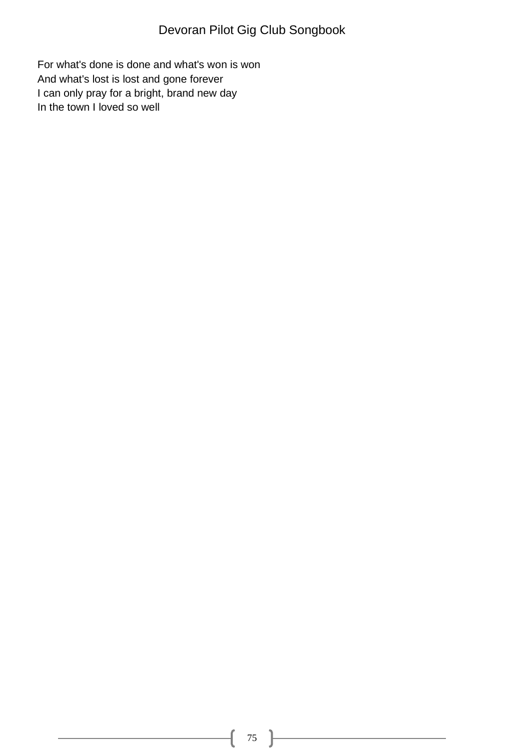For what's done is done and what's won is won
And what's lost is lost and gone forever
I can only pray for a bright, brand new day
In the town I loved so well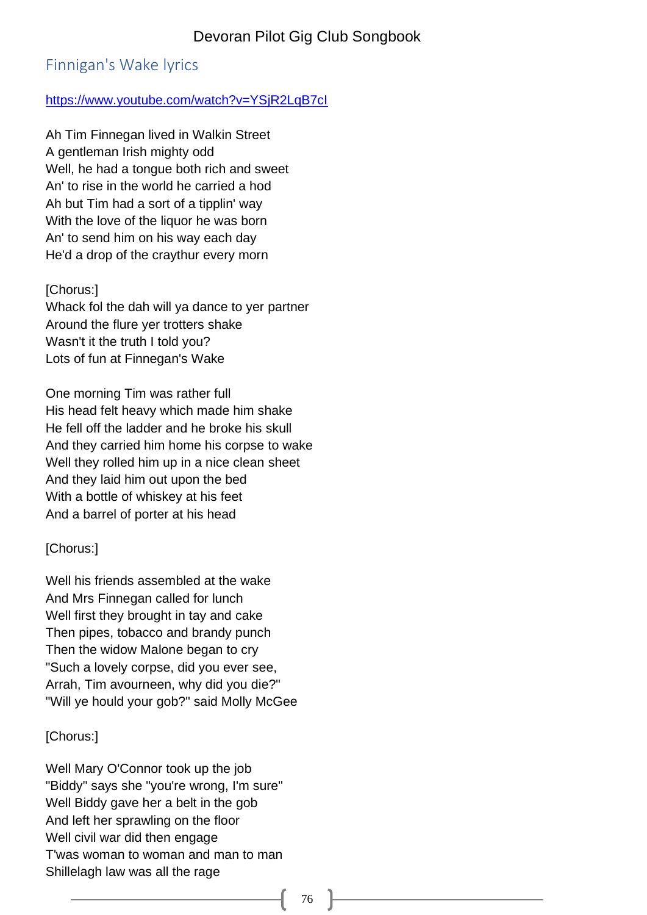## Finnigan's Wake lyrics

https://www.youtube.com/watch?v=YSjR2LqB7cI

Ah Tim Finnegan lived in Walkin Street
A gentleman Irish mighty odd
Well, he had a tongue both rich and sweet
An' to rise in the world he carried a hod
Ah but Tim had a sort of a tipplin' way
With the love of the liquor he was born
An' to send him on his way each day
He'd a drop of the craythur every morn

[Chorus:]
Whack fol the dah will ya dance to yer partner
Around the flure yer trotters shake
Wasn't it the truth I told you?
Lots of fun at Finnegan's Wake

One morning Tim was rather full
His head felt heavy which made him shake
He fell off the ladder and he broke his skull
And they carried him home his corpse to wake
Well they rolled him up in a nice clean sheet
And they laid him out upon the bed
With a bottle of whiskey at his feet
And a barrel of porter at his head

[Chorus:]

Well his friends assembled at the wake
And Mrs Finnegan called for lunch
Well first they brought in tay and cake
Then pipes, tobacco and brandy punch
Then the widow Malone began to cry
"Such a lovely corpse, did you ever see,
Arrah, Tim avourneen, why did you die?"
"Will ye hould your gob?" said Molly McGee

[Chorus:]

Well Mary O'Connor took up the job
"Biddy" says she "you're wrong, I'm sure"
Well Biddy gave her a belt in the gob
And left her sprawling on the floor
Well civil war did then engage
T'was woman to woman and man to man
Shillelagh law was all the rage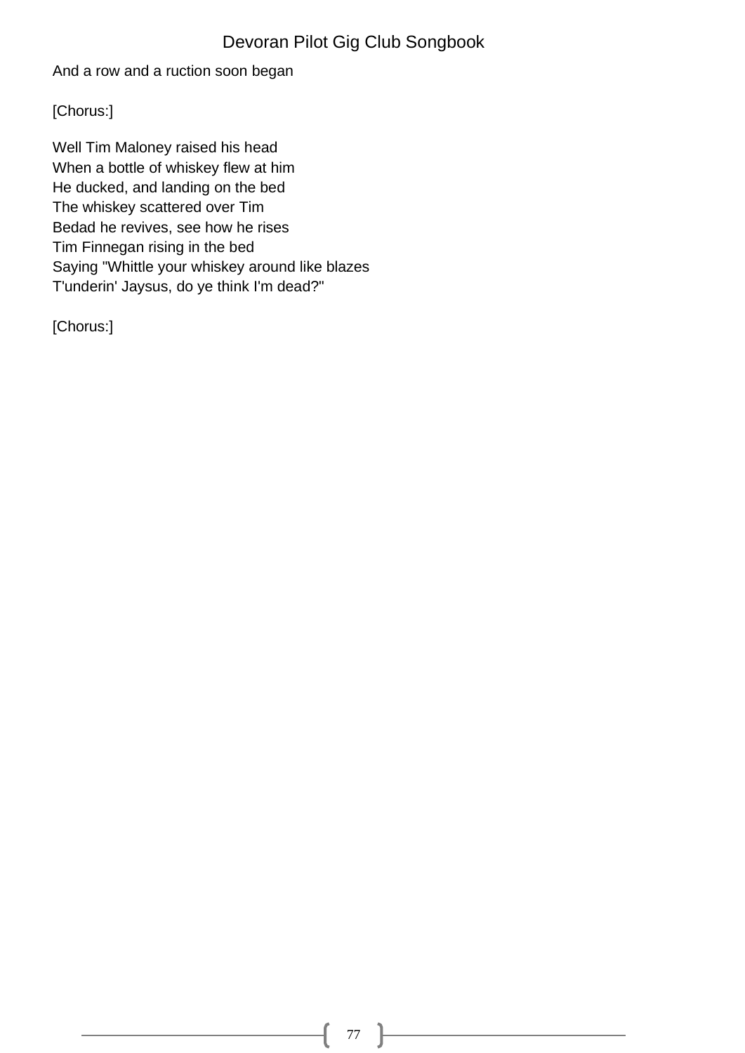And a row and a ruction soon began

[Chorus:]

Well Tim Maloney raised his head  
When a bottle of whiskey flew at him  
He ducked, and landing on the bed  
The whiskey scattered over Tim  
Bedad he revives, see how he rises  
Tim Finnegan rising in the bed  
Saying "Whittle your whiskey around like blazes  
T'underin' Jaysus, do ye think I'm dead?"

[Chorus:]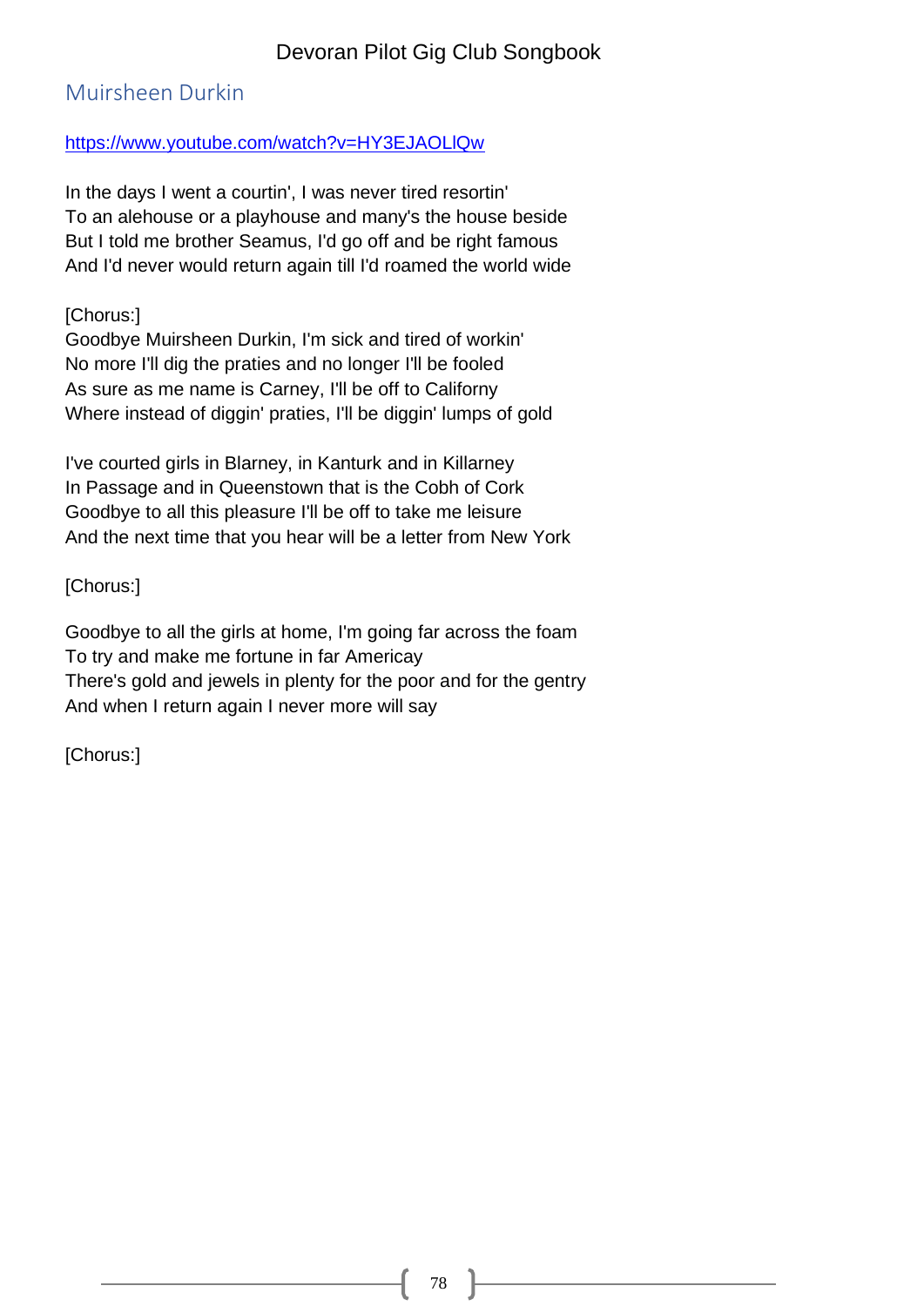## Muirsheen Durkin

https://www.youtube.com/watch?v=HY3EJAOLlQw

In the days I went a courtin', I was never tired resortin'
To an alehouse or a playhouse and many's the house beside
But I told me brother Seamus, I'd go off and be right famous
And I'd never would return again till I'd roamed the world wide

[Chorus:]
Goodbye Muirsheen Durkin, I'm sick and tired of workin'
No more I'll dig the praties and no longer I'll be fooled
As sure as me name is Carney, I'll be off to Californy
Where instead of diggin' praties, I'll be diggin' lumps of gold

I've courted girls in Blarney, in Kanturk and in Killarney
In Passage and in Queenstown that is the Cobh of Cork
Goodbye to all this pleasure I'll be off to take me leisure
And the next time that you hear will be a letter from New York

[Chorus:]

Goodbye to all the girls at home, I'm going far across the foam
To try and make me fortune in far Americay
There's gold and jewels in plenty for the poor and for the gentry
And when I return again I never more will say

[Chorus:]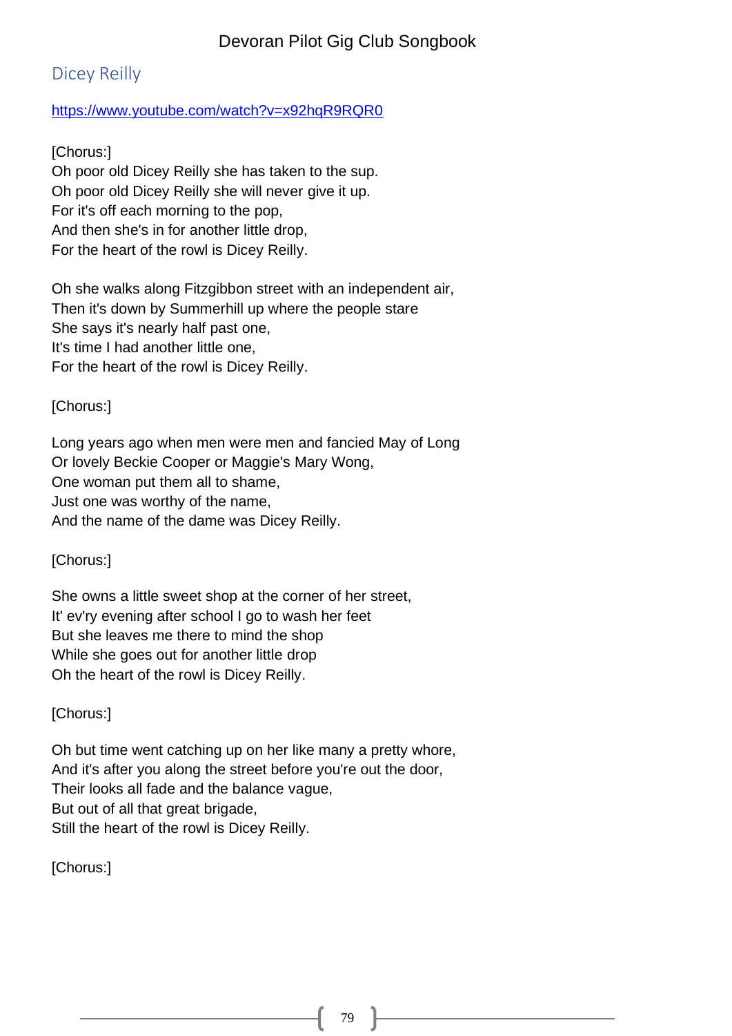## Dicey Reilly

https://www.youtube.com/watch?v=x92hqR9RQR0

[Chorus:]
Oh poor old Dicey Reilly she has taken to the sup.
Oh poor old Dicey Reilly she will never give it up.
For it's off each morning to the pop,
And then she's in for another little drop,
For the heart of the rowl is Dicey Reilly.

Oh she walks along Fitzgibbon street with an independent air,
Then it's down by Summerhill up where the people stare
She says it's nearly half past one,
It's time I had another little one,
For the heart of the rowl is Dicey Reilly.

[Chorus:]

Long years ago when men were men and fancied May of Long
Or lovely Beckie Cooper or Maggie's Mary Wong,
One woman put them all to shame,
Just one was worthy of the name,
And the name of the dame was Dicey Reilly.

[Chorus:]

She owns a little sweet shop at the corner of her street,
It' ev'ry evening after school I go to wash her feet
But she leaves me there to mind the shop
While she goes out for another little drop
Oh the heart of the rowl is Dicey Reilly.

[Chorus:]

Oh but time went catching up on her like many a pretty whore,
And it's after you along the street before you're out the door,
Their looks all fade and the balance vague,
But out of all that great brigade,
Still the heart of the rowl is Dicey Reilly.

[Chorus:]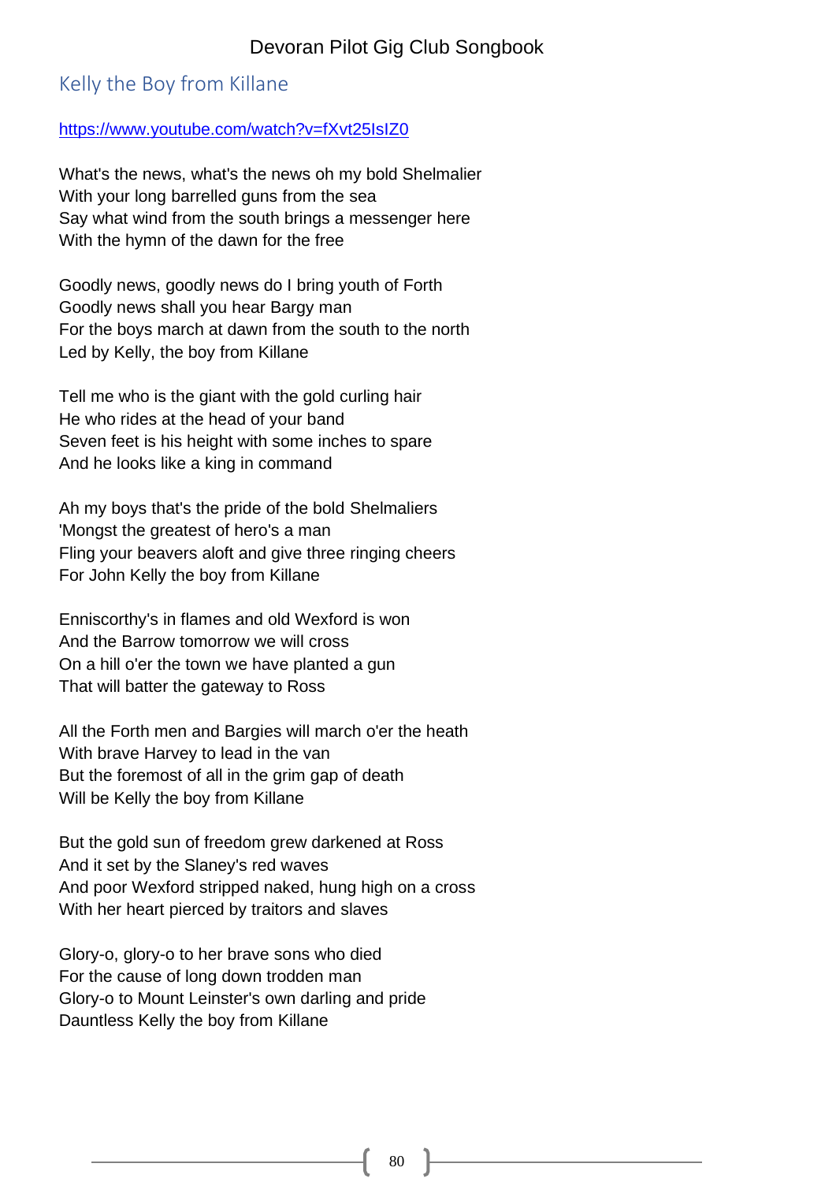## Kelly the Boy from Killane

https://www.youtube.com/watch?v=fXvt25IsIZ0

What's the news, what's the news oh my bold Shelmalier
With your long barrelled guns from the sea
Say what wind from the south brings a messenger here
With the hymn of the dawn for the free

Goodly news, goodly news do I bring youth of Forth
Goodly news shall you hear Bargy man
For the boys march at dawn from the south to the north
Led by Kelly, the boy from Killane

Tell me who is the giant with the gold curling hair
He who rides at the head of your band
Seven feet is his height with some inches to spare
And he looks like a king in command

Ah my boys that's the pride of the bold Shelmaliers
'Mongst the greatest of hero's a man
Fling your beavers aloft and give three ringing cheers
For John Kelly the boy from Killane

Enniscorthy's in flames and old Wexford is won
And the Barrow tomorrow we will cross
On a hill o'er the town we have planted a gun
That will batter the gateway to Ross

All the Forth men and Bargies will march o'er the heath
With brave Harvey to lead in the van
But the foremost of all in the grim gap of death
Will be Kelly the boy from Killane

But the gold sun of freedom grew darkened at Ross
And it set by the Slaney's red waves
And poor Wexford stripped naked, hung high on a cross
With her heart pierced by traitors and slaves

Glory-o, glory-o to her brave sons who died
For the cause of long down trodden man
Glory-o to Mount Leinster's own darling and pride
Dauntless Kelly the boy from Killane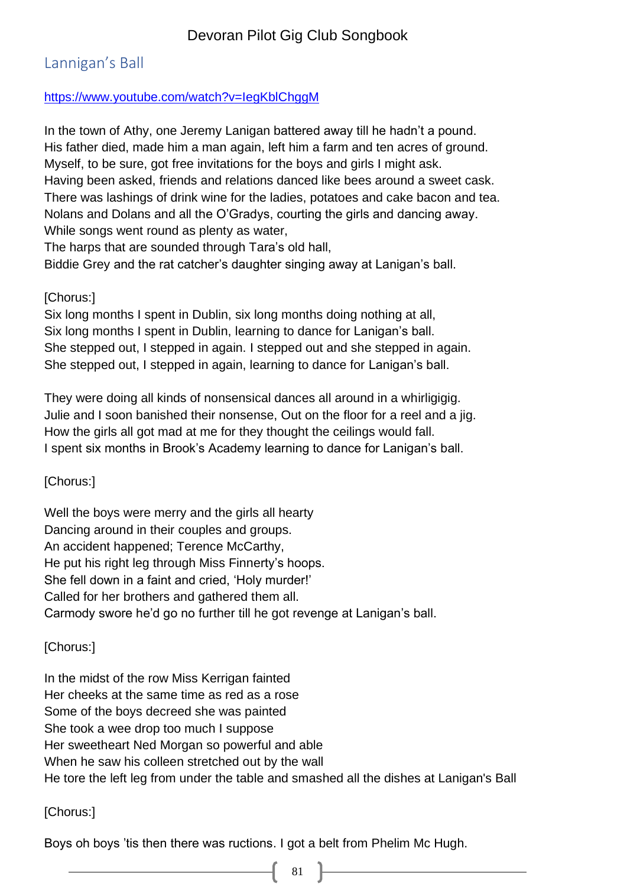## Lannigan's Ball

https://www.youtube.com/watch?v=IegKblChggM

In the town of Athy, one Jeremy Lanigan battered away till he hadn't a pound.
His father died, made him a man again, left him a farm and ten acres of ground.
Myself, to be sure, got free invitations for the boys and girls I might ask.
Having been asked, friends and relations danced like bees around a sweet cask.
There was lashings of drink wine for the ladies, potatoes and cake bacon and tea.
Nolans and Dolans and all the O'Gradys, courting the girls and dancing away.
While songs went round as plenty as water,
The harps that are sounded through Tara's old hall,
Biddie Grey and the rat catcher's daughter singing away at Lanigan's ball.

[Chorus:]
Six long months I spent in Dublin, six long months doing nothing at all,
Six long months I spent in Dublin, learning to dance for Lanigan's ball.
She stepped out, I stepped in again. I stepped out and she stepped in again.
She stepped out, I stepped in again, learning to dance for Lanigan's ball.

They were doing all kinds of nonsensical dances all around in a whirligigig.
Julie and I soon banished their nonsense, Out on the floor for a reel and a jig.
How the girls all got mad at me for they thought the ceilings would fall.
I spent six months in Brook's Academy learning to dance for Lanigan's ball.

[Chorus:]

Well the boys were merry and the girls all hearty
Dancing around in their couples and groups.
An accident happened; Terence McCarthy,
He put his right leg through Miss Finnerty's hoops.
She fell down in a faint and cried, 'Holy murder!'
Called for her brothers and gathered them all.
Carmody swore he'd go no further till he got revenge at Lanigan's ball.

[Chorus:]

In the midst of the row Miss Kerrigan fainted
Her cheeks at the same time as red as a rose
Some of the boys decreed she was painted
She took a wee drop too much I suppose
Her sweetheart Ned Morgan so powerful and able
When he saw his colleen stretched out by the wall
He tore the left leg from under the table and smashed all the dishes at Lanigan's Ball

[Chorus:]

Boys oh boys 'tis then there was ructions. I got a belt from Phelim Mc Hugh.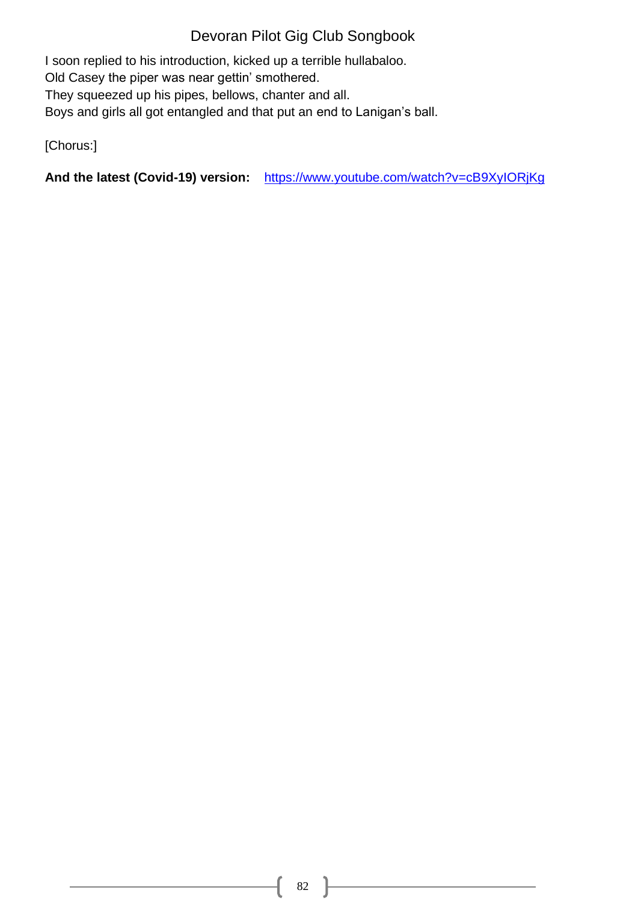I soon replied to his introduction, kicked up a terrible hullabaloo.
Old Casey the piper was near gettin' smothered.
They squeezed up his pipes, bellows, chanter and all.
Boys and girls all got entangled and that put an end to Lanigan's ball.

[Chorus:]

**And the latest (Covid-19) version:** [https://www.youtube.com/watch?v=cB9XyIORjKg](https://www.youtube.com/watch?v=cB9XyIORjKg)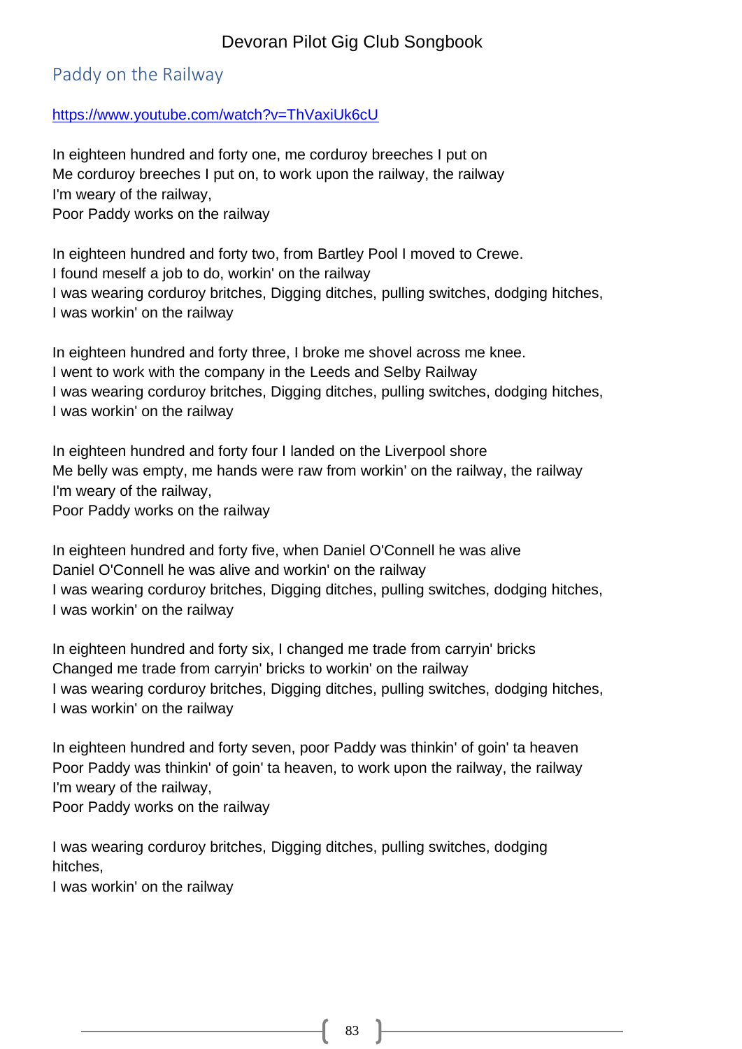## Paddy on the Railway

https://www.youtube.com/watch?v=ThVaxiUk6cU

In eighteen hundred and forty one, me corduroy breeches I put on
Me corduroy breeches I put on, to work upon the railway, the railway
I'm weary of the railway,
Poor Paddy works on the railway

In eighteen hundred and forty two, from Bartley Pool I moved to Crewe.
I found meself a job to do, workin' on the railway
I was wearing corduroy britches, Digging ditches, pulling switches, dodging hitches,
I was workin' on the railway

In eighteen hundred and forty three, I broke me shovel across me knee.
I went to work with the company in the Leeds and Selby Railway
I was wearing corduroy britches, Digging ditches, pulling switches, dodging hitches,
I was workin' on the railway

In eighteen hundred and forty four I landed on the Liverpool shore
Me belly was empty, me hands were raw from workin' on the railway, the railway
I'm weary of the railway,
Poor Paddy works on the railway

In eighteen hundred and forty five, when Daniel O'Connell he was alive
Daniel O'Connell he was alive and workin' on the railway
I was wearing corduroy britches, Digging ditches, pulling switches, dodging hitches,
I was workin' on the railway

In eighteen hundred and forty six, I changed me trade from carryin' bricks
Changed me trade from carryin' bricks to workin' on the railway
I was wearing corduroy britches, Digging ditches, pulling switches, dodging hitches,
I was workin' on the railway

In eighteen hundred and forty seven, poor Paddy was thinkin' of goin' ta heaven
Poor Paddy was thinkin' of goin' ta heaven, to work upon the railway, the railway
I'm weary of the railway,
Poor Paddy works on the railway

I was wearing corduroy britches, Digging ditches, pulling switches, dodging hitches,
I was workin' on the railway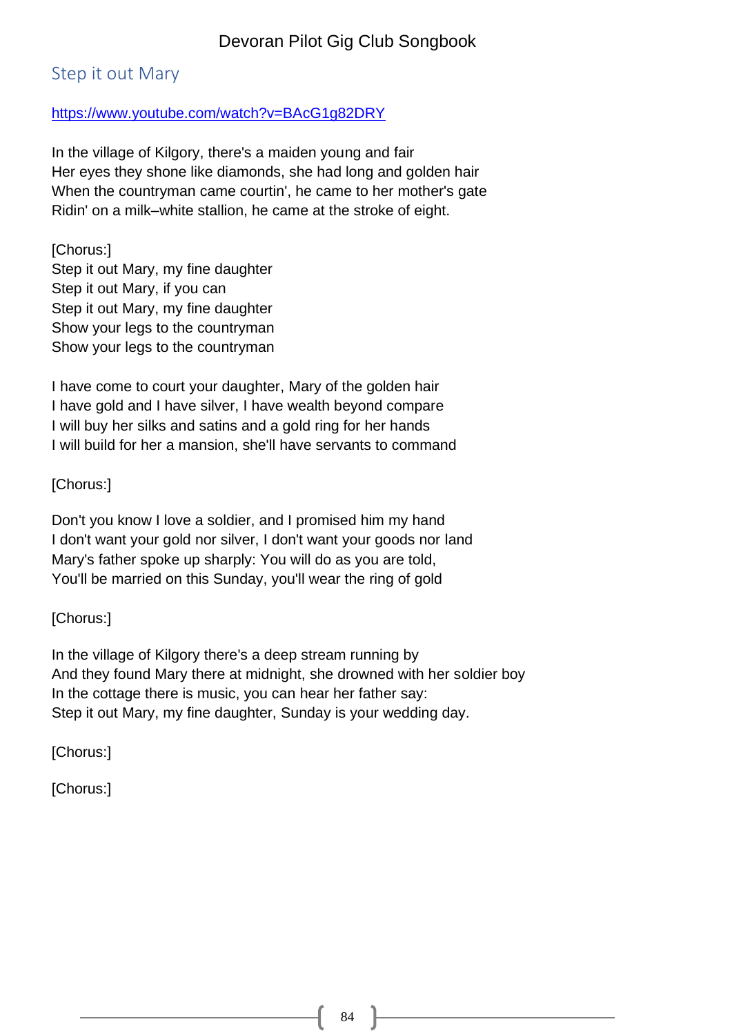## Step it out Mary

https://www.youtube.com/watch?v=BAcG1g82DRY

In the village of Kilgory, there's a maiden young and fair
Her eyes they shone like diamonds, she had long and golden hair
When the countryman came courtin', he came to her mother's gate
Ridin' on a milk–white stallion, he came at the stroke of eight.

[Chorus:]
Step it out Mary, my fine daughter
Step it out Mary, if you can
Step it out Mary, my fine daughter
Show your legs to the countryman
Show your legs to the countryman

I have come to court your daughter, Mary of the golden hair
I have gold and I have silver, I have wealth beyond compare
I will buy her silks and satins and a gold ring for her hands
I will build for her a mansion, she'll have servants to command

[Chorus:]

Don't you know I love a soldier, and I promised him my hand
I don't want your gold nor silver, I don't want your goods nor land
Mary's father spoke up sharply: You will do as you are told,
You'll be married on this Sunday, you'll wear the ring of gold

[Chorus:]

In the village of Kilgory there's a deep stream running by
And they found Mary there at midnight, she drowned with her soldier boy
In the cottage there is music, you can hear her father say:
Step it out Mary, my fine daughter, Sunday is your wedding day.

[Chorus:]

[Chorus:]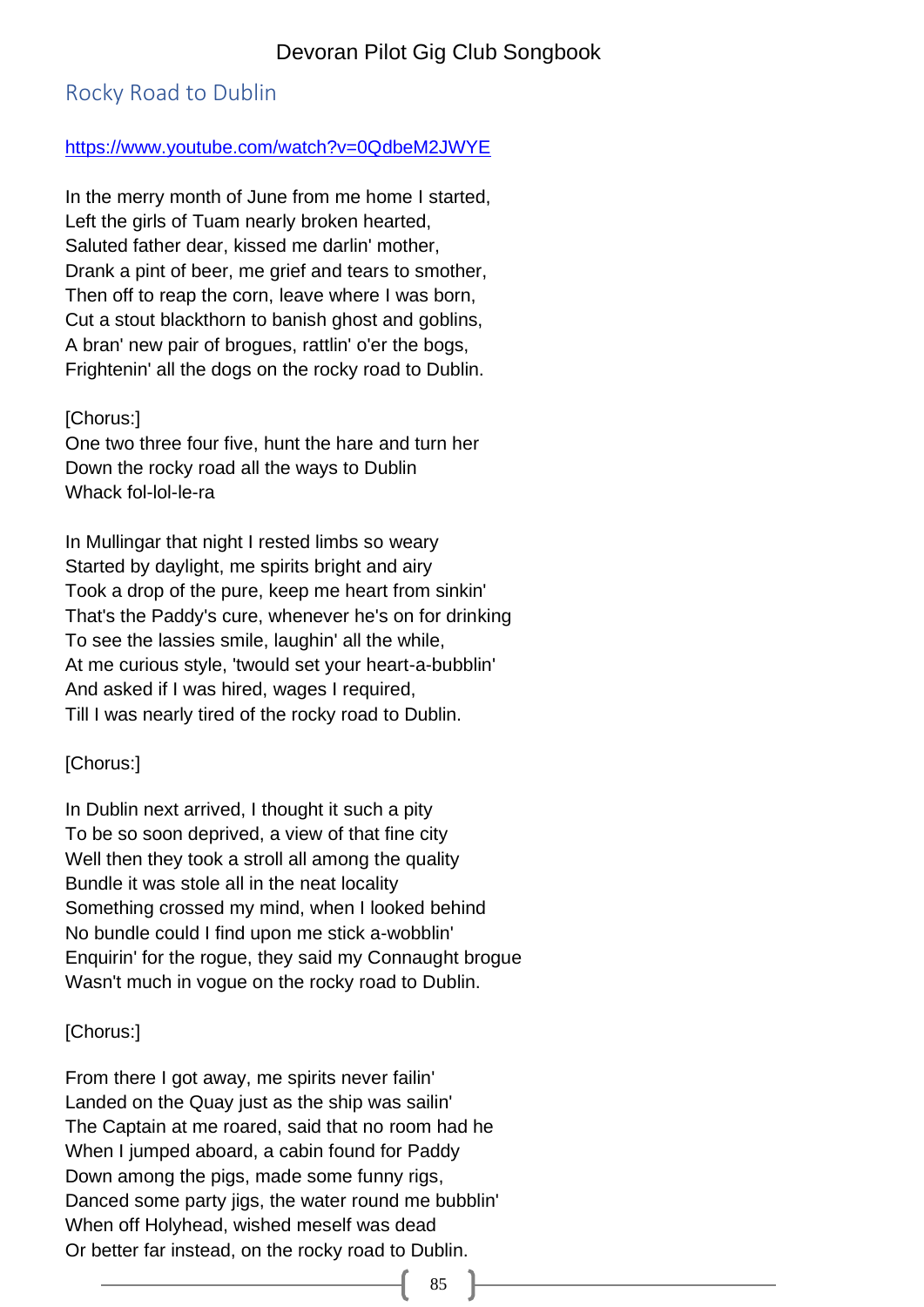## Rocky Road to Dublin

https://www.youtube.com/watch?v=0QdbeM2JWYE

In the merry month of June from me home I started,
Left the girls of Tuam nearly broken hearted,
Saluted father dear, kissed me darlin' mother,
Drank a pint of beer, me grief and tears to smother,
Then off to reap the corn, leave where I was born,
Cut a stout blackthorn to banish ghost and goblins,
A bran' new pair of brogues, rattlin' o'er the bogs,
Frightenin' all the dogs on the rocky road to Dublin.

[Chorus:]
One two three four five, hunt the hare and turn her
Down the rocky road all the ways to Dublin
Whack fol-lol-le-ra

In Mullingar that night I rested limbs so weary
Started by daylight, me spirits bright and airy
Took a drop of the pure, keep me heart from sinkin'
That's the Paddy's cure, whenever he's on for drinking
To see the lassies smile, laughin' all the while,
At me curious style, 'twould set your heart-a-bubblin'
And asked if I was hired, wages I required,
Till I was nearly tired of the rocky road to Dublin.

[Chorus:]

In Dublin next arrived, I thought it such a pity
To be so soon deprived, a view of that fine city
Well then they took a stroll all among the quality
Bundle it was stole all in the neat locality
Something crossed my mind, when I looked behind
No bundle could I find upon me stick a-wobblin'
Enquirin' for the rogue, they said my Connaught brogue
Wasn't much in vogue on the rocky road to Dublin.

[Chorus:]

From there I got away, me spirits never failin'
Landed on the Quay just as the ship was sailin'
The Captain at me roared, said that no room had he
When I jumped aboard, a cabin found for Paddy
Down among the pigs, made some funny rigs,
Danced some party jigs, the water round me bubblin'
When off Holyhead, wished meself was dead
Or better far instead, on the rocky road to Dublin.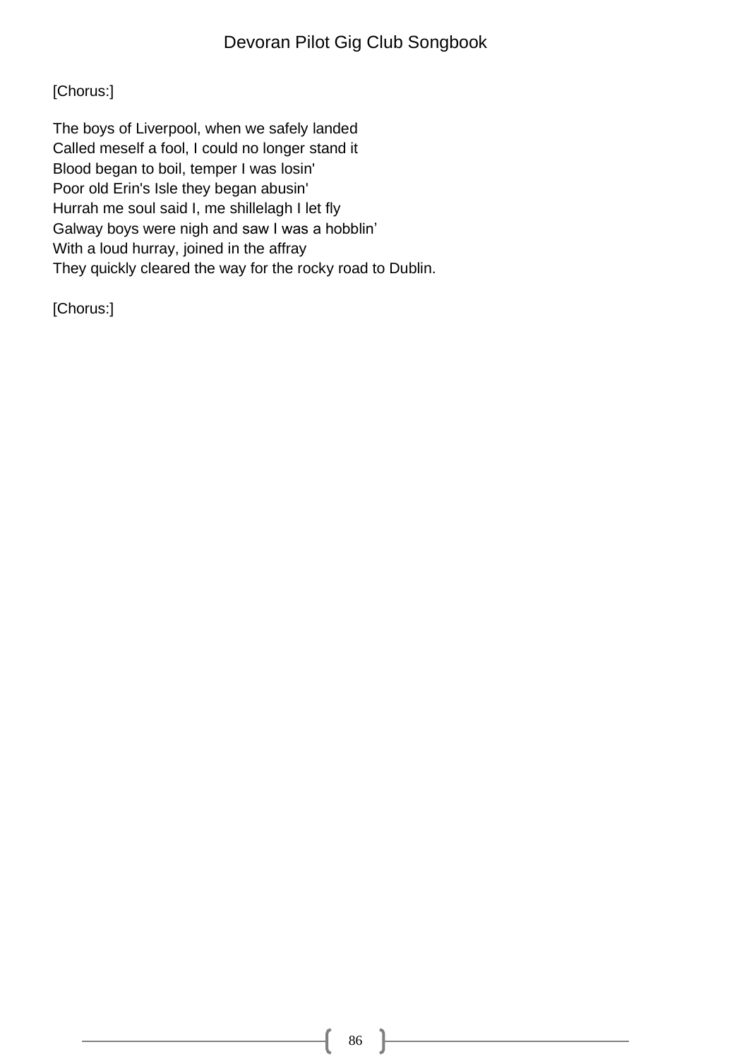[Chorus:]

The boys of Liverpool, when we safely landed
Called meself a fool, I could no longer stand it
Blood began to boil, temper I was losin'
Poor old Erin's Isle they began abusin'
Hurrah me soul said I, me shillelagh I let fly
Galway boys were nigh and saw I was a hobblin’
With a loud hurray, joined in the affray
They quickly cleared the way for the rocky road to Dublin.

[Chorus:]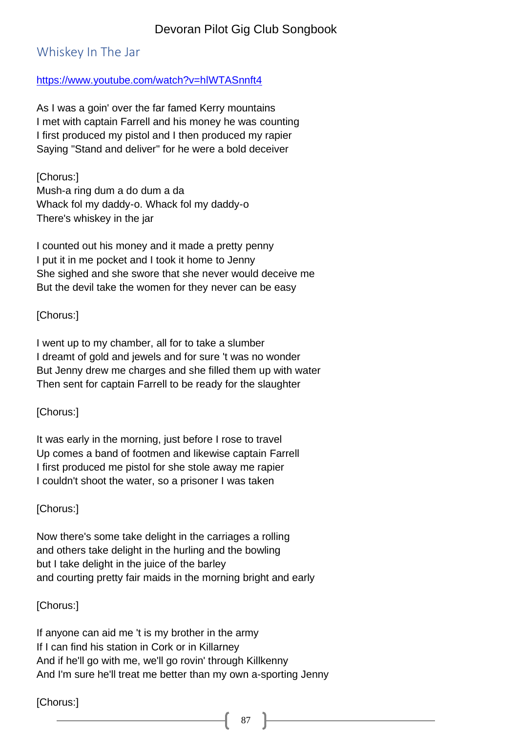## Whiskey In The Jar

https://www.youtube.com/watch?v=hlWTASnnft4

As I was a goin' over the far famed Kerry mountains
I met with captain Farrell and his money he was counting
I first produced my pistol and I then produced my rapier
Saying "Stand and deliver" for he were a bold deceiver

[Chorus:]
Mush-a ring dum a do dum a da
Whack fol my daddy-o. Whack fol my daddy-o
There's whiskey in the jar

I counted out his money and it made a pretty penny
I put it in me pocket and I took it home to Jenny
She sighed and she swore that she never would deceive me
But the devil take the women for they never can be easy

[Chorus:]

I went up to my chamber, all for to take a slumber
I dreamt of gold and jewels and for sure 't was no wonder
But Jenny drew me charges and she filled them up with water
Then sent for captain Farrell to be ready for the slaughter

[Chorus:]

It was early in the morning, just before I rose to travel
Up comes a band of footmen and likewise captain Farrell
I first produced me pistol for she stole away me rapier
I couldn't shoot the water, so a prisoner I was taken

[Chorus:]

Now there's some take delight in the carriages a rolling
and others take delight in the hurling and the bowling
but I take delight in the juice of the barley
and courting pretty fair maids in the morning bright and early

[Chorus:]

If anyone can aid me 't is my brother in the army
If I can find his station in Cork or in Killarney
And if he'll go with me, we'll go rovin' through Killkenny
And I'm sure he'll treat me better than my own a-sporting Jenny

[Chorus:]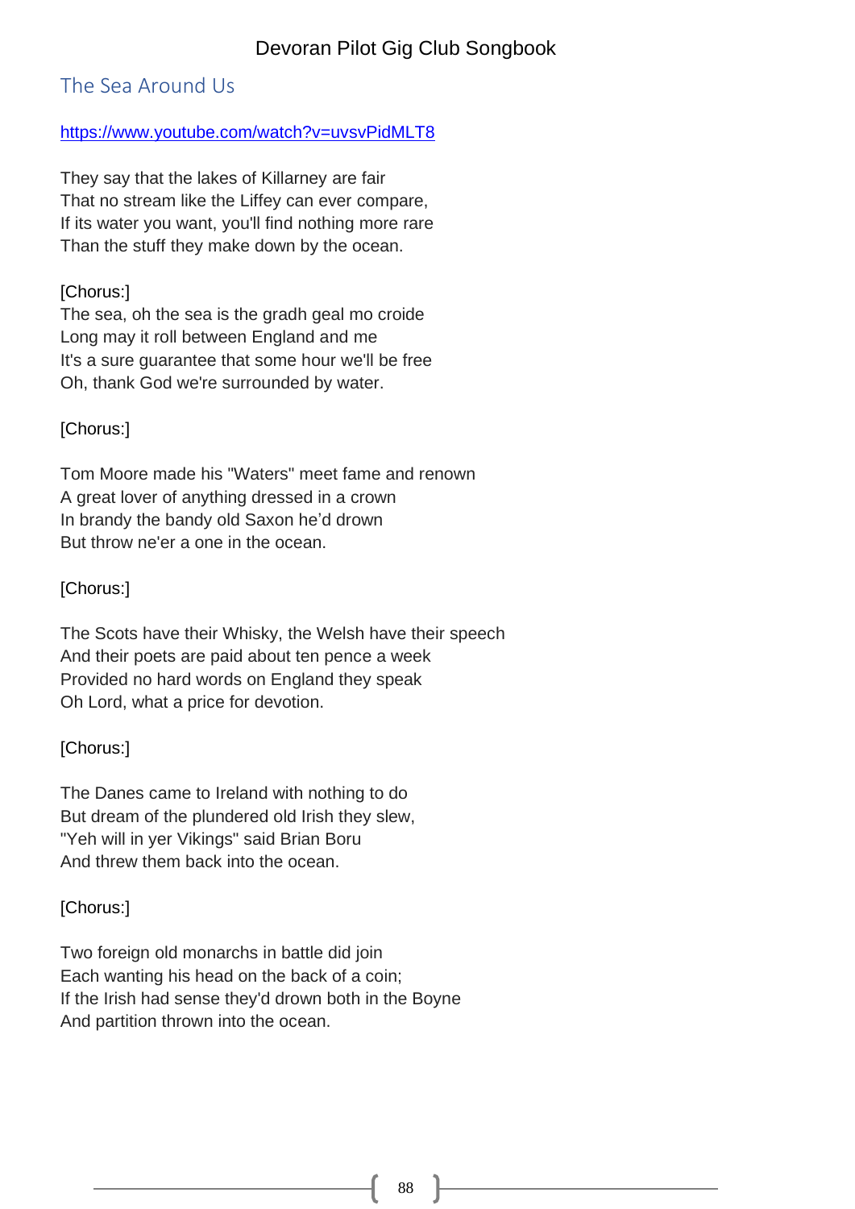## The Sea Around Us

https://www.youtube.com/watch?v=uvsvPidMLT8

They say that the lakes of Killarney are fair
That no stream like the Liffey can ever compare,
If its water you want, you'll find nothing more rare
Than the stuff they make down by the ocean.

[Chorus:]
The sea, oh the sea is the gradh geal mo croide
Long may it roll between England and me
It's a sure guarantee that some hour we'll be free
Oh, thank God we're surrounded by water.

[Chorus:]

Tom Moore made his "Waters" meet fame and renown
A great lover of anything dressed in a crown
In brandy the bandy old Saxon he'd drown
But throw ne'er a one in the ocean.

[Chorus:]

The Scots have their Whisky, the Welsh have their speech
And their poets are paid about ten pence a week
Provided no hard words on England they speak
Oh Lord, what a price for devotion.

[Chorus:]

The Danes came to Ireland with nothing to do
But dream of the plundered old Irish they slew,
"Yeh will in yer Vikings" said Brian Boru
And threw them back into the ocean.

[Chorus:]

Two foreign old monarchs in battle did join
Each wanting his head on the back of a coin;
If the Irish had sense they'd drown both in the Boyne
And partition thrown into the ocean.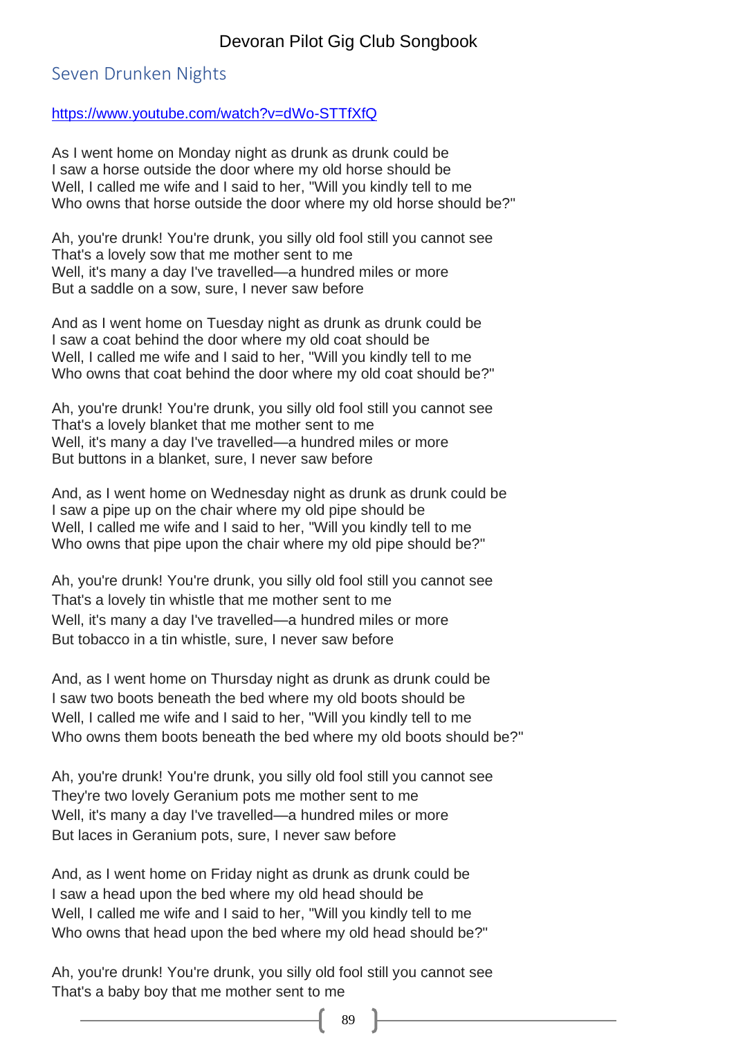## Seven Drunken Nights

https://www.youtube.com/watch?v=dWo-STTfXfQ

As I went home on Monday night as drunk as drunk could be
I saw a horse outside the door where my old horse should be
Well, I called me wife and I said to her, "Will you kindly tell to me
Who owns that horse outside the door where my old horse should be?"

Ah, you're drunk! You're drunk, you silly old fool still you cannot see
That's a lovely sow that me mother sent to me
Well, it's many a day I've travelled—a hundred miles or more
But a saddle on a sow, sure, I never saw before

And as I went home on Tuesday night as drunk as drunk could be
I saw a coat behind the door where my old coat should be
Well, I called me wife and I said to her, "Will you kindly tell to me
Who owns that coat behind the door where my old coat should be?"

Ah, you're drunk! You're drunk, you silly old fool still you cannot see
That's a lovely blanket that me mother sent to me
Well, it's many a day I've travelled—a hundred miles or more
But buttons in a blanket, sure, I never saw before

And, as I went home on Wednesday night as drunk as drunk could be
I saw a pipe up on the chair where my old pipe should be
Well, I called me wife and I said to her, "Will you kindly tell to me
Who owns that pipe upon the chair where my old pipe should be?"

Ah, you're drunk! You're drunk, you silly old fool still you cannot see
That's a lovely tin whistle that me mother sent to me
Well, it's many a day I've travelled—a hundred miles or more
But tobacco in a tin whistle, sure, I never saw before

And, as I went home on Thursday night as drunk as drunk could be
I saw two boots beneath the bed where my old boots should be
Well, I called me wife and I said to her, "Will you kindly tell to me
Who owns them boots beneath the bed where my old boots should be?"

Ah, you're drunk! You're drunk, you silly old fool still you cannot see
They're two lovely Geranium pots me mother sent to me
Well, it's many a day I've travelled—a hundred miles or more
But laces in Geranium pots, sure, I never saw before

And, as I went home on Friday night as drunk as drunk could be
I saw a head upon the bed where my old head should be
Well, I called me wife and I said to her, "Will you kindly tell to me
Who owns that head upon the bed where my old head should be?"

Ah, you're drunk! You're drunk, you silly old fool still you cannot see
That's a baby boy that me mother sent to me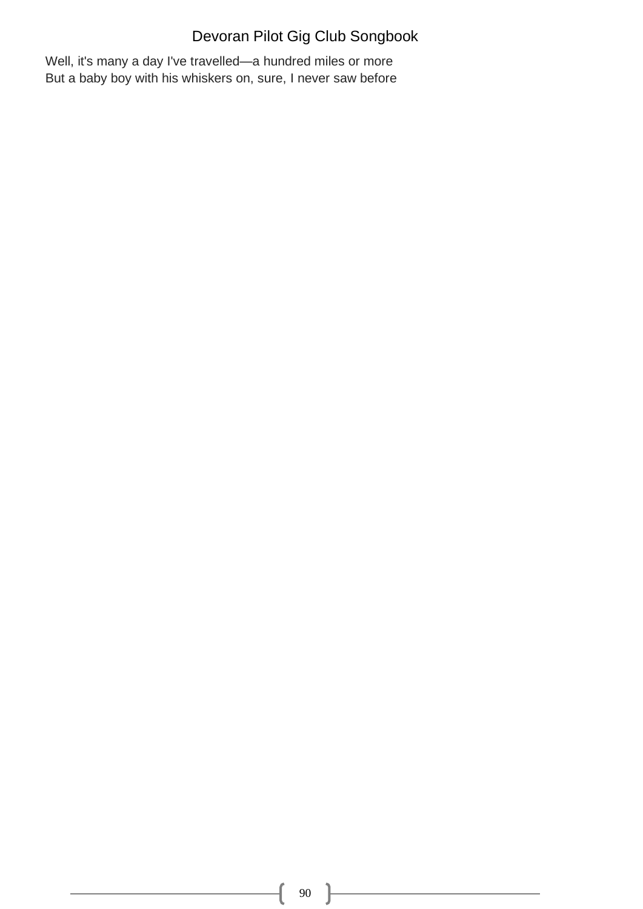Well, it's many a day I've travelled—a hundred miles or more
But a baby boy with his whiskers on, sure, I never saw before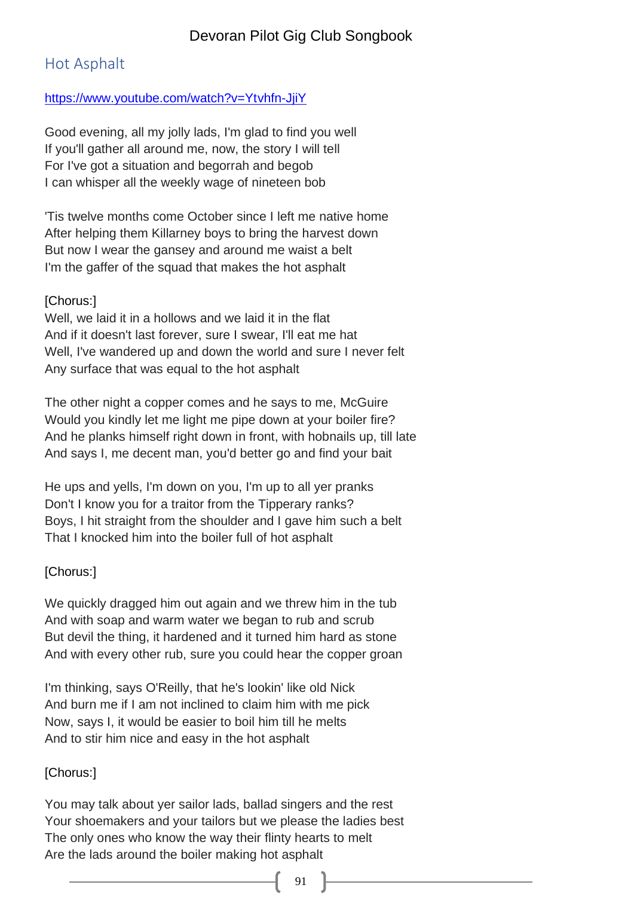## Hot Asphalt

https://www.youtube.com/watch?v=Ytvhfn-JjiY

Good evening, all my jolly lads, I'm glad to find you well
If you'll gather all around me, now, the story I will tell
For I've got a situation and begorrah and begob
I can whisper all the weekly wage of nineteen bob

'Tis twelve months come October since I left me native home
After helping them Killarney boys to bring the harvest down
But now I wear the gansey and around me waist a belt
I'm the gaffer of the squad that makes the hot asphalt

[Chorus:]
Well, we laid it in a hollows and we laid it in the flat
And if it doesn't last forever, sure I swear, I'll eat me hat
Well, I've wandered up and down the world and sure I never felt
Any surface that was equal to the hot asphalt

The other night a copper comes and he says to me, McGuire
Would you kindly let me light me pipe down at your boiler fire?
And he planks himself right down in front, with hobnails up, till late
And says I, me decent man, you'd better go and find your bait

He ups and yells, I'm down on you, I'm up to all yer pranks
Don't I know you for a traitor from the Tipperary ranks?
Boys, I hit straight from the shoulder and I gave him such a belt
That I knocked him into the boiler full of hot asphalt

[Chorus:]

We quickly dragged him out again and we threw him in the tub
And with soap and warm water we began to rub and scrub
But devil the thing, it hardened and it turned him hard as stone
And with every other rub, sure you could hear the copper groan

I'm thinking, says O'Reilly, that he's lookin' like old Nick
And burn me if I am not inclined to claim him with me pick
Now, says I, it would be easier to boil him till he melts
And to stir him nice and easy in the hot asphalt

[Chorus:]

You may talk about yer sailor lads, ballad singers and the rest
Your shoemakers and your tailors but we please the ladies best
The only ones who know the way their flinty hearts to melt
Are the lads around the boiler making hot asphalt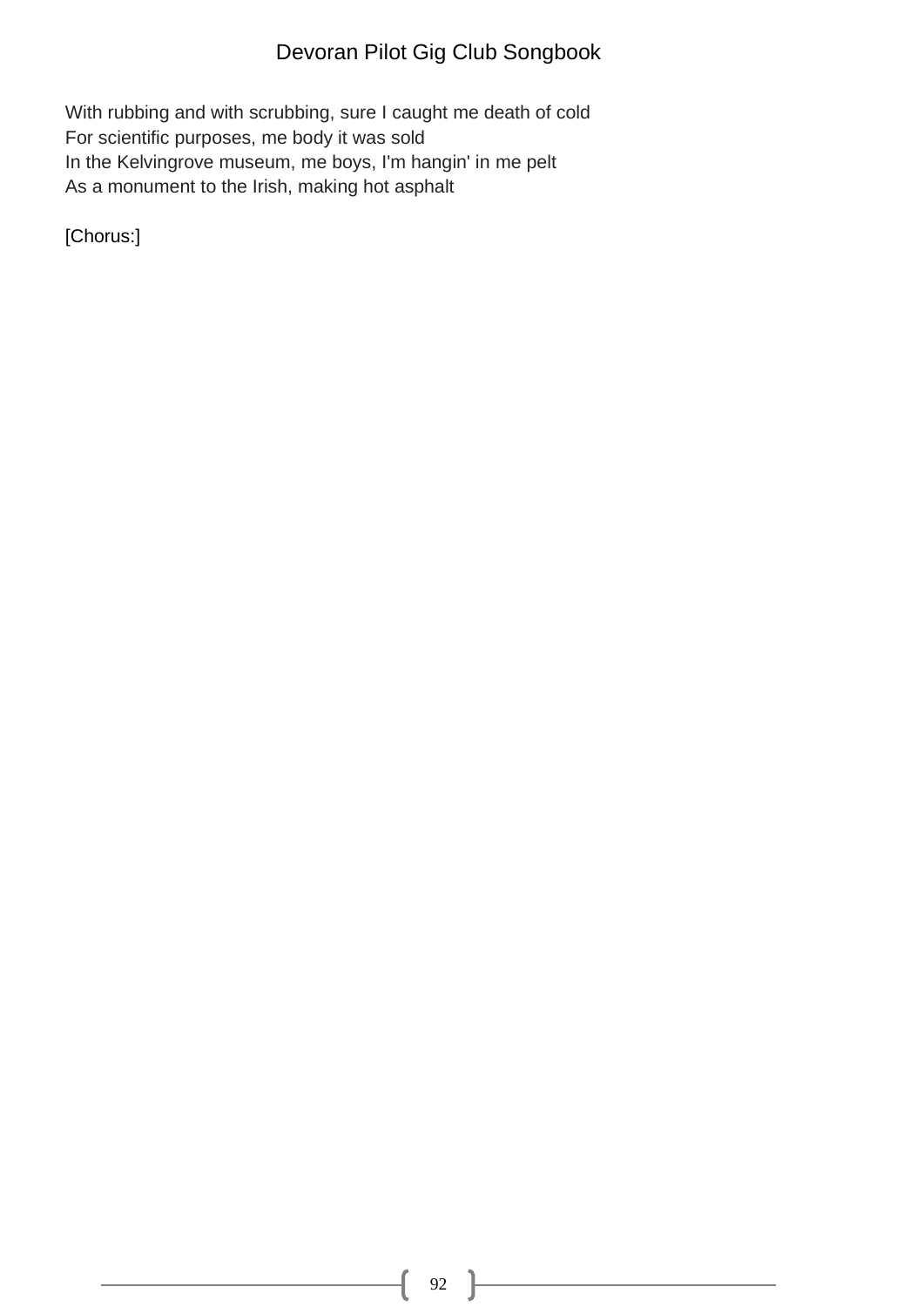With rubbing and with scrubbing, sure I caught me death of cold
For scientific purposes, me body it was sold
In the Kelvingrove museum, me boys, I'm hangin' in me pelt
As a monument to the Irish, making hot asphalt

[Chorus:]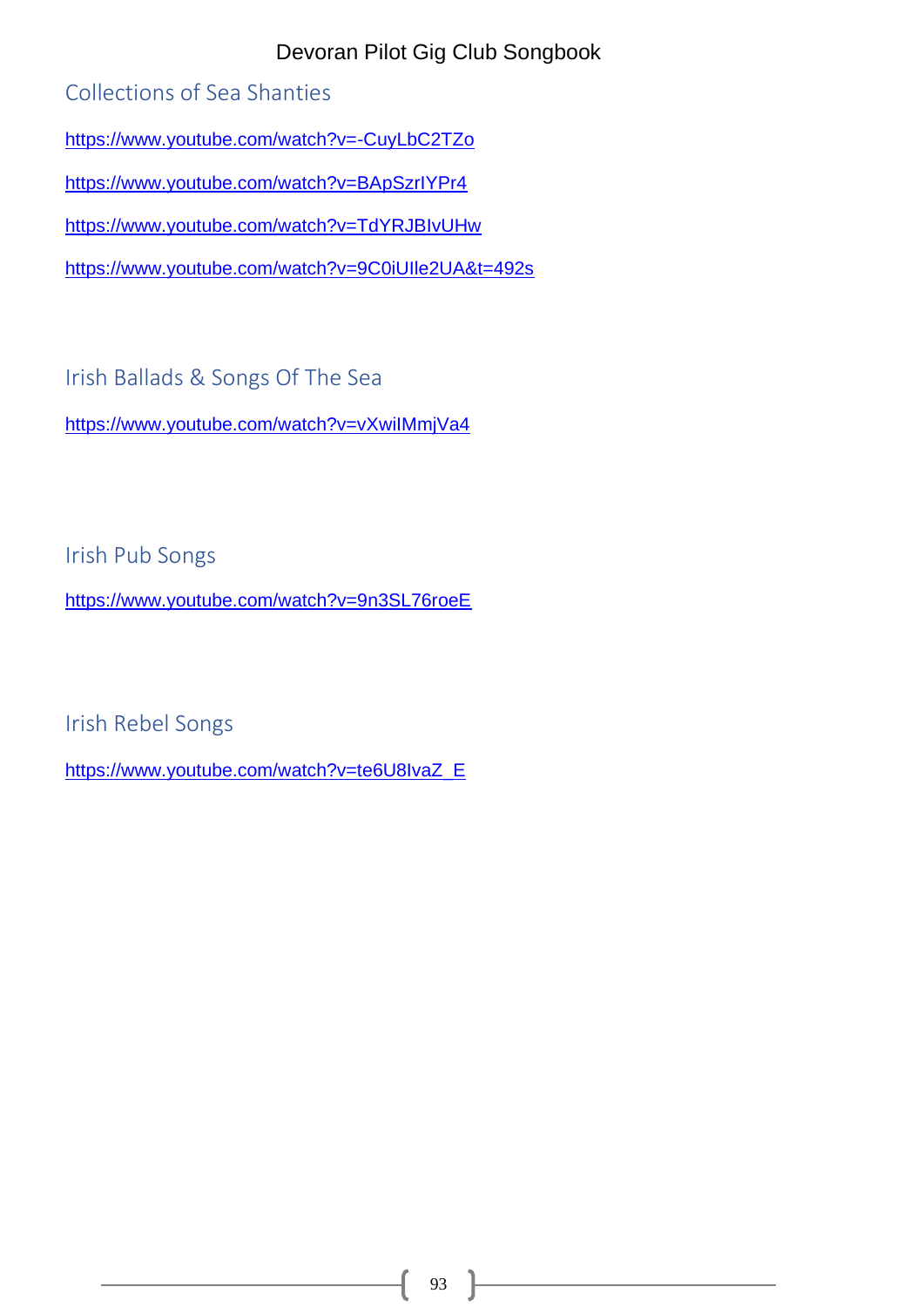## Collections of Sea Shanties

https://www.youtube.com/watch?v=-CuyLbC2TZo

https://www.youtube.com/watch?v=BApSzrIYPr4

https://www.youtube.com/watch?v=TdYRJBIvUHw

https://www.youtube.com/watch?v=9C0iUIle2UA&t=492s

## Irish Ballads & Songs Of The Sea

https://www.youtube.com/watch?v=vXwiIMmjVa4

## Irish Pub Songs

https://www.youtube.com/watch?v=9n3SL76roeE

## Irish Rebel Songs

https://www.youtube.com/watch?v=te6U8IvaZ_E